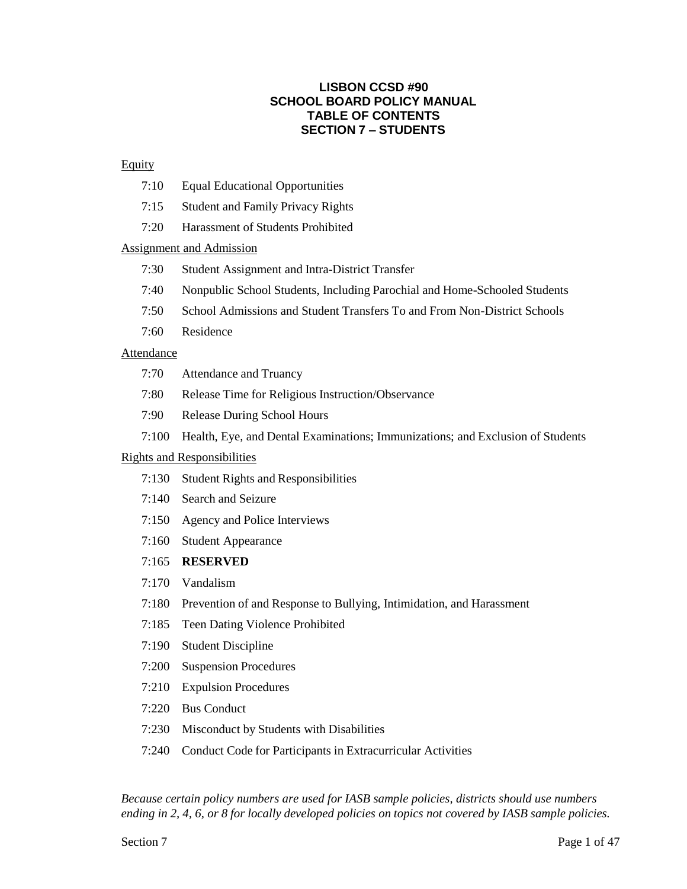# LISBON CCSD #90
# SCHOOL BOARD POLICY MANUAL
# TABLE OF CONTENTS
# SECTION 7 – STUDENTS

Equity

- 7:10 Equal Educational Opportunities
- 7:15 Student and Family Privacy Rights
- 7:20 Harassment of Students Prohibited

Assignment and Admission

- 7:30 Student Assignment and Intra-District Transfer
- 7:40 Nonpublic School Students, Including Parochial and Home-Schooled Students
- 7:50 School Admissions and Student Transfers To and From Non-District Schools
- 7:60 Residence

Attendance

- 7:70 Attendance and Truancy
- 7:80 Release Time for Religious Instruction/Observance
- 7:90 Release During School Hours
- 7:100 Health, Eye, and Dental Examinations; Immunizations; and Exclusion of Students

Rights and Responsibilities

- 7:130 Student Rights and Responsibilities
- 7:140 Search and Seizure
- 7:150 Agency and Police Interviews
- 7:160 Student Appearance
- 7:165 **RESERVED**
- 7:170 Vandalism
- 7:180 Prevention of and Response to Bullying, Intimidation, and Harassment
- 7:185 Teen Dating Violence Prohibited
- 7:190 Student Discipline
- 7:200 Suspension Procedures
- 7:210 Expulsion Procedures
- 7:220 Bus Conduct
- 7:230 Misconduct by Students with Disabilities
- 7:240 Conduct Code for Participants in Extracurricular Activities

*Because certain policy numbers are used for IASB sample policies, districts should use numbers ending in 2, 4, 6, or 8 for locally developed policies on topics not covered by IASB sample policies.*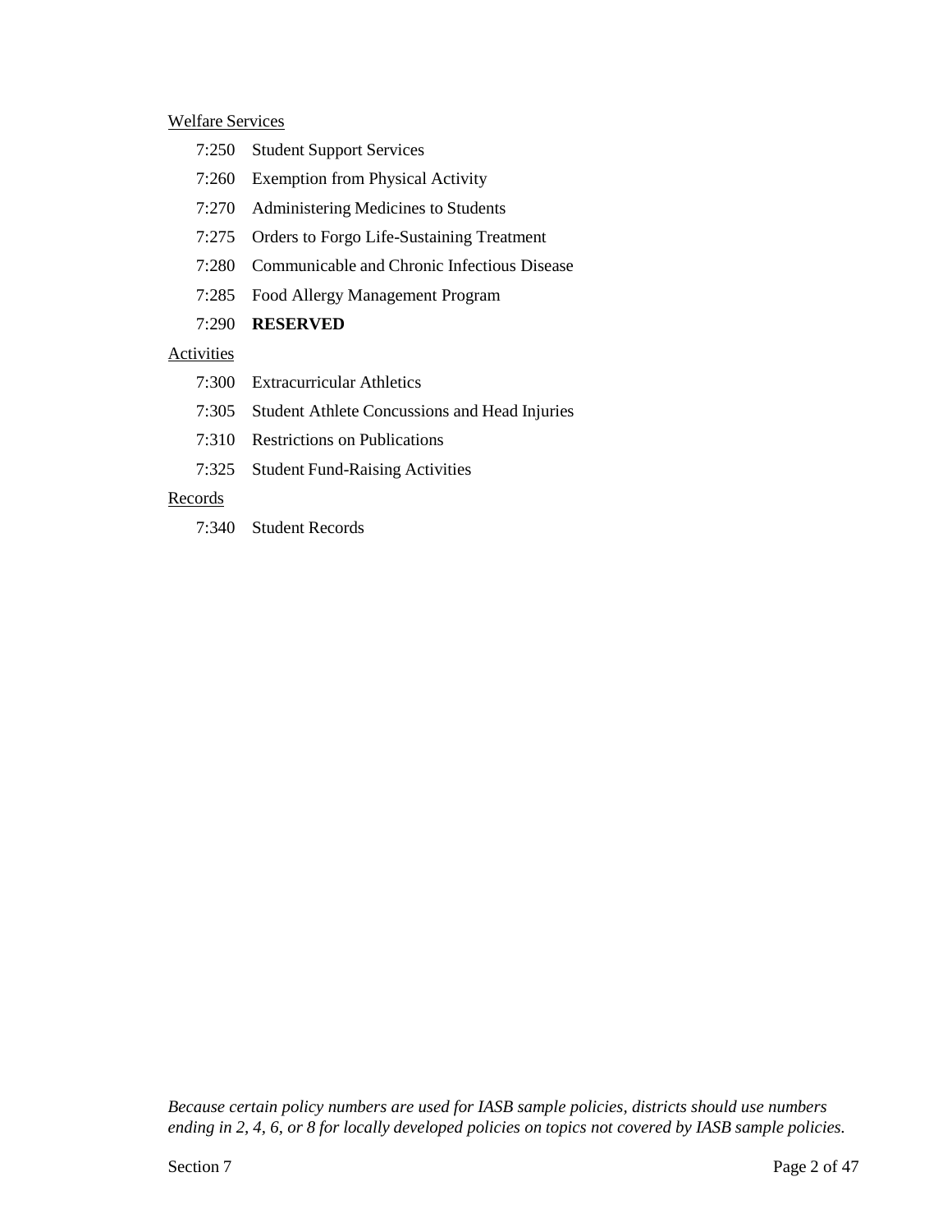<u>Welfare Services</u>

- 7:250 Student Support Services
- 7:260 Exemption from Physical Activity
- 7:270 Administering Medicines to Students
- 7:275 Orders to Forgo Life-Sustaining Treatment
- 7:280 Communicable and Chronic Infectious Disease
- 7:285 Food Allergy Management Program
- 7:290 **RESERVED**

<u>Activities</u>

- 7:300 Extracurricular Athletics
- 7:305 Student Athlete Concussions and Head Injuries
- 7:310 Restrictions on Publications
- 7:325 Student Fund-Raising Activities

<u>Records</u>

- 7:340 Student Records

*Because certain policy numbers are used for IASB sample policies, districts should use numbers ending in 2, 4, 6, or 8 for locally developed policies on topics not covered by IASB sample policies.*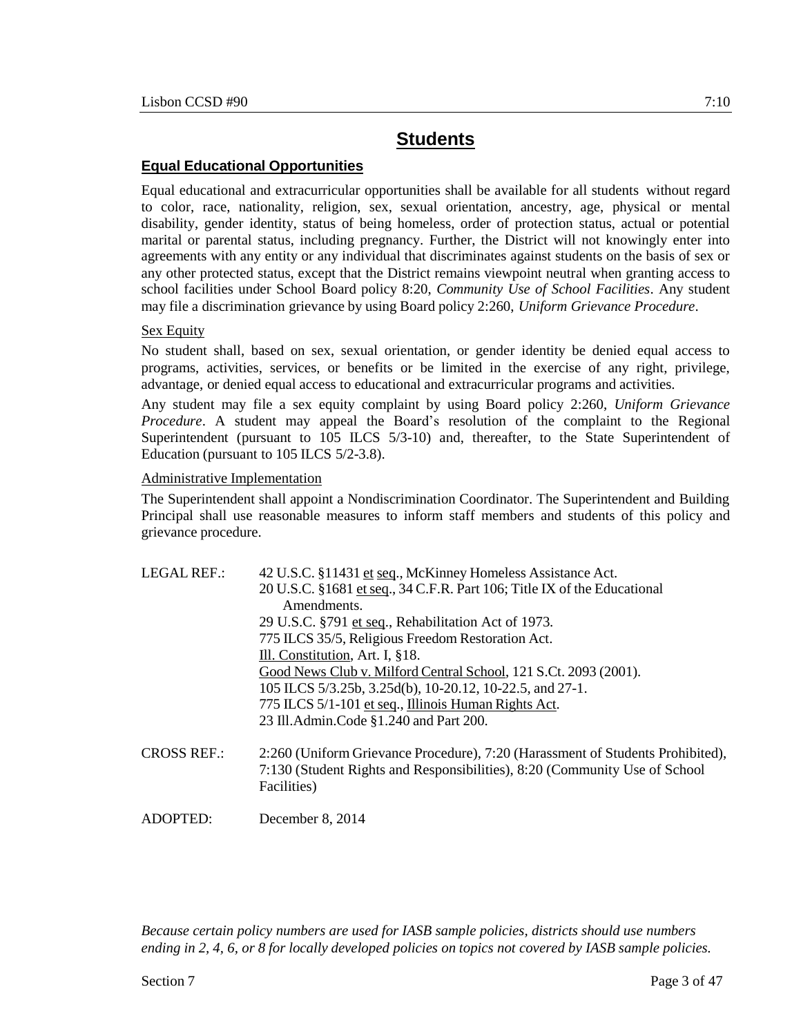# Students

## Equal Educational Opportunities

Equal educational and extracurricular opportunities shall be available for all students without regard to color, race, nationality, religion, sex, sexual orientation, ancestry, age, physical or mental disability, gender identity, status of being homeless, order of protection status, actual or potential marital or parental status, including pregnancy. Further, the District will not knowingly enter into agreements with any entity or any individual that discriminates against students on the basis of sex or any other protected status, except that the District remains viewpoint neutral when granting access to school facilities under School Board policy 8:20, *Community Use of School Facilities*. Any student may file a discrimination grievance by using Board policy 2:260, *Uniform Grievance Procedure*.

### Sex Equity

No student shall, based on sex, sexual orientation, or gender identity be denied equal access to programs, activities, services, or benefits or be limited in the exercise of any right, privilege, advantage, or denied equal access to educational and extracurricular programs and activities.

Any student may file a sex equity complaint by using Board policy 2:260, *Uniform Grievance Procedure*. A student may appeal the Board's resolution of the complaint to the Regional Superintendent (pursuant to 105 ILCS 5/3-10) and, thereafter, to the State Superintendent of Education (pursuant to 105 ILCS 5/2-3.8).

### Administrative Implementation

The Superintendent shall appoint a Nondiscrimination Coordinator. The Superintendent and Building Principal shall use reasonable measures to inform staff members and students of this policy and grievance procedure.

LEGAL REF.:
42 U.S.C. §11431 et seq., McKinney Homeless Assistance Act.
20 U.S.C. §1681 et seq., 34 C.F.R. Part 106; Title IX of the Educational Amendments.
29 U.S.C. §791 et seq., Rehabilitation Act of 1973.
775 ILCS 35/5, Religious Freedom Restoration Act.
Ill. Constitution, Art. I, §18.
Good News Club v. Milford Central School, 121 S.Ct. 2093 (2001).
105 ILCS 5/3.25b, 3.25d(b), 10-20.12, 10-22.5, and 27-1.
775 ILCS 5/1-101 et seq., Illinois Human Rights Act.
23 Ill.Admin.Code §1.240 and Part 200.

CROSS REF.: 2:260 (Uniform Grievance Procedure), 7:20 (Harassment of Students Prohibited), 7:130 (Student Rights and Responsibilities), 8:20 (Community Use of School Facilities)

ADOPTED: December 8, 2014

*Because certain policy numbers are used for IASB sample policies, districts should use numbers ending in 2, 4, 6, or 8 for locally developed policies on topics not covered by IASB sample policies.*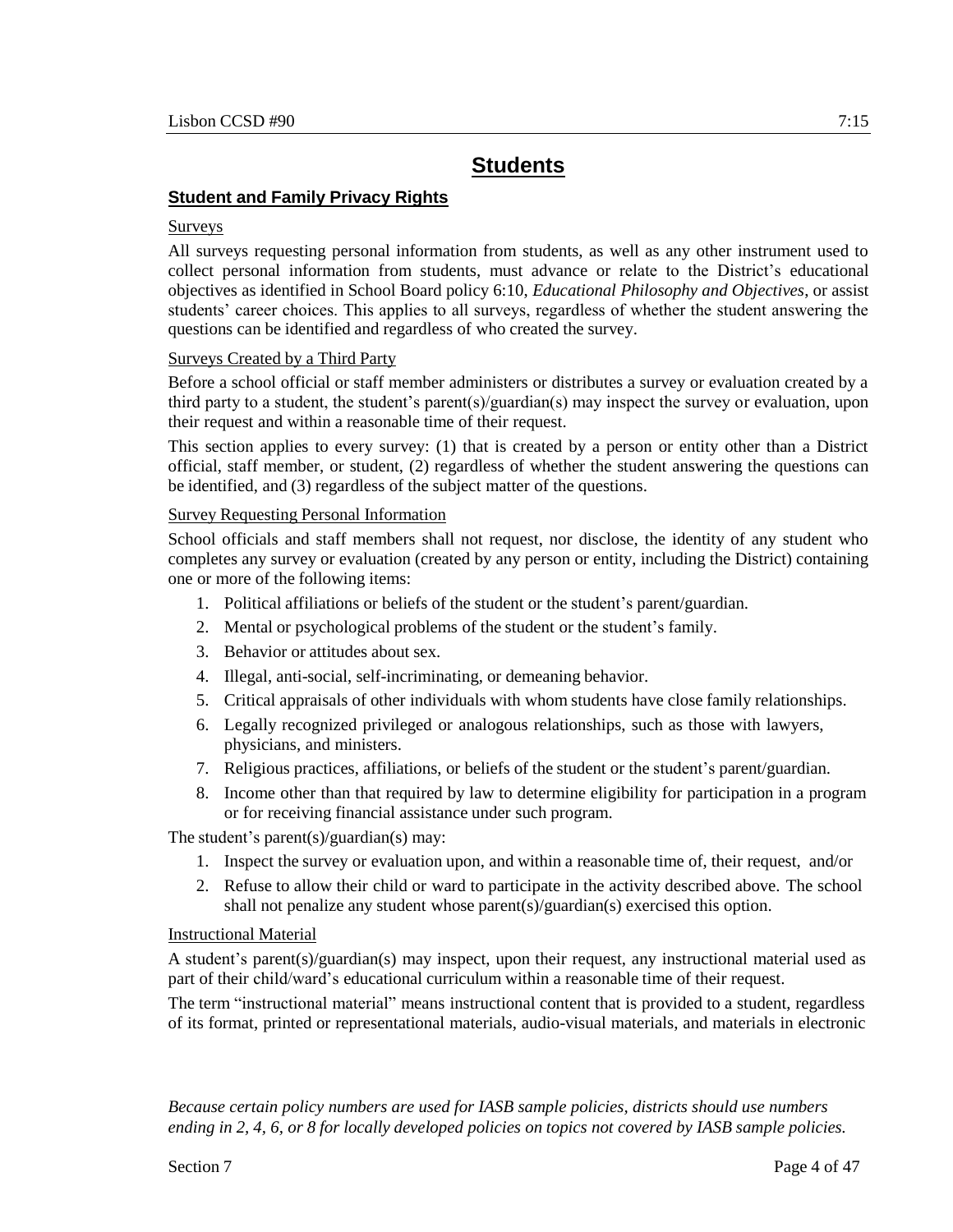# Students

## Student and Family Privacy Rights

### Surveys

All surveys requesting personal information from students, as well as any other instrument used to collect personal information from students, must advance or relate to the District's educational objectives as identified in School Board policy 6:10, *Educational Philosophy and Objectives*, or assist students' career choices. This applies to all surveys, regardless of whether the student answering the questions can be identified and regardless of who created the survey.

### Surveys Created by a Third Party

Before a school official or staff member administers or distributes a survey or evaluation created by a third party to a student, the student's parent(s)/guardian(s) may inspect the survey or evaluation, upon their request and within a reasonable time of their request.

This section applies to every survey: (1) that is created by a person or entity other than a District official, staff member, or student, (2) regardless of whether the student answering the questions can be identified, and (3) regardless of the subject matter of the questions.

### Survey Requesting Personal Information

School officials and staff members shall not request, nor disclose, the identity of any student who completes any survey or evaluation (created by any person or entity, including the District) containing one or more of the following items:

1. Political affiliations or beliefs of the student or the student's parent/guardian.
2. Mental or psychological problems of the student or the student's family.
3. Behavior or attitudes about sex.
4. Illegal, anti-social, self-incriminating, or demeaning behavior.
5. Critical appraisals of other individuals with whom students have close family relationships.
6. Legally recognized privileged or analogous relationships, such as those with lawyers, physicians, and ministers.
7. Religious practices, affiliations, or beliefs of the student or the student's parent/guardian.
8. Income other than that required by law to determine eligibility for participation in a program or for receiving financial assistance under such program.

The student's parent(s)/guardian(s) may:

1. Inspect the survey or evaluation upon, and within a reasonable time of, their request, and/or
2. Refuse to allow their child or ward to participate in the activity described above. The school shall not penalize any student whose parent(s)/guardian(s) exercised this option.

### Instructional Material

A student's parent(s)/guardian(s) may inspect, upon their request, any instructional material used as part of their child/ward's educational curriculum within a reasonable time of their request.

The term "instructional material" means instructional content that is provided to a student, regardless of its format, printed or representational materials, audio-visual materials, and materials in electronic

*Because certain policy numbers are used for IASB sample policies, districts should use numbers ending in 2, 4, 6, or 8 for locally developed policies on topics not covered by IASB sample policies.*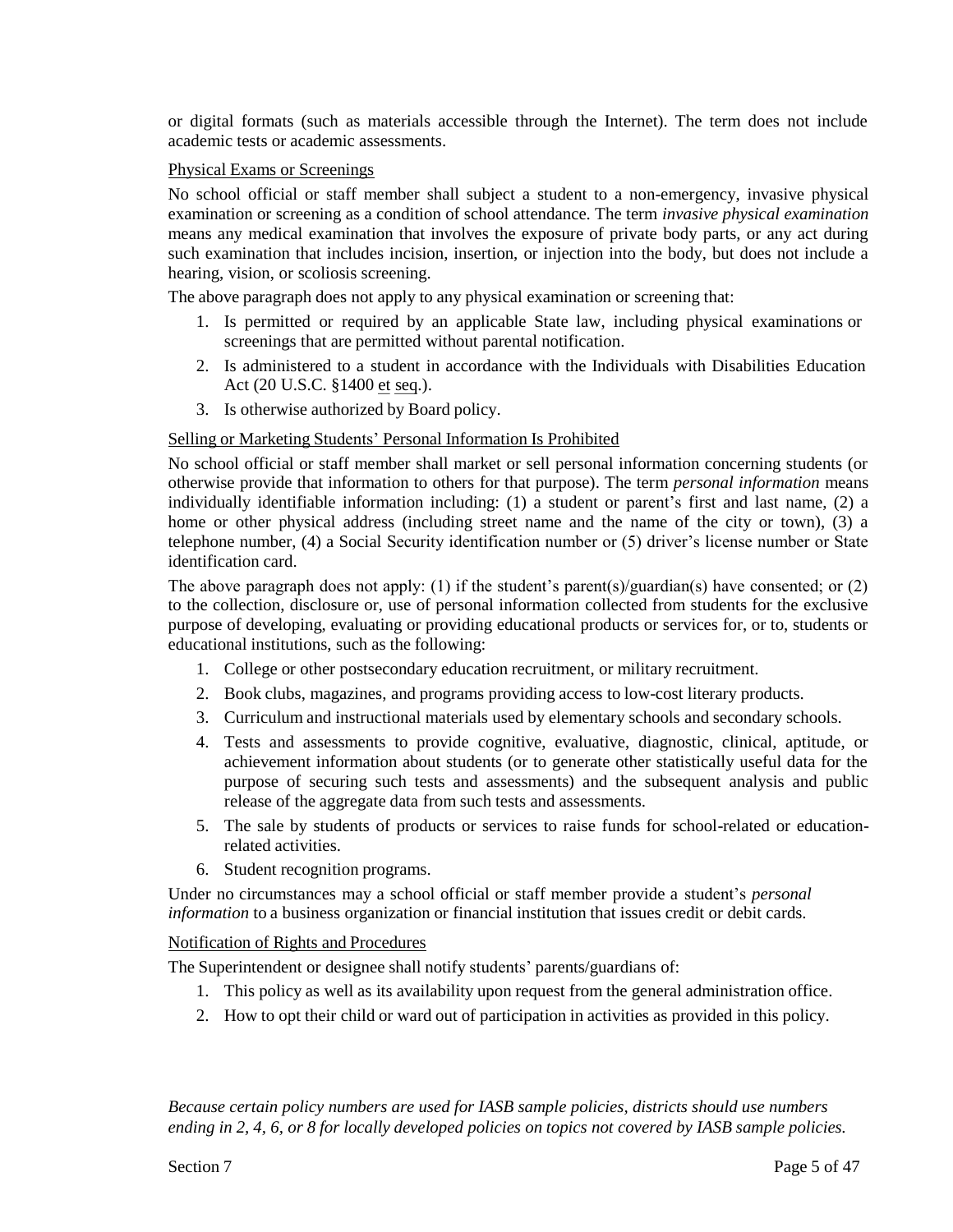or digital formats (such as materials accessible through the Internet). The term does not include academic tests or academic assessments.

Physical Exams or Screenings

No school official or staff member shall subject a student to a non-emergency, invasive physical examination or screening as a condition of school attendance. The term *invasive physical examination* means any medical examination that involves the exposure of private body parts, or any act during such examination that includes incision, insertion, or injection into the body, but does not include a hearing, vision, or scoliosis screening.

The above paragraph does not apply to any physical examination or screening that:

1. Is permitted or required by an applicable State law, including physical examinations or screenings that are permitted without parental notification.
2. Is administered to a student in accordance with the Individuals with Disabilities Education Act (20 U.S.C. §1400 et seq.).
3. Is otherwise authorized by Board policy.

Selling or Marketing Students' Personal Information Is Prohibited

No school official or staff member shall market or sell personal information concerning students (or otherwise provide that information to others for that purpose). The term *personal information* means individually identifiable information including: (1) a student or parent's first and last name, (2) a home or other physical address (including street name and the name of the city or town), (3) a telephone number, (4) a Social Security identification number or (5) driver's license number or State identification card.

The above paragraph does not apply: (1) if the student's parent(s)/guardian(s) have consented; or (2) to the collection, disclosure or, use of personal information collected from students for the exclusive purpose of developing, evaluating or providing educational products or services for, or to, students or educational institutions, such as the following:

1. College or other postsecondary education recruitment, or military recruitment.
2. Book clubs, magazines, and programs providing access to low-cost literary products.
3. Curriculum and instructional materials used by elementary schools and secondary schools.
4. Tests and assessments to provide cognitive, evaluative, diagnostic, clinical, aptitude, or achievement information about students (or to generate other statistically useful data for the purpose of securing such tests and assessments) and the subsequent analysis and public release of the aggregate data from such tests and assessments.
5. The sale by students of products or services to raise funds for school-related or education-related activities.
6. Student recognition programs.

Under no circumstances may a school official or staff member provide a student's *personal information* to a business organization or financial institution that issues credit or debit cards.

Notification of Rights and Procedures

The Superintendent or designee shall notify students' parents/guardians of:

1. This policy as well as its availability upon request from the general administration office.
2. How to opt their child or ward out of participation in activities as provided in this policy.

*Because certain policy numbers are used for IASB sample policies, districts should use numbers ending in 2, 4, 6, or 8 for locally developed policies on topics not covered by IASB sample policies.*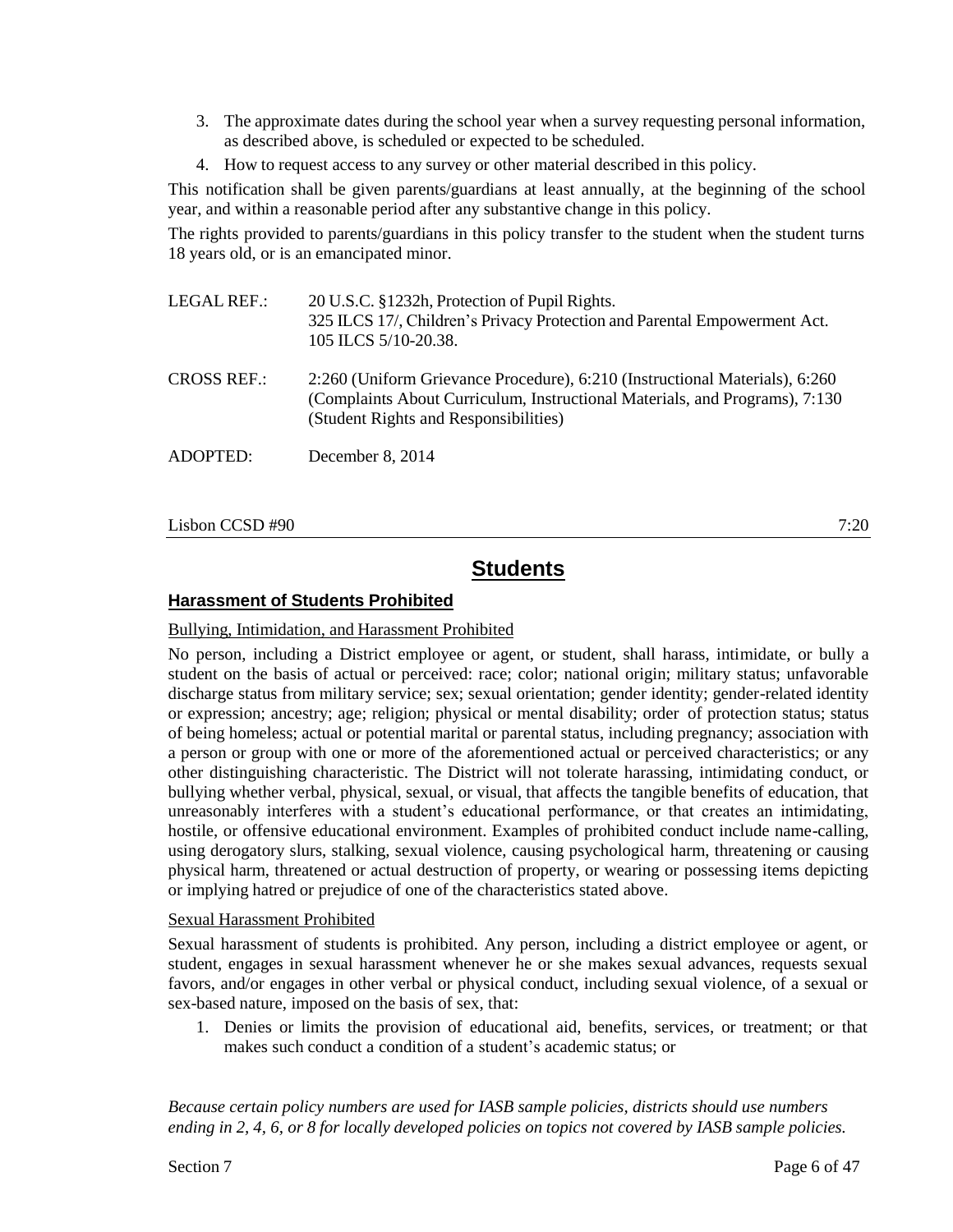3. The approximate dates during the school year when a survey requesting personal information, as described above, is scheduled or expected to be scheduled.
4. How to request access to any survey or other material described in this policy.

This notification shall be given parents/guardians at least annually, at the beginning of the school year, and within a reasonable period after any substantive change in this policy.

The rights provided to parents/guardians in this policy transfer to the student when the student turns 18 years old, or is an emancipated minor.

LEGAL REF.: 20 U.S.C. §1232h, Protection of Pupil Rights.
325 ILCS 17/, Children's Privacy Protection and Parental Empowerment Act.
105 ILCS 5/10-20.38.

CROSS REF.: 2:260 (Uniform Grievance Procedure), 6:210 (Instructional Materials), 6:260 (Complaints About Curriculum, Instructional Materials, and Programs), 7:130 (Student Rights and Responsibilities)

ADOPTED: December 8, 2014

Lisbon CCSD #90 7:20

# Students

## Harassment of Students Prohibited

### Bullying, Intimidation, and Harassment Prohibited

No person, including a District employee or agent, or student, shall harass, intimidate, or bully a student on the basis of actual or perceived: race; color; national origin; military status; unfavorable discharge status from military service; sex; sexual orientation; gender identity; gender-related identity or expression; ancestry; age; religion; physical or mental disability; order of protection status; status of being homeless; actual or potential marital or parental status, including pregnancy; association with a person or group with one or more of the aforementioned actual or perceived characteristics; or any other distinguishing characteristic. The District will not tolerate harassing, intimidating conduct, or bullying whether verbal, physical, sexual, or visual, that affects the tangible benefits of education, that unreasonably interferes with a student's educational performance, or that creates an intimidating, hostile, or offensive educational environment. Examples of prohibited conduct include name-calling, using derogatory slurs, stalking, sexual violence, causing psychological harm, threatening or causing physical harm, threatened or actual destruction of property, or wearing or possessing items depicting or implying hatred or prejudice of one of the characteristics stated above.

### Sexual Harassment Prohibited

Sexual harassment of students is prohibited. Any person, including a district employee or agent, or student, engages in sexual harassment whenever he or she makes sexual advances, requests sexual favors, and/or engages in other verbal or physical conduct, including sexual violence, of a sexual or sex-based nature, imposed on the basis of sex, that:

1. Denies or limits the provision of educational aid, benefits, services, or treatment; or that makes such conduct a condition of a student's academic status; or

*Because certain policy numbers are used for IASB sample policies, districts should use numbers ending in 2, 4, 6, or 8 for locally developed policies on topics not covered by IASB sample policies.*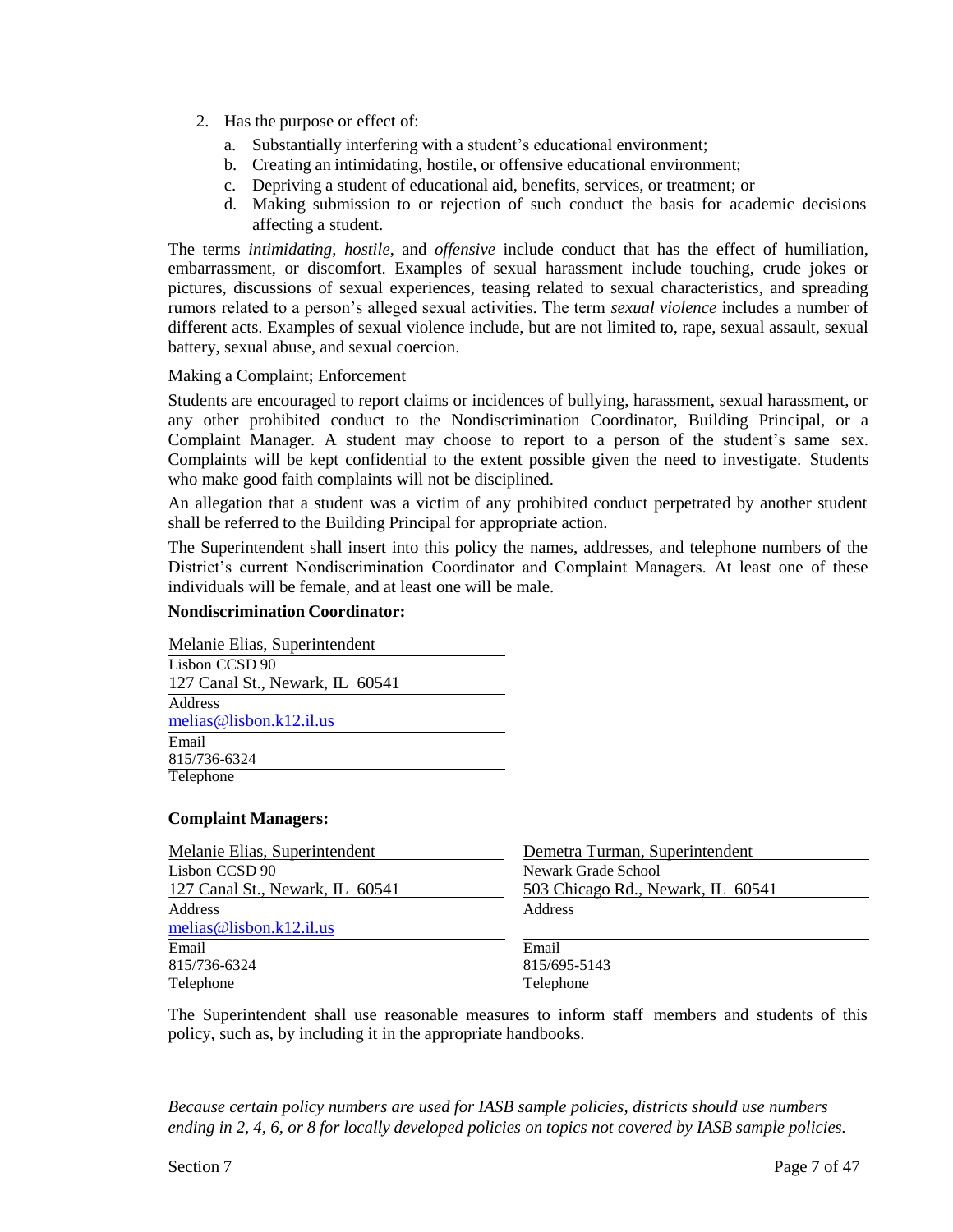2. Has the purpose or effect of:
   a. Substantially interfering with a student's educational environment;
   b. Creating an intimidating, hostile, or offensive educational environment;
   c. Depriving a student of educational aid, benefits, services, or treatment; or
   d. Making submission to or rejection of such conduct the basis for academic decisions affecting a student.

The terms *intimidating*, *hostile*, and *offensive* include conduct that has the effect of humiliation, embarrassment, or discomfort. Examples of sexual harassment include touching, crude jokes or pictures, discussions of sexual experiences, teasing related to sexual characteristics, and spreading rumors related to a person's alleged sexual activities. The term *sexual violence* includes a number of different acts. Examples of sexual violence include, but are not limited to, rape, sexual assault, sexual battery, sexual abuse, and sexual coercion.

<u>Making a Complaint; Enforcement</u>

Students are encouraged to report claims or incidences of bullying, harassment, sexual harassment, or any other prohibited conduct to the Nondiscrimination Coordinator, Building Principal, or a Complaint Manager. A student may choose to report to a person of the student's same sex. Complaints will be kept confidential to the extent possible given the need to investigate. Students who make good faith complaints will not be disciplined.

An allegation that a student was a victim of any prohibited conduct perpetrated by another student shall be referred to the Building Principal for appropriate action.

The Superintendent shall insert into this policy the names, addresses, and telephone numbers of the District's current Nondiscrimination Coordinator and Complaint Managers. At least one of these individuals will be female, and at least one will be male.

**Nondiscrimination Coordinator:**

Melanie Elias, Superintendent
Lisbon CCSD 90
127 Canal St., Newark, IL 60541
Address
melias@lisbon.k12.il.us
Email
815/736-6324
Telephone

**Complaint Managers:**

Melanie Elias, Superintendent
Lisbon CCSD 90
127 Canal St., Newark, IL 60541
Address
melias@lisbon.k12.il.us
Email
815/736-6324
Telephone

Demetra Turman, Superintendent
Newark Grade School
503 Chicago Rd., Newark, IL 60541
Address

Email
815/695-5143
Telephone

The Superintendent shall use reasonable measures to inform staff members and students of this policy, such as, by including it in the appropriate handbooks.

*Because certain policy numbers are used for IASB sample policies, districts should use numbers ending in 2, 4, 6, or 8 for locally developed policies on topics not covered by IASB sample policies.*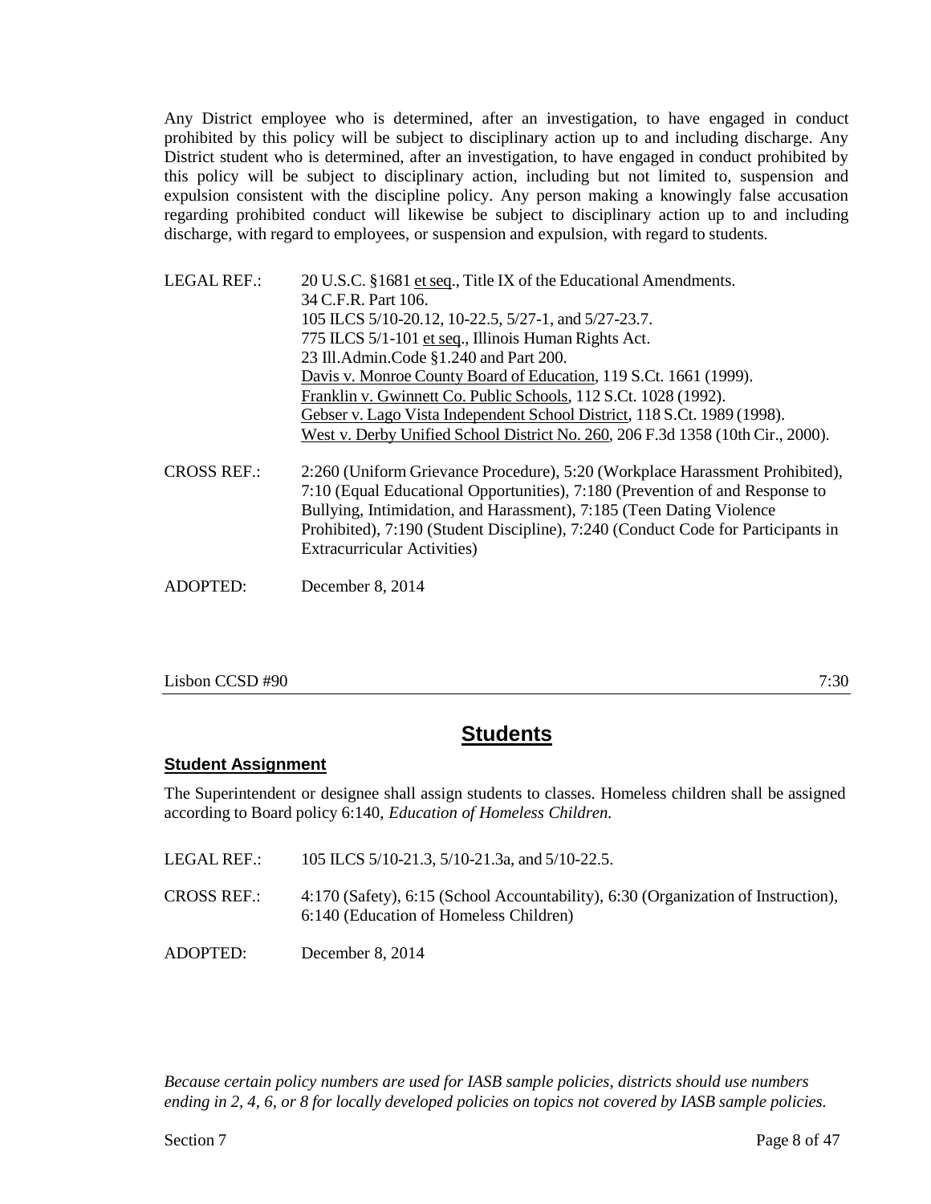Any District employee who is determined, after an investigation, to have engaged in conduct prohibited by this policy will be subject to disciplinary action up to and including discharge. Any District student who is determined, after an investigation, to have engaged in conduct prohibited by this policy will be subject to disciplinary action, including but not limited to, suspension and expulsion consistent with the discipline policy. Any person making a knowingly false accusation regarding prohibited conduct will likewise be subject to disciplinary action up to and including discharge, with regard to employees, or suspension and expulsion, with regard to students.

LEGAL REF.: 20 U.S.C. §1681 et seq., Title IX of the Educational Amendments.
34 C.F.R. Part 106.
105 ILCS 5/10-20.12, 10-22.5, 5/27-1, and 5/27-23.7.
775 ILCS 5/1-101 et seq., Illinois Human Rights Act.
23 Ill.Admin.Code §1.240 and Part 200.
Davis v. Monroe County Board of Education, 119 S.Ct. 1661 (1999).
Franklin v. Gwinnett Co. Public Schools, 112 S.Ct. 1028 (1992).
Gebser v. Lago Vista Independent School District, 118 S.Ct. 1989 (1998).
West v. Derby Unified School District No. 260, 206 F.3d 1358 (10th Cir., 2000).

CROSS REF.: 2:260 (Uniform Grievance Procedure), 5:20 (Workplace Harassment Prohibited), 7:10 (Equal Educational Opportunities), 7:180 (Prevention of and Response to Bullying, Intimidation, and Harassment), 7:185 (Teen Dating Violence Prohibited), 7:190 (Student Discipline), 7:240 (Conduct Code for Participants in Extracurricular Activities)

ADOPTED: December 8, 2014

Lisbon CCSD #90 7:30

# Students

## Student Assignment

The Superintendent or designee shall assign students to classes. Homeless children shall be assigned according to Board policy 6:140, *Education of Homeless Children.*

LEGAL REF.: 105 ILCS 5/10-21.3, 5/10-21.3a, and 5/10-22.5.

CROSS REF.: 4:170 (Safety), 6:15 (School Accountability), 6:30 (Organization of Instruction), 6:140 (Education of Homeless Children)

ADOPTED: December 8, 2014

*Because certain policy numbers are used for IASB sample policies, districts should use numbers ending in 2, 4, 6, or 8 for locally developed policies on topics not covered by IASB sample policies.*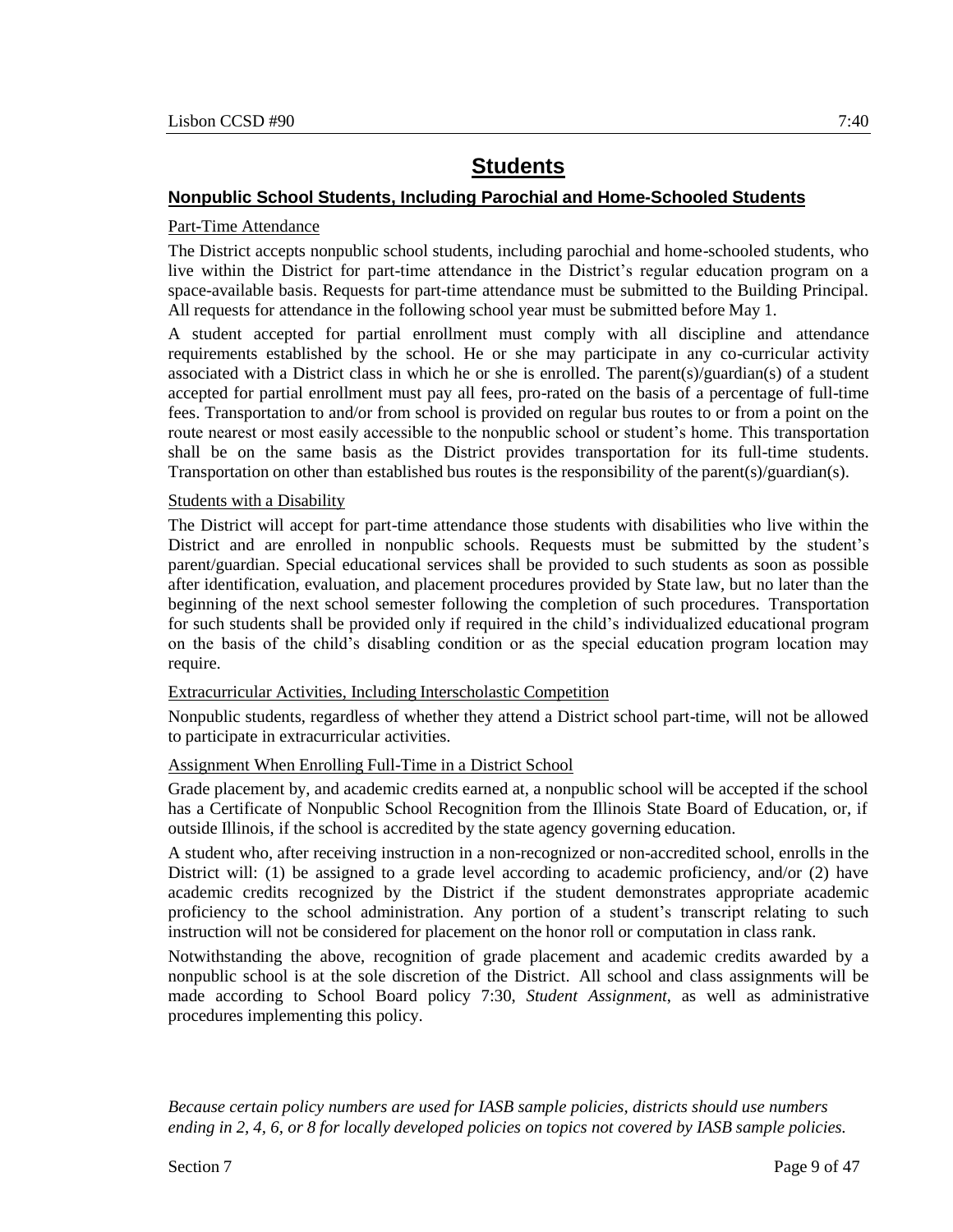# Students

## Nonpublic School Students, Including Parochial and Home-Schooled Students

### Part-Time Attendance

The District accepts nonpublic school students, including parochial and home-schooled students, who live within the District for part-time attendance in the District's regular education program on a space-available basis. Requests for part-time attendance must be submitted to the Building Principal. All requests for attendance in the following school year must be submitted before May 1.

A student accepted for partial enrollment must comply with all discipline and attendance requirements established by the school. He or she may participate in any co-curricular activity associated with a District class in which he or she is enrolled. The parent(s)/guardian(s) of a student accepted for partial enrollment must pay all fees, pro-rated on the basis of a percentage of full-time fees. Transportation to and/or from school is provided on regular bus routes to or from a point on the route nearest or most easily accessible to the nonpublic school or student's home. This transportation shall be on the same basis as the District provides transportation for its full-time students. Transportation on other than established bus routes is the responsibility of the parent(s)/guardian(s).

### Students with a Disability

The District will accept for part-time attendance those students with disabilities who live within the District and are enrolled in nonpublic schools. Requests must be submitted by the student's parent/guardian. Special educational services shall be provided to such students as soon as possible after identification, evaluation, and placement procedures provided by State law, but no later than the beginning of the next school semester following the completion of such procedures. Transportation for such students shall be provided only if required in the child's individualized educational program on the basis of the child's disabling condition or as the special education program location may require.

### Extracurricular Activities, Including Interscholastic Competition

Nonpublic students, regardless of whether they attend a District school part-time, will not be allowed to participate in extracurricular activities.

### Assignment When Enrolling Full-Time in a District School

Grade placement by, and academic credits earned at, a nonpublic school will be accepted if the school has a Certificate of Nonpublic School Recognition from the Illinois State Board of Education, or, if outside Illinois, if the school is accredited by the state agency governing education.

A student who, after receiving instruction in a non-recognized or non-accredited school, enrolls in the District will: (1) be assigned to a grade level according to academic proficiency, and/or (2) have academic credits recognized by the District if the student demonstrates appropriate academic proficiency to the school administration. Any portion of a student's transcript relating to such instruction will not be considered for placement on the honor roll or computation in class rank.

Notwithstanding the above, recognition of grade placement and academic credits awarded by a nonpublic school is at the sole discretion of the District. All school and class assignments will be made according to School Board policy 7:30, *Student Assignment*, as well as administrative procedures implementing this policy.

*Because certain policy numbers are used for IASB sample policies, districts should use numbers ending in 2, 4, 6, or 8 for locally developed policies on topics not covered by IASB sample policies.*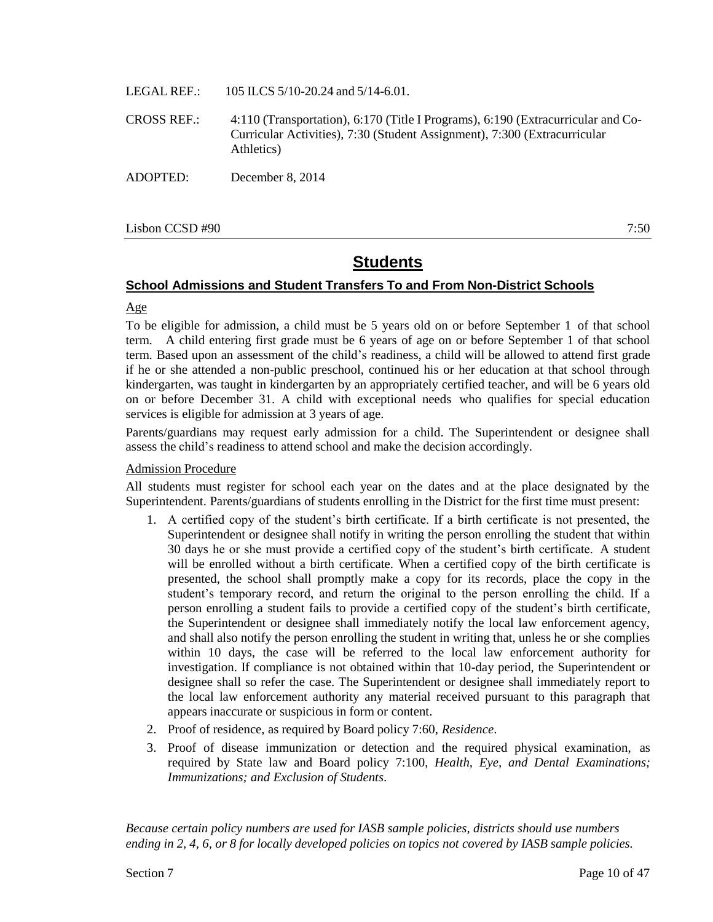LEGAL REF.: 105 ILCS 5/10-20.24 and 5/14-6.01.

CROSS REF.: 4:110 (Transportation), 6:170 (Title I Programs), 6:190 (Extracurricular and Co-Curricular Activities), 7:30 (Student Assignment), 7:300 (Extracurricular Athletics)

ADOPTED: December 8, 2014

Lisbon CCSD #90 7:50

# Students

## School Admissions and Student Transfers To and From Non-District Schools

Age

To be eligible for admission, a child must be 5 years old on or before September 1 of that school term. A child entering first grade must be 6 years of age on or before September 1 of that school term. Based upon an assessment of the child's readiness, a child will be allowed to attend first grade if he or she attended a non-public preschool, continued his or her education at that school through kindergarten, was taught in kindergarten by an appropriately certified teacher, and will be 6 years old on or before December 31. A child with exceptional needs who qualifies for special education services is eligible for admission at 3 years of age.

Parents/guardians may request early admission for a child. The Superintendent or designee shall assess the child's readiness to attend school and make the decision accordingly.

Admission Procedure

All students must register for school each year on the dates and at the place designated by the Superintendent. Parents/guardians of students enrolling in the District for the first time must present:

1. A certified copy of the student's birth certificate. If a birth certificate is not presented, the Superintendent or designee shall notify in writing the person enrolling the student that within 30 days he or she must provide a certified copy of the student's birth certificate. A student will be enrolled without a birth certificate. When a certified copy of the birth certificate is presented, the school shall promptly make a copy for its records, place the copy in the student's temporary record, and return the original to the person enrolling the child. If a person enrolling a student fails to provide a certified copy of the student's birth certificate, the Superintendent or designee shall immediately notify the local law enforcement agency, and shall also notify the person enrolling the student in writing that, unless he or she complies within 10 days, the case will be referred to the local law enforcement authority for investigation. If compliance is not obtained within that 10-day period, the Superintendent or designee shall so refer the case. The Superintendent or designee shall immediately report to the local law enforcement authority any material received pursuant to this paragraph that appears inaccurate or suspicious in form or content.
2. Proof of residence, as required by Board policy 7:60, *Residence*.
3. Proof of disease immunization or detection and the required physical examination, as required by State law and Board policy 7:100, *Health, Eye, and Dental Examinations; Immunizations; and Exclusion of Students*.

*Because certain policy numbers are used for IASB sample policies, districts should use numbers ending in 2, 4, 6, or 8 for locally developed policies on topics not covered by IASB sample policies.*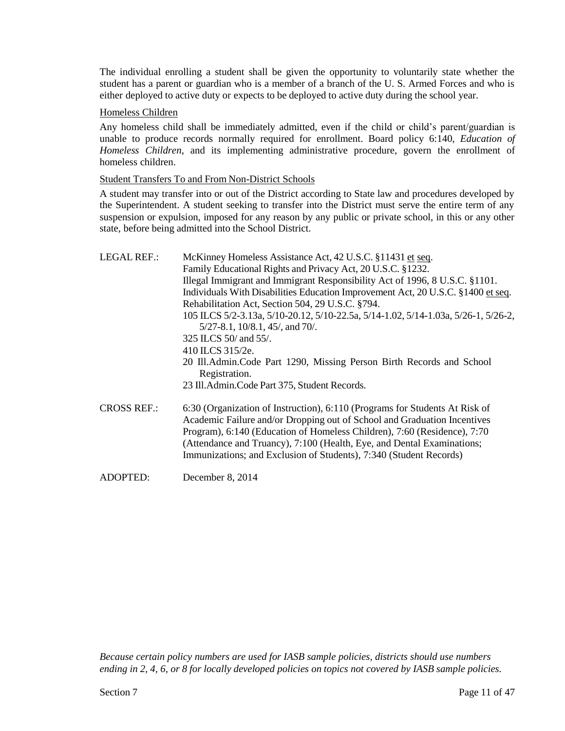The individual enrolling a student shall be given the opportunity to voluntarily state whether the student has a parent or guardian who is a member of a branch of the U. S. Armed Forces and who is either deployed to active duty or expects to be deployed to active duty during the school year.

Homeless Children

Any homeless child shall be immediately admitted, even if the child or child's parent/guardian is unable to produce records normally required for enrollment. Board policy 6:140, *Education of Homeless Children*, and its implementing administrative procedure, govern the enrollment of homeless children.

Student Transfers To and From Non-District Schools

A student may transfer into or out of the District according to State law and procedures developed by the Superintendent. A student seeking to transfer into the District must serve the entire term of any suspension or expulsion, imposed for any reason by any public or private school, in this or any other state, before being admitted into the School District.

LEGAL REF.: McKinney Homeless Assistance Act, 42 U.S.C. §11431 et seq.
Family Educational Rights and Privacy Act, 20 U.S.C. §1232.
Illegal Immigrant and Immigrant Responsibility Act of 1996, 8 U.S.C. §1101.
Individuals With Disabilities Education Improvement Act, 20 U.S.C. §1400 et seq.
Rehabilitation Act, Section 504, 29 U.S.C. §794.
105 ILCS 5/2-3.13a, 5/10-20.12, 5/10-22.5a, 5/14-1.02, 5/14-1.03a, 5/26-1, 5/26-2, 5/27-8.1, 10/8.1, 45/, and 70/.
325 ILCS 50/ and 55/.
410 ILCS 315/2e.
20 Ill.Admin.Code Part 1290, Missing Person Birth Records and School Registration.
23 Ill.Admin.Code Part 375, Student Records.

CROSS REF.: 6:30 (Organization of Instruction), 6:110 (Programs for Students At Risk of Academic Failure and/or Dropping out of School and Graduation Incentives Program), 6:140 (Education of Homeless Children), 7:60 (Residence), 7:70 (Attendance and Truancy), 7:100 (Health, Eye, and Dental Examinations; Immunizations; and Exclusion of Students), 7:340 (Student Records)

ADOPTED: December 8, 2014

*Because certain policy numbers are used for IASB sample policies, districts should use numbers ending in 2, 4, 6, or 8 for locally developed policies on topics not covered by IASB sample policies.*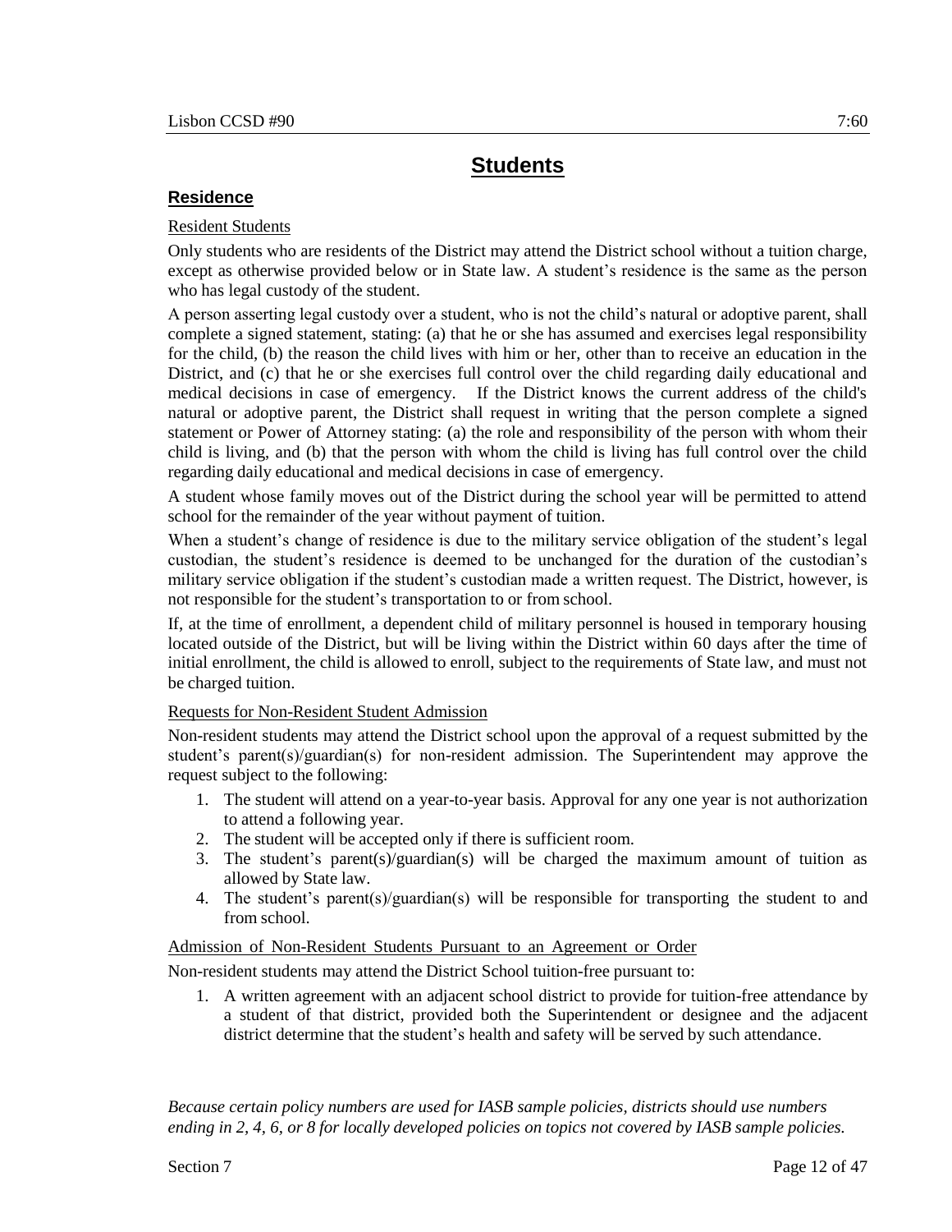# Students

## Residence

Resident Students

Only students who are residents of the District may attend the District school without a tuition charge, except as otherwise provided below or in State law. A student's residence is the same as the person who has legal custody of the student.

A person asserting legal custody over a student, who is not the child's natural or adoptive parent, shall complete a signed statement, stating: (a) that he or she has assumed and exercises legal responsibility for the child, (b) the reason the child lives with him or her, other than to receive an education in the District, and (c) that he or she exercises full control over the child regarding daily educational and medical decisions in case of emergency. If the District knows the current address of the child's natural or adoptive parent, the District shall request in writing that the person complete a signed statement or Power of Attorney stating: (a) the role and responsibility of the person with whom their child is living, and (b) that the person with whom the child is living has full control over the child regarding daily educational and medical decisions in case of emergency.

A student whose family moves out of the District during the school year will be permitted to attend school for the remainder of the year without payment of tuition.

When a student's change of residence is due to the military service obligation of the student's legal custodian, the student's residence is deemed to be unchanged for the duration of the custodian's military service obligation if the student's custodian made a written request. The District, however, is not responsible for the student's transportation to or from school.

If, at the time of enrollment, a dependent child of military personnel is housed in temporary housing located outside of the District, but will be living within the District within 60 days after the time of initial enrollment, the child is allowed to enroll, subject to the requirements of State law, and must not be charged tuition.

Requests for Non-Resident Student Admission

Non-resident students may attend the District school upon the approval of a request submitted by the student's parent(s)/guardian(s) for non-resident admission. The Superintendent may approve the request subject to the following:

1. The student will attend on a year-to-year basis. Approval for any one year is not authorization to attend a following year.
2. The student will be accepted only if there is sufficient room.
3. The student's parent(s)/guardian(s) will be charged the maximum amount of tuition as allowed by State law.
4. The student's parent(s)/guardian(s) will be responsible for transporting the student to and from school.

Admission of Non-Resident Students Pursuant to an Agreement or Order

Non-resident students may attend the District School tuition-free pursuant to:

1. A written agreement with an adjacent school district to provide for tuition-free attendance by a student of that district, provided both the Superintendent or designee and the adjacent district determine that the student's health and safety will be served by such attendance.

*Because certain policy numbers are used for IASB sample policies, districts should use numbers ending in 2, 4, 6, or 8 for locally developed policies on topics not covered by IASB sample policies.*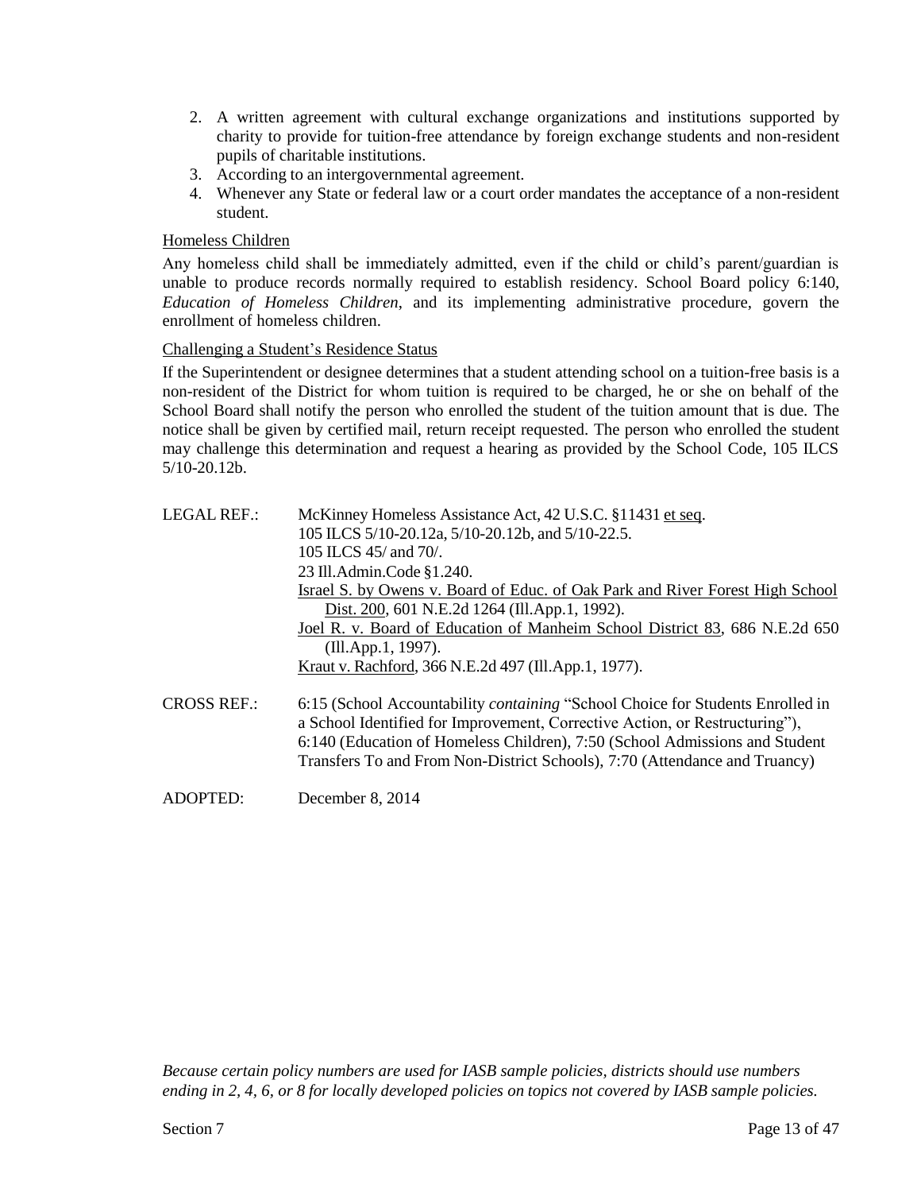2. A written agreement with cultural exchange organizations and institutions supported by charity to provide for tuition-free attendance by foreign exchange students and non-resident pupils of charitable institutions.
3. According to an intergovernmental agreement.
4. Whenever any State or federal law or a court order mandates the acceptance of a non-resident student.

<u>Homeless Children</u>

Any homeless child shall be immediately admitted, even if the child or child's parent/guardian is unable to produce records normally required to establish residency. School Board policy 6:140, *Education of Homeless Children*, and its implementing administrative procedure, govern the enrollment of homeless children.

<u>Challenging a Student's Residence Status</u>

If the Superintendent or designee determines that a student attending school on a tuition-free basis is a non-resident of the District for whom tuition is required to be charged, he or she on behalf of the School Board shall notify the person who enrolled the student of the tuition amount that is due. The notice shall be given by certified mail, return receipt requested. The person who enrolled the student may challenge this determination and request a hearing as provided by the School Code, 105 ILCS 5/10-20.12b.

LEGAL REF.: McKinney Homeless Assistance Act, 42 U.S.C. §11431 <u>et seq</u>.
105 ILCS 5/10-20.12a, 5/10-20.12b, and 5/10-22.5.
105 ILCS 45/ and 70/.
23 Ill.Admin.Code §1.240.
<u>Israel S. by Owens v. Board of Educ. of Oak Park and River Forest High School Dist. 200</u>, 601 N.E.2d 1264 (Ill.App.1, 1992).
<u>Joel R. v. Board of Education of Manheim School District 83</u>, 686 N.E.2d 650 (Ill.App.1, 1997).
<u>Kraut v. Rachford</u>, 366 N.E.2d 497 (Ill.App.1, 1977).

CROSS REF.: 6:15 (School Accountability *containing* "School Choice for Students Enrolled in a School Identified for Improvement, Corrective Action, or Restructuring"), 6:140 (Education of Homeless Children), 7:50 (School Admissions and Student Transfers To and From Non-District Schools), 7:70 (Attendance and Truancy)

ADOPTED: December 8, 2014

*Because certain policy numbers are used for IASB sample policies, districts should use numbers ending in 2, 4, 6, or 8 for locally developed policies on topics not covered by IASB sample policies.*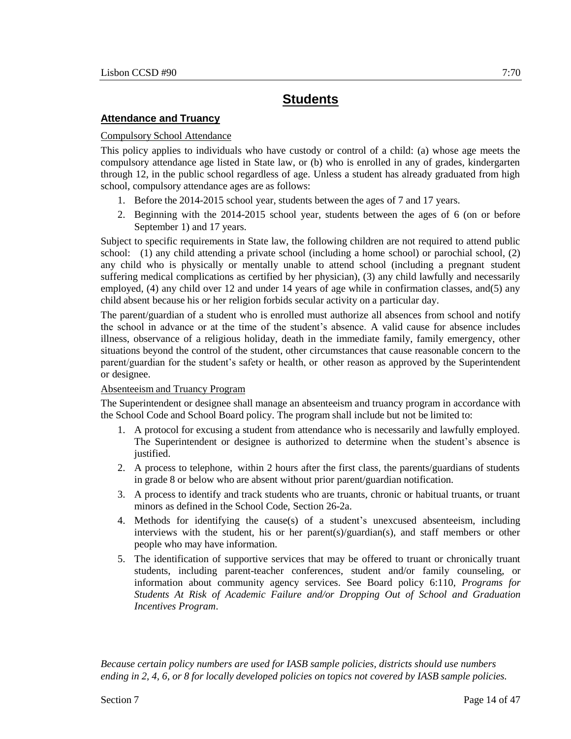# Students

## Attendance and Truancy

Compulsory School Attendance

This policy applies to individuals who have custody or control of a child: (a) whose age meets the compulsory attendance age listed in State law, or (b) who is enrolled in any of grades, kindergarten through 12, in the public school regardless of age. Unless a student has already graduated from high school, compulsory attendance ages are as follows:

1. Before the 2014-2015 school year, students between the ages of 7 and 17 years.
2. Beginning with the 2014-2015 school year, students between the ages of 6 (on or before September 1) and 17 years.

Subject to specific requirements in State law, the following children are not required to attend public school: (1) any child attending a private school (including a home school) or parochial school, (2) any child who is physically or mentally unable to attend school (including a pregnant student suffering medical complications as certified by her physician), (3) any child lawfully and necessarily employed, (4) any child over 12 and under 14 years of age while in confirmation classes, and(5) any child absent because his or her religion forbids secular activity on a particular day.

The parent/guardian of a student who is enrolled must authorize all absences from school and notify the school in advance or at the time of the student's absence. A valid cause for absence includes illness, observance of a religious holiday, death in the immediate family, family emergency, other situations beyond the control of the student, other circumstances that cause reasonable concern to the parent/guardian for the student's safety or health, or other reason as approved by the Superintendent or designee.

Absenteeism and Truancy Program

The Superintendent or designee shall manage an absenteeism and truancy program in accordance with the School Code and School Board policy. The program shall include but not be limited to:

1. A protocol for excusing a student from attendance who is necessarily and lawfully employed. The Superintendent or designee is authorized to determine when the student's absence is justified.
2. A process to telephone, within 2 hours after the first class, the parents/guardians of students in grade 8 or below who are absent without prior parent/guardian notification.
3. A process to identify and track students who are truants, chronic or habitual truants, or truant minors as defined in the School Code, Section 26-2a.
4. Methods for identifying the cause(s) of a student's unexcused absenteeism, including interviews with the student, his or her parent(s)/guardian(s), and staff members or other people who may have information.
5. The identification of supportive services that may be offered to truant or chronically truant students, including parent-teacher conferences, student and/or family counseling, or information about community agency services. See Board policy 6:110, *Programs for Students At Risk of Academic Failure and/or Dropping Out of School and Graduation Incentives Program*.

*Because certain policy numbers are used for IASB sample policies, districts should use numbers ending in 2, 4, 6, or 8 for locally developed policies on topics not covered by IASB sample policies.*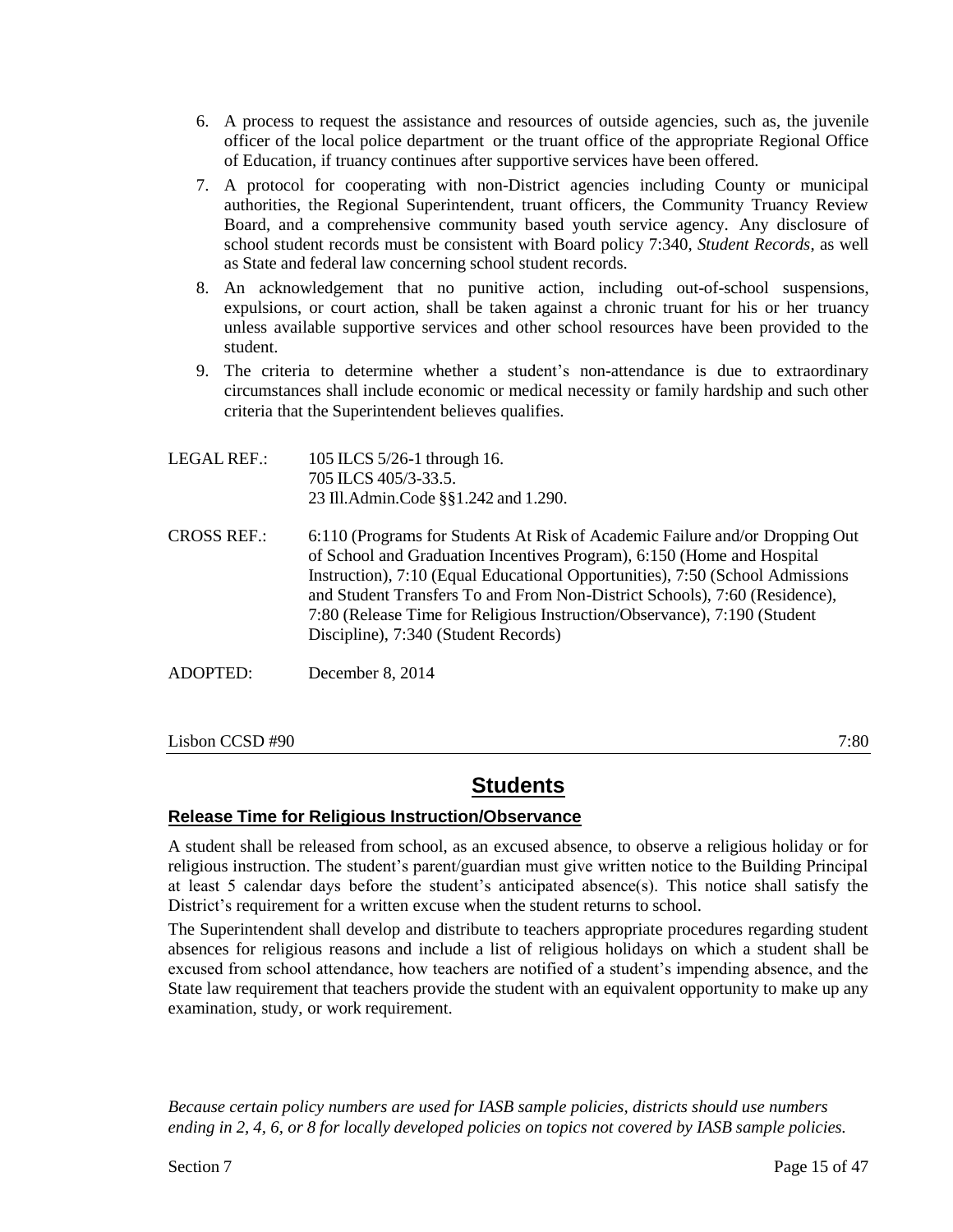6. A process to request the assistance and resources of outside agencies, such as, the juvenile officer of the local police department or the truant office of the appropriate Regional Office of Education, if truancy continues after supportive services have been offered.
7. A protocol for cooperating with non-District agencies including County or municipal authorities, the Regional Superintendent, truant officers, the Community Truancy Review Board, and a comprehensive community based youth service agency. Any disclosure of school student records must be consistent with Board policy 7:340, *Student Records*, as well as State and federal law concerning school student records.
8. An acknowledgement that no punitive action, including out-of-school suspensions, expulsions, or court action, shall be taken against a chronic truant for his or her truancy unless available supportive services and other school resources have been provided to the student.
9. The criteria to determine whether a student's non-attendance is due to extraordinary circumstances shall include economic or medical necessity or family hardship and such other criteria that the Superintendent believes qualifies.

LEGAL REF.: 105 ILCS 5/26-1 through 16.
705 ILCS 405/3-33.5.
23 Ill.Admin.Code §§1.242 and 1.290.

CROSS REF.: 6:110 (Programs for Students At Risk of Academic Failure and/or Dropping Out of School and Graduation Incentives Program), 6:150 (Home and Hospital Instruction), 7:10 (Equal Educational Opportunities), 7:50 (School Admissions and Student Transfers To and From Non-District Schools), 7:60 (Residence), 7:80 (Release Time for Religious Instruction/Observance), 7:190 (Student Discipline), 7:340 (Student Records)

ADOPTED: December 8, 2014

Lisbon CCSD #90 7:80

# Students

## Release Time for Religious Instruction/Observance

A student shall be released from school, as an excused absence, to observe a religious holiday or for religious instruction. The student's parent/guardian must give written notice to the Building Principal at least 5 calendar days before the student's anticipated absence(s). This notice shall satisfy the District's requirement for a written excuse when the student returns to school.

The Superintendent shall develop and distribute to teachers appropriate procedures regarding student absences for religious reasons and include a list of religious holidays on which a student shall be excused from school attendance, how teachers are notified of a student's impending absence, and the State law requirement that teachers provide the student with an equivalent opportunity to make up any examination, study, or work requirement.

*Because certain policy numbers are used for IASB sample policies, districts should use numbers ending in 2, 4, 6, or 8 for locally developed policies on topics not covered by IASB sample policies.*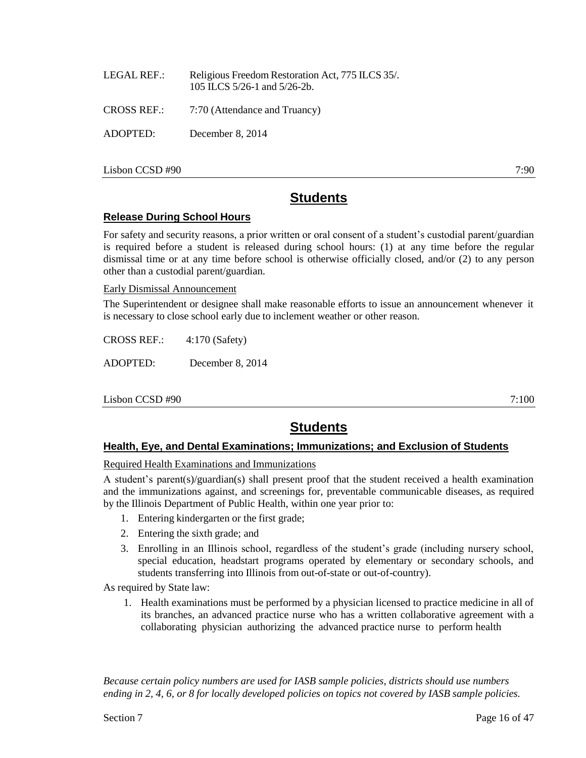LEGAL REF.: Religious Freedom Restoration Act, 775 ILCS 35/.
105 ILCS 5/26-1 and 5/26-2b.

CROSS REF.: 7:70 (Attendance and Truancy)

ADOPTED: December 8, 2014

Lisbon CCSD #90 7:90

# Students

## Release During School Hours

For safety and security reasons, a prior written or oral consent of a student's custodial parent/guardian is required before a student is released during school hours: (1) at any time before the regular dismissal time or at any time before school is otherwise officially closed, and/or (2) to any person other than a custodial parent/guardian.

### Early Dismissal Announcement

The Superintendent or designee shall make reasonable efforts to issue an announcement whenever it is necessary to close school early due to inclement weather or other reason.

CROSS REF.: 4:170 (Safety)

ADOPTED: December 8, 2014

Lisbon CCSD #90 7:100

# Students

## Health, Eye, and Dental Examinations; Immunizations; and Exclusion of Students

### Required Health Examinations and Immunizations

A student's parent(s)/guardian(s) shall present proof that the student received a health examination and the immunizations against, and screenings for, preventable communicable diseases, as required by the Illinois Department of Public Health, within one year prior to:

1. Entering kindergarten or the first grade;
2. Entering the sixth grade; and
3. Enrolling in an Illinois school, regardless of the student's grade (including nursery school, special education, headstart programs operated by elementary or secondary schools, and students transferring into Illinois from out-of-state or out-of-country).

As required by State law:

1. Health examinations must be performed by a physician licensed to practice medicine in all of its branches, an advanced practice nurse who has a written collaborative agreement with a collaborating physician authorizing the advanced practice nurse to perform health

*Because certain policy numbers are used for IASB sample policies, districts should use numbers ending in 2, 4, 6, or 8 for locally developed policies on topics not covered by IASB sample policies.*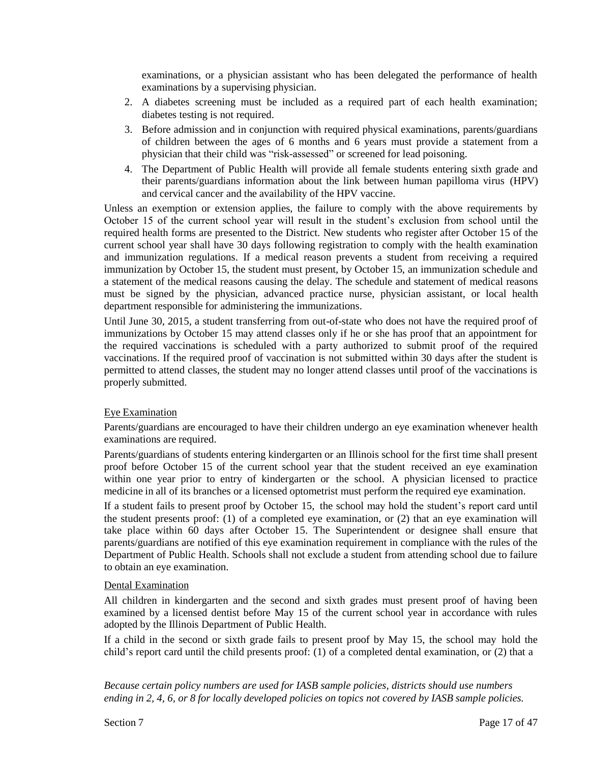examinations, or a physician assistant who has been delegated the performance of health examinations by a supervising physician.

2. A diabetes screening must be included as a required part of each health examination; diabetes testing is not required.
3. Before admission and in conjunction with required physical examinations, parents/guardians of children between the ages of 6 months and 6 years must provide a statement from a physician that their child was "risk-assessed" or screened for lead poisoning.
4. The Department of Public Health will provide all female students entering sixth grade and their parents/guardians information about the link between human papilloma virus (HPV) and cervical cancer and the availability of the HPV vaccine.

Unless an exemption or extension applies, the failure to comply with the above requirements by October 15 of the current school year will result in the student's exclusion from school until the required health forms are presented to the District. New students who register after October 15 of the current school year shall have 30 days following registration to comply with the health examination and immunization regulations. If a medical reason prevents a student from receiving a required immunization by October 15, the student must present, by October 15, an immunization schedule and a statement of the medical reasons causing the delay. The schedule and statement of medical reasons must be signed by the physician, advanced practice nurse, physician assistant, or local health department responsible for administering the immunizations.

Until June 30, 2015, a student transferring from out-of-state who does not have the required proof of immunizations by October 15 may attend classes only if he or she has proof that an appointment for the required vaccinations is scheduled with a party authorized to submit proof of the required vaccinations. If the required proof of vaccination is not submitted within 30 days after the student is permitted to attend classes, the student may no longer attend classes until proof of the vaccinations is properly submitted.

Eye Examination

Parents/guardians are encouraged to have their children undergo an eye examination whenever health examinations are required.

Parents/guardians of students entering kindergarten or an Illinois school for the first time shall present proof before October 15 of the current school year that the student received an eye examination within one year prior to entry of kindergarten or the school. A physician licensed to practice medicine in all of its branches or a licensed optometrist must perform the required eye examination.

If a student fails to present proof by October 15, the school may hold the student's report card until the student presents proof: (1) of a completed eye examination, or (2) that an eye examination will take place within 60 days after October 15. The Superintendent or designee shall ensure that parents/guardians are notified of this eye examination requirement in compliance with the rules of the Department of Public Health. Schools shall not exclude a student from attending school due to failure to obtain an eye examination.

Dental Examination

All children in kindergarten and the second and sixth grades must present proof of having been examined by a licensed dentist before May 15 of the current school year in accordance with rules adopted by the Illinois Department of Public Health.

If a child in the second or sixth grade fails to present proof by May 15, the school may hold the child's report card until the child presents proof: (1) of a completed dental examination, or (2) that a

*Because certain policy numbers are used for IASB sample policies, districts should use numbers ending in 2, 4, 6, or 8 for locally developed policies on topics not covered by IASB sample policies.*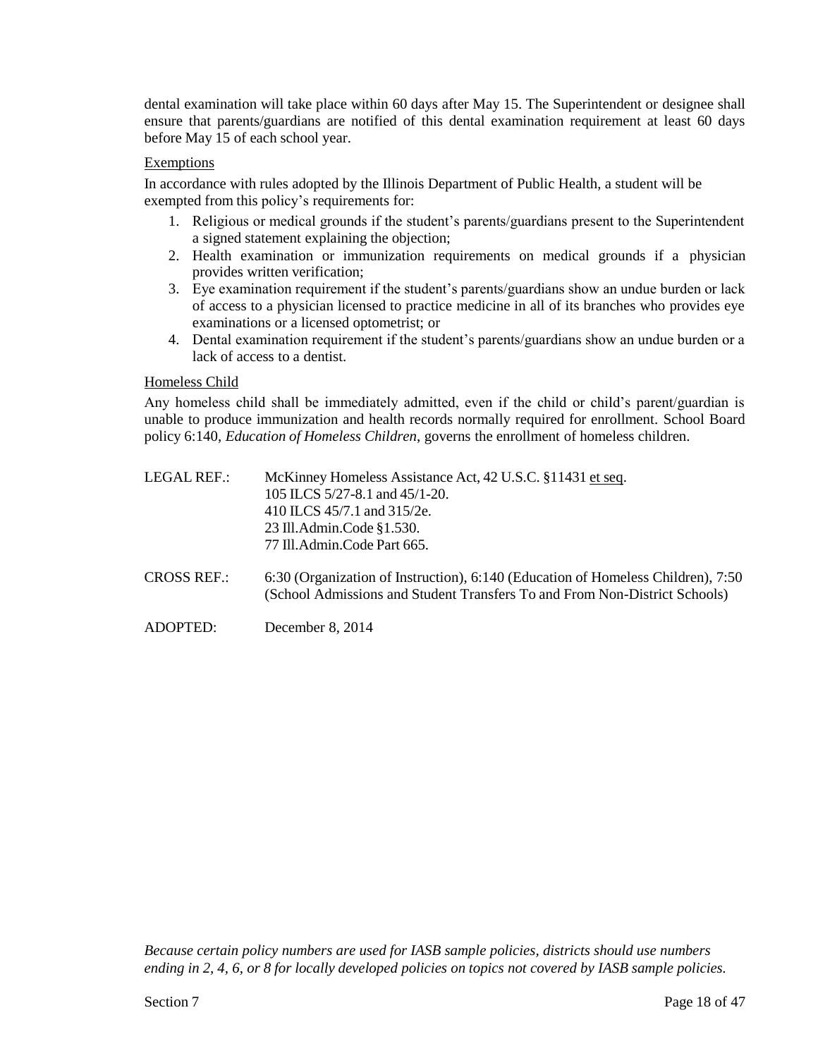dental examination will take place within 60 days after May 15. The Superintendent or designee shall ensure that parents/guardians are notified of this dental examination requirement at least 60 days before May 15 of each school year.

Exemptions

In accordance with rules adopted by the Illinois Department of Public Health, a student will be exempted from this policy's requirements for:

1. Religious or medical grounds if the student's parents/guardians present to the Superintendent a signed statement explaining the objection;
2. Health examination or immunization requirements on medical grounds if a physician provides written verification;
3. Eye examination requirement if the student's parents/guardians show an undue burden or lack of access to a physician licensed to practice medicine in all of its branches who provides eye examinations or a licensed optometrist; or
4. Dental examination requirement if the student's parents/guardians show an undue burden or a lack of access to a dentist.

Homeless Child

Any homeless child shall be immediately admitted, even if the child or child's parent/guardian is unable to produce immunization and health records normally required for enrollment. School Board policy 6:140, *Education of Homeless Children*, governs the enrollment of homeless children.

LEGAL REF.: McKinney Homeless Assistance Act, 42 U.S.C. §11431 et seq.
105 ILCS 5/27-8.1 and 45/1-20.
410 ILCS 45/7.1 and 315/2e.
23 Ill.Admin.Code §1.530.
77 Ill.Admin.Code Part 665.

CROSS REF.: 6:30 (Organization of Instruction), 6:140 (Education of Homeless Children), 7:50 (School Admissions and Student Transfers To and From Non-District Schools)

ADOPTED: December 8, 2014

*Because certain policy numbers are used for IASB sample policies, districts should use numbers ending in 2, 4, 6, or 8 for locally developed policies on topics not covered by IASB sample policies.*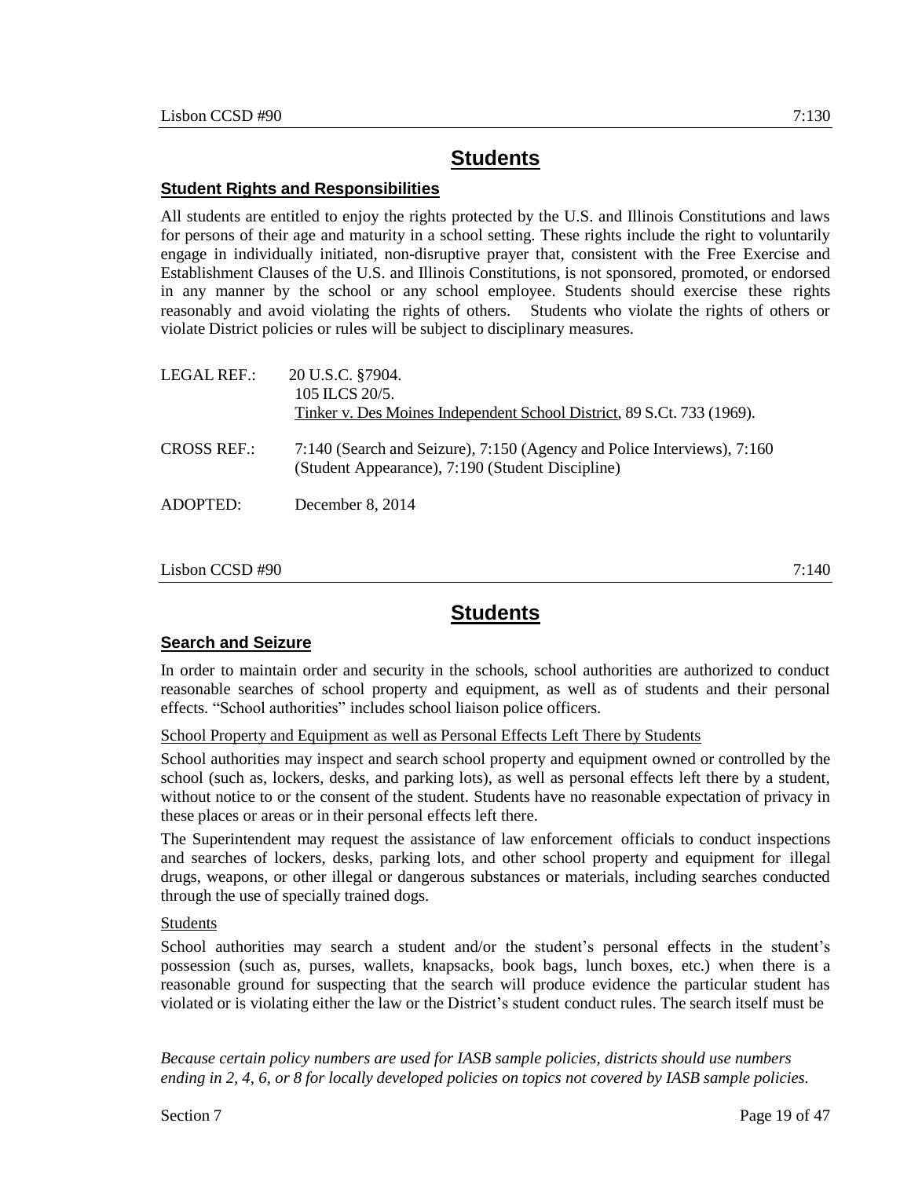## Students

### Student Rights and Responsibilities

All students are entitled to enjoy the rights protected by the U.S. and Illinois Constitutions and laws for persons of their age and maturity in a school setting. These rights include the right to voluntarily engage in individually initiated, non-disruptive prayer that, consistent with the Free Exercise and Establishment Clauses of the U.S. and Illinois Constitutions, is not sponsored, promoted, or endorsed in any manner by the school or any school employee. Students should exercise these rights reasonably and avoid violating the rights of others. Students who violate the rights of others or violate District policies or rules will be subject to disciplinary measures.

LEGAL REF.: 20 U.S.C. §7904.
105 ILCS 20/5.
Tinker v. Des Moines Independent School District, 89 S.Ct. 733 (1969).

CROSS REF.: 7:140 (Search and Seizure), 7:150 (Agency and Police Interviews), 7:160 (Student Appearance), 7:190 (Student Discipline)

ADOPTED: December 8, 2014

Lisbon CCSD #90 7:140

## Students

### Search and Seizure

In order to maintain order and security in the schools, school authorities are authorized to conduct reasonable searches of school property and equipment, as well as of students and their personal effects. "School authorities" includes school liaison police officers.

School Property and Equipment as well as Personal Effects Left There by Students

School authorities may inspect and search school property and equipment owned or controlled by the school (such as, lockers, desks, and parking lots), as well as personal effects left there by a student, without notice to or the consent of the student. Students have no reasonable expectation of privacy in these places or areas or in their personal effects left there.

The Superintendent may request the assistance of law enforcement officials to conduct inspections and searches of lockers, desks, parking lots, and other school property and equipment for illegal drugs, weapons, or other illegal or dangerous substances or materials, including searches conducted through the use of specially trained dogs.

Students

School authorities may search a student and/or the student's personal effects in the student's possession (such as, purses, wallets, knapsacks, book bags, lunch boxes, etc.) when there is a reasonable ground for suspecting that the search will produce evidence the particular student has violated or is violating either the law or the District's student conduct rules. The search itself must be

*Because certain policy numbers are used for IASB sample policies, districts should use numbers ending in 2, 4, 6, or 8 for locally developed policies on topics not covered by IASB sample policies.*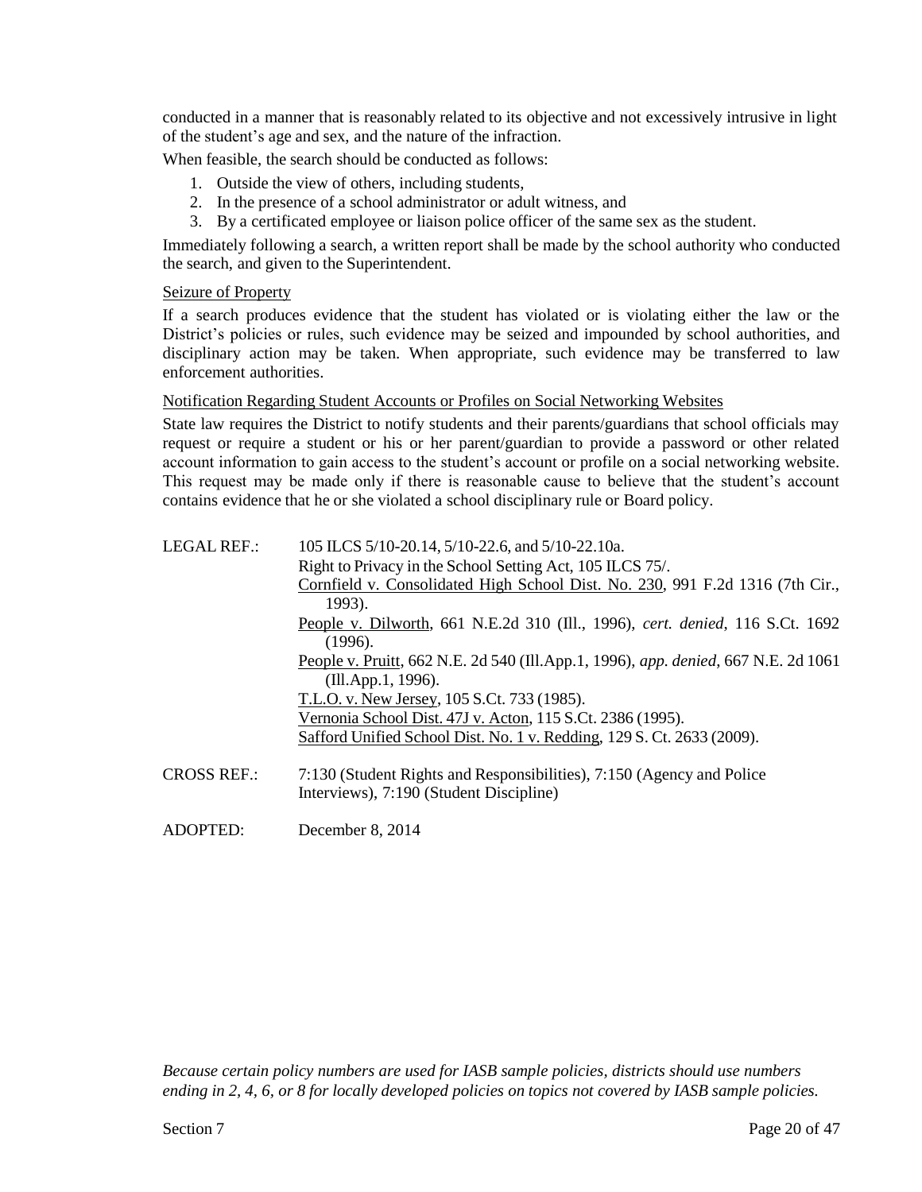conducted in a manner that is reasonably related to its objective and not excessively intrusive in light of the student's age and sex, and the nature of the infraction.

When feasible, the search should be conducted as follows:

1. Outside the view of others, including students,
2. In the presence of a school administrator or adult witness, and
3. By a certificated employee or liaison police officer of the same sex as the student.

Immediately following a search, a written report shall be made by the school authority who conducted the search, and given to the Superintendent.

Seizure of Property

If a search produces evidence that the student has violated or is violating either the law or the District's policies or rules, such evidence may be seized and impounded by school authorities, and disciplinary action may be taken. When appropriate, such evidence may be transferred to law enforcement authorities.

Notification Regarding Student Accounts or Profiles on Social Networking Websites

State law requires the District to notify students and their parents/guardians that school officials may request or require a student or his or her parent/guardian to provide a password or other related account information to gain access to the student's account or profile on a social networking website. This request may be made only if there is reasonable cause to believe that the student's account contains evidence that he or she violated a school disciplinary rule or Board policy.

LEGAL REF.: 105 ILCS 5/10-20.14, 5/10-22.6, and 5/10-22.10a.
Right to Privacy in the School Setting Act, 105 ILCS 75/.
Cornfield v. Consolidated High School Dist. No. 230, 991 F.2d 1316 (7th Cir., 1993).
People v. Dilworth, 661 N.E.2d 310 (Ill., 1996), *cert. denied*, 116 S.Ct. 1692 (1996).
People v. Pruitt, 662 N.E. 2d 540 (Ill.App.1, 1996), *app. denied*, 667 N.E. 2d 1061 (Ill.App.1, 1996).
T.L.O. v. New Jersey, 105 S.Ct. 733 (1985).
Vernonia School Dist. 47J v. Acton, 115 S.Ct. 2386 (1995).
Safford Unified School Dist. No. 1 v. Redding, 129 S. Ct. 2633 (2009).

CROSS REF.: 7:130 (Student Rights and Responsibilities), 7:150 (Agency and Police Interviews), 7:190 (Student Discipline)

ADOPTED: December 8, 2014

*Because certain policy numbers are used for IASB sample policies, districts should use numbers ending in 2, 4, 6, or 8 for locally developed policies on topics not covered by IASB sample policies.*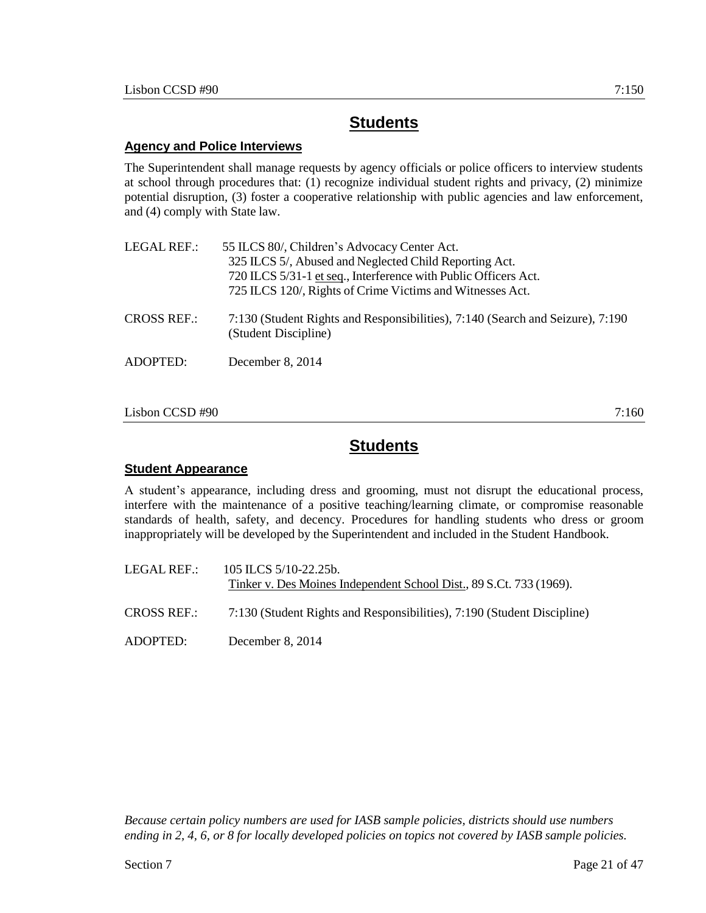# Students

## Agency and Police Interviews

The Superintendent shall manage requests by agency officials or police officers to interview students at school through procedures that: (1) recognize individual student rights and privacy, (2) minimize potential disruption, (3) foster a cooperative relationship with public agencies and law enforcement, and (4) comply with State law.

LEGAL REF.: 55 ILCS 80/, Children's Advocacy Center Act.
325 ILCS 5/, Abused and Neglected Child Reporting Act.
720 ILCS 5/31-1 et seq., Interference with Public Officers Act.
725 ILCS 120/, Rights of Crime Victims and Witnesses Act.

CROSS REF.: 7:130 (Student Rights and Responsibilities), 7:140 (Search and Seizure), 7:190 (Student Discipline)

ADOPTED: December 8, 2014

# Students

## Student Appearance

A student's appearance, including dress and grooming, must not disrupt the educational process, interfere with the maintenance of a positive teaching/learning climate, or compromise reasonable standards of health, safety, and decency. Procedures for handling students who dress or groom inappropriately will be developed by the Superintendent and included in the Student Handbook.

LEGAL REF.: 105 ILCS 5/10-22.25b.
Tinker v. Des Moines Independent School Dist., 89 S.Ct. 733 (1969).

CROSS REF.: 7:130 (Student Rights and Responsibilities), 7:190 (Student Discipline)

ADOPTED: December 8, 2014

*Because certain policy numbers are used for IASB sample policies, districts should use numbers ending in 2, 4, 6, or 8 for locally developed policies on topics not covered by IASB sample policies.*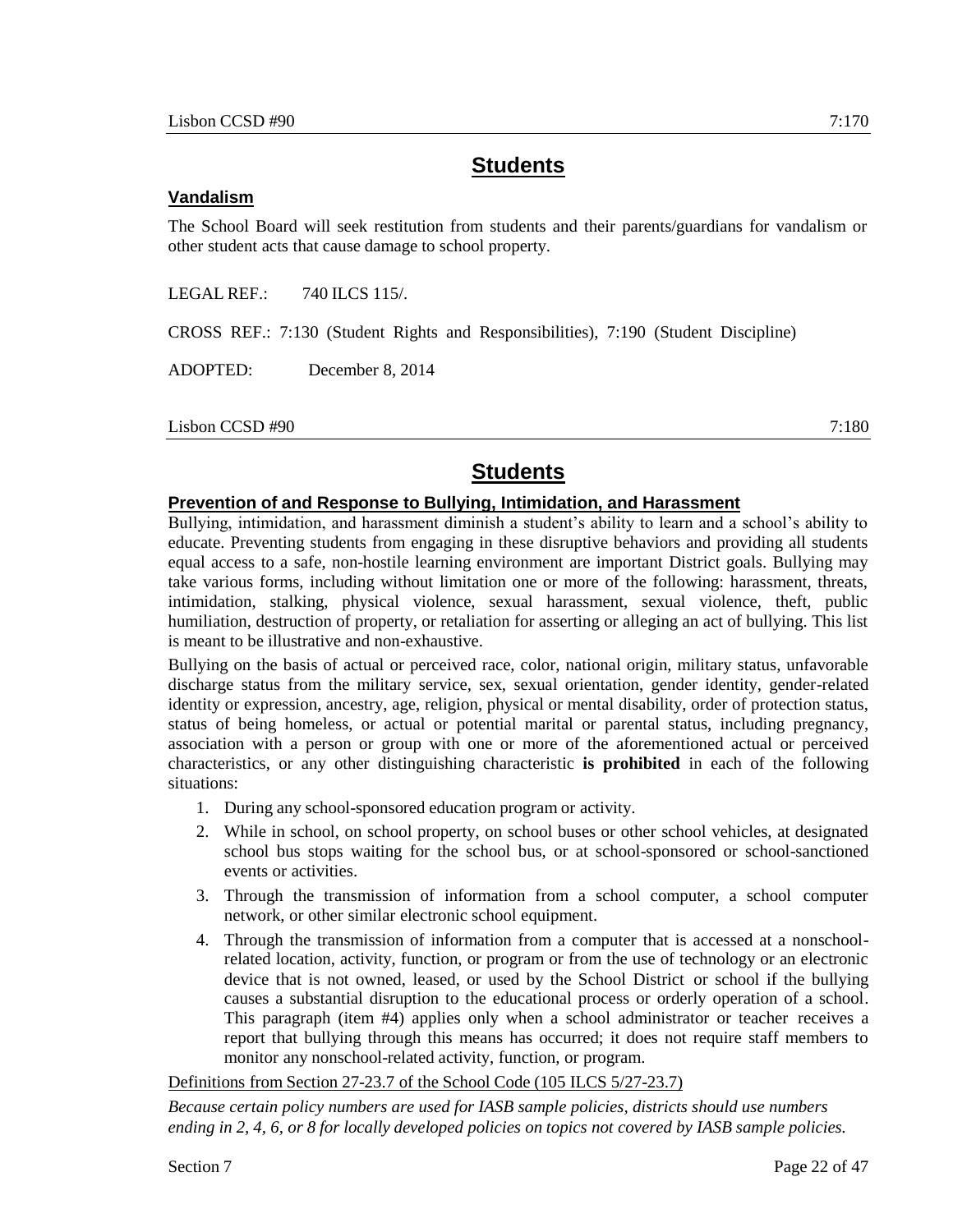## Students

### Vandalism

The School Board will seek restitution from students and their parents/guardians for vandalism or other student acts that cause damage to school property.

LEGAL REF.: 740 ILCS 115/.

CROSS REF.: 7:130 (Student Rights and Responsibilities), 7:190 (Student Discipline)

ADOPTED: December 8, 2014

## Students

### Prevention of and Response to Bullying, Intimidation, and Harassment

Bullying, intimidation, and harassment diminish a student's ability to learn and a school's ability to educate. Preventing students from engaging in these disruptive behaviors and providing all students equal access to a safe, non-hostile learning environment are important District goals. Bullying may take various forms, including without limitation one or more of the following: harassment, threats, intimidation, stalking, physical violence, sexual harassment, sexual violence, theft, public humiliation, destruction of property, or retaliation for asserting or alleging an act of bullying. This list is meant to be illustrative and non-exhaustive.

Bullying on the basis of actual or perceived race, color, national origin, military status, unfavorable discharge status from the military service, sex, sexual orientation, gender identity, gender-related identity or expression, ancestry, age, religion, physical or mental disability, order of protection status, status of being homeless, or actual or potential marital or parental status, including pregnancy, association with a person or group with one or more of the aforementioned actual or perceived characteristics, or any other distinguishing characteristic **is prohibited** in each of the following situations:

1. During any school-sponsored education program or activity.
2. While in school, on school property, on school buses or other school vehicles, at designated school bus stops waiting for the school bus, or at school-sponsored or school-sanctioned events or activities.
3. Through the transmission of information from a school computer, a school computer network, or other similar electronic school equipment.
4. Through the transmission of information from a computer that is accessed at a nonschool-related location, activity, function, or program or from the use of technology or an electronic device that is not owned, leased, or used by the School District or school if the bullying causes a substantial disruption to the educational process or orderly operation of a school. This paragraph (item #4) applies only when a school administrator or teacher receives a report that bullying through this means has occurred; it does not require staff members to monitor any nonschool-related activity, function, or program.

Definitions from Section 27-23.7 of the School Code (105 ILCS 5/27-23.7)

*Because certain policy numbers are used for IASB sample policies, districts should use numbers ending in 2, 4, 6, or 8 for locally developed policies on topics not covered by IASB sample policies.*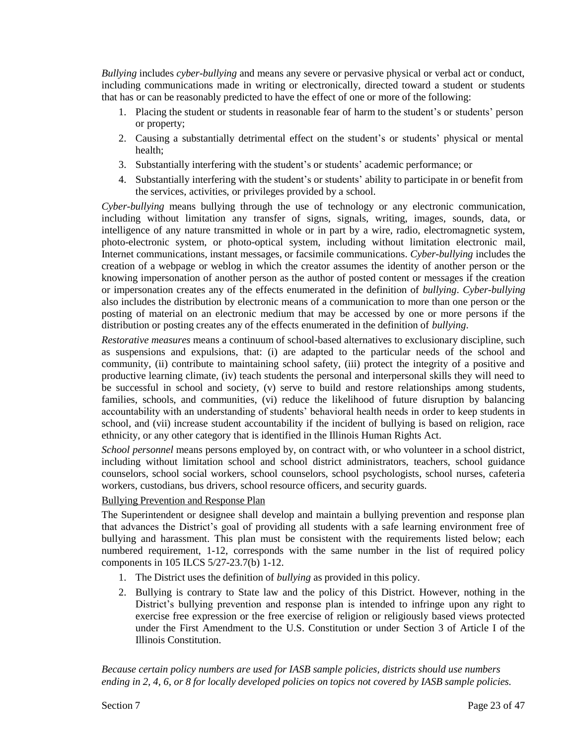*Bullying* includes *cyber-bullying* and means any severe or pervasive physical or verbal act or conduct, including communications made in writing or electronically, directed toward a student or students that has or can be reasonably predicted to have the effect of one or more of the following:

1. Placing the student or students in reasonable fear of harm to the student's or students' person or property;
2. Causing a substantially detrimental effect on the student's or students' physical or mental health;
3. Substantially interfering with the student's or students' academic performance; or
4. Substantially interfering with the student's or students' ability to participate in or benefit from the services, activities, or privileges provided by a school.

*Cyber-bullying* means bullying through the use of technology or any electronic communication, including without limitation any transfer of signs, signals, writing, images, sounds, data, or intelligence of any nature transmitted in whole or in part by a wire, radio, electromagnetic system, photo-electronic system, or photo-optical system, including without limitation electronic mail, Internet communications, instant messages, or facsimile communications. *Cyber-bullying* includes the creation of a webpage or weblog in which the creator assumes the identity of another person or the knowing impersonation of another person as the author of posted content or messages if the creation or impersonation creates any of the effects enumerated in the definition of *bullying*. *Cyber-bullying* also includes the distribution by electronic means of a communication to more than one person or the posting of material on an electronic medium that may be accessed by one or more persons if the distribution or posting creates any of the effects enumerated in the definition of *bullying*.

*Restorative measures* means a continuum of school-based alternatives to exclusionary discipline, such as suspensions and expulsions, that: (i) are adapted to the particular needs of the school and community, (ii) contribute to maintaining school safety, (iii) protect the integrity of a positive and productive learning climate, (iv) teach students the personal and interpersonal skills they will need to be successful in school and society, (v) serve to build and restore relationships among students, families, schools, and communities, (vi) reduce the likelihood of future disruption by balancing accountability with an understanding of students' behavioral health needs in order to keep students in school, and (vii) increase student accountability if the incident of bullying is based on religion, race ethnicity, or any other category that is identified in the Illinois Human Rights Act.

*School personnel* means persons employed by, on contract with, or who volunteer in a school district, including without limitation school and school district administrators, teachers, school guidance counselors, school social workers, school counselors, school psychologists, school nurses, cafeteria workers, custodians, bus drivers, school resource officers, and security guards.

Bullying Prevention and Response Plan

The Superintendent or designee shall develop and maintain a bullying prevention and response plan that advances the District's goal of providing all students with a safe learning environment free of bullying and harassment. This plan must be consistent with the requirements listed below; each numbered requirement, 1-12, corresponds with the same number in the list of required policy components in 105 ILCS 5/27-23.7(b) 1-12.

1. The District uses the definition of *bullying* as provided in this policy.
2. Bullying is contrary to State law and the policy of this District. However, nothing in the District's bullying prevention and response plan is intended to infringe upon any right to exercise free expression or the free exercise of religion or religiously based views protected under the First Amendment to the U.S. Constitution or under Section 3 of Article I of the Illinois Constitution.

*Because certain policy numbers are used for IASB sample policies, districts should use numbers ending in 2, 4, 6, or 8 for locally developed policies on topics not covered by IASB sample policies.*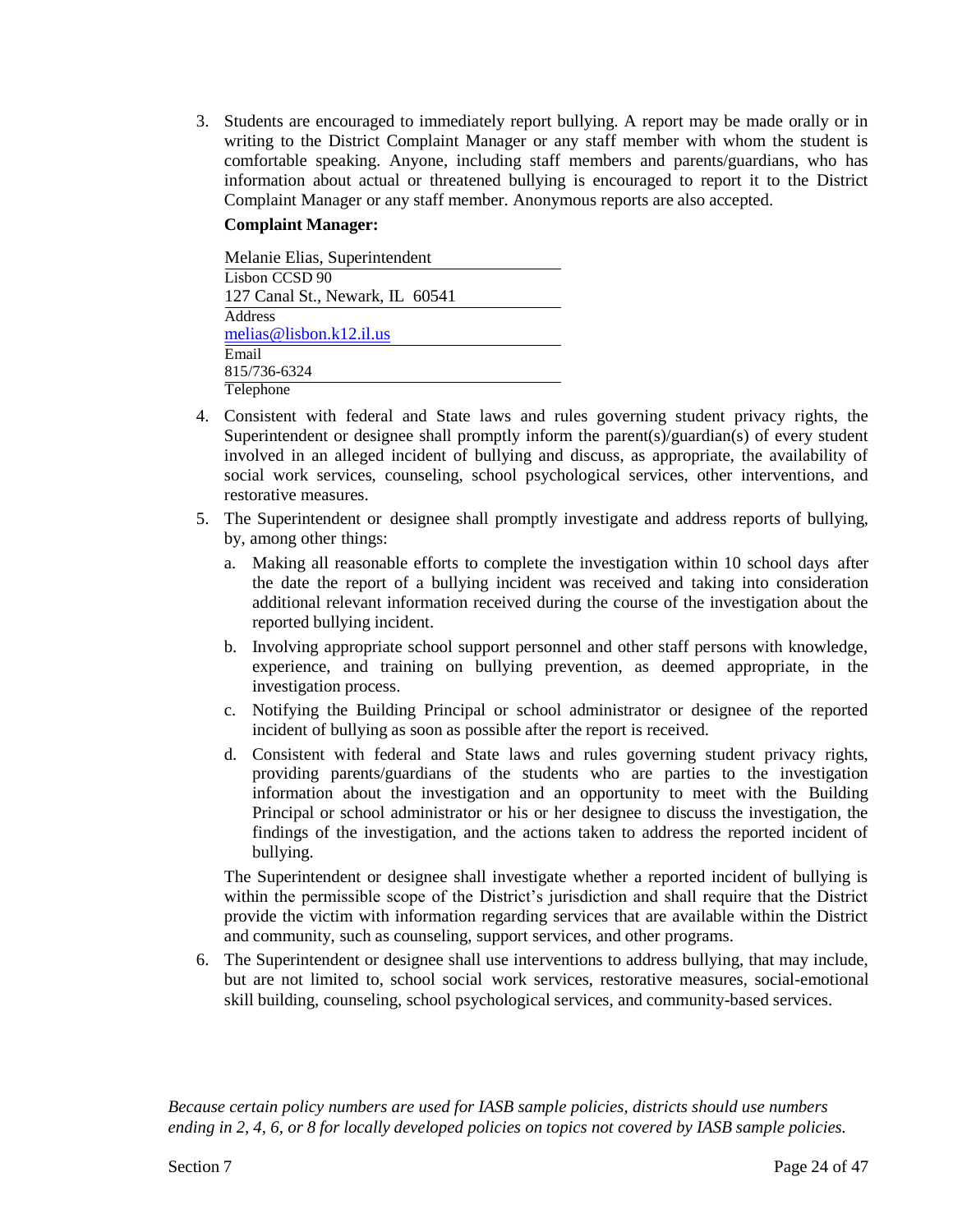3. Students are encouraged to immediately report bullying. A report may be made orally or in writing to the District Complaint Manager or any staff member with whom the student is comfortable speaking. Anyone, including staff members and parents/guardians, who has information about actual or threatened bullying is encouraged to report it to the District Complaint Manager or any staff member. Anonymous reports are also accepted.

   **Complaint Manager:**

   Melanie Elias, Superintendent
   Lisbon CCSD 90
   127 Canal St., Newark, IL 60541
   Address
   melias@lisbon.k12.il.us
   Email
   815/736-6324
   Telephone

4. Consistent with federal and State laws and rules governing student privacy rights, the Superintendent or designee shall promptly inform the parent(s)/guardian(s) of every student involved in an alleged incident of bullying and discuss, as appropriate, the availability of social work services, counseling, school psychological services, other interventions, and restorative measures.

5. The Superintendent or designee shall promptly investigate and address reports of bullying, by, among other things:

   a. Making all reasonable efforts to complete the investigation within 10 school days after the date the report of a bullying incident was received and taking into consideration additional relevant information received during the course of the investigation about the reported bullying incident.

   b. Involving appropriate school support personnel and other staff persons with knowledge, experience, and training on bullying prevention, as deemed appropriate, in the investigation process.

   c. Notifying the Building Principal or school administrator or designee of the reported incident of bullying as soon as possible after the report is received.

   d. Consistent with federal and State laws and rules governing student privacy rights, providing parents/guardians of the students who are parties to the investigation information about the investigation and an opportunity to meet with the Building Principal or school administrator or his or her designee to discuss the investigation, the findings of the investigation, and the actions taken to address the reported incident of bullying.

   The Superintendent or designee shall investigate whether a reported incident of bullying is within the permissible scope of the District's jurisdiction and shall require that the District provide the victim with information regarding services that are available within the District and community, such as counseling, support services, and other programs.

6. The Superintendent or designee shall use interventions to address bullying, that may include, but are not limited to, school social work services, restorative measures, social-emotional skill building, counseling, school psychological services, and community-based services.

*Because certain policy numbers are used for IASB sample policies, districts should use numbers ending in 2, 4, 6, or 8 for locally developed policies on topics not covered by IASB sample policies.*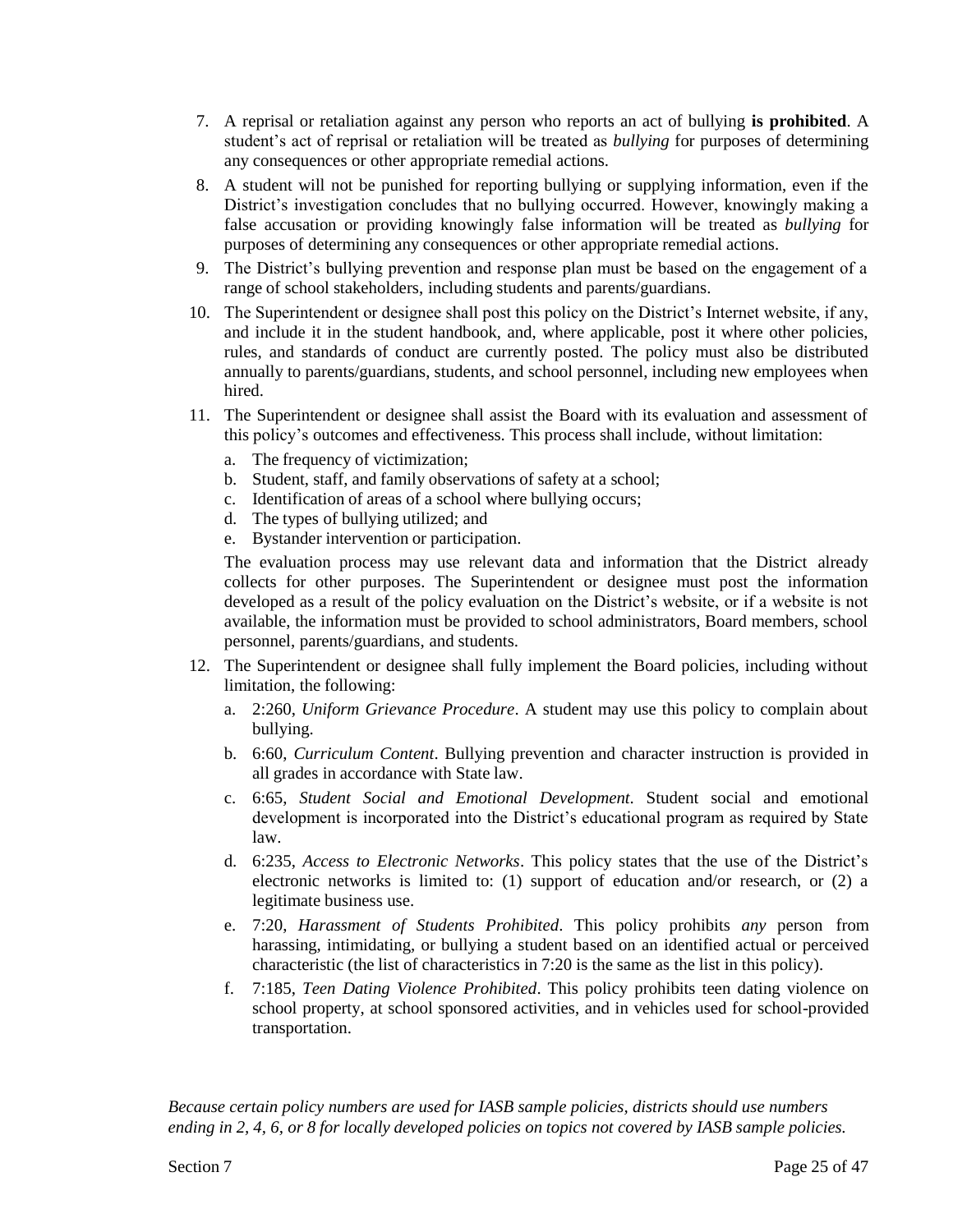7. A reprisal or retaliation against any person who reports an act of bullying **is prohibited**. A student's act of reprisal or retaliation will be treated as *bullying* for purposes of determining any consequences or other appropriate remedial actions.
8. A student will not be punished for reporting bullying or supplying information, even if the District's investigation concludes that no bullying occurred. However, knowingly making a false accusation or providing knowingly false information will be treated as *bullying* for purposes of determining any consequences or other appropriate remedial actions.
9. The District's bullying prevention and response plan must be based on the engagement of a range of school stakeholders, including students and parents/guardians.
10. The Superintendent or designee shall post this policy on the District's Internet website, if any, and include it in the student handbook, and, where applicable, post it where other policies, rules, and standards of conduct are currently posted. The policy must also be distributed annually to parents/guardians, students, and school personnel, including new employees when hired.
11. The Superintendent or designee shall assist the Board with its evaluation and assessment of this policy's outcomes and effectiveness. This process shall include, without limitation:
    a. The frequency of victimization;
    b. Student, staff, and family observations of safety at a school;
    c. Identification of areas of a school where bullying occurs;
    d. The types of bullying utilized; and
    e. Bystander intervention or participation.

    The evaluation process may use relevant data and information that the District already collects for other purposes. The Superintendent or designee must post the information developed as a result of the policy evaluation on the District's website, or if a website is not available, the information must be provided to school administrators, Board members, school personnel, parents/guardians, and students.
12. The Superintendent or designee shall fully implement the Board policies, including without limitation, the following:
    a. 2:260, *Uniform Grievance Procedure*. A student may use this policy to complain about bullying.
    b. 6:60, *Curriculum Content*. Bullying prevention and character instruction is provided in all grades in accordance with State law.
    c. 6:65, *Student Social and Emotional Development*. Student social and emotional development is incorporated into the District's educational program as required by State law.
    d. 6:235, *Access to Electronic Networks*. This policy states that the use of the District's electronic networks is limited to: (1) support of education and/or research, or (2) a legitimate business use.
    e. 7:20, *Harassment of Students Prohibited*. This policy prohibits *any* person from harassing, intimidating, or bullying a student based on an identified actual or perceived characteristic (the list of characteristics in 7:20 is the same as the list in this policy).
    f. 7:185, *Teen Dating Violence Prohibited*. This policy prohibits teen dating violence on school property, at school sponsored activities, and in vehicles used for school-provided transportation.

*Because certain policy numbers are used for IASB sample policies, districts should use numbers ending in 2, 4, 6, or 8 for locally developed policies on topics not covered by IASB sample policies.*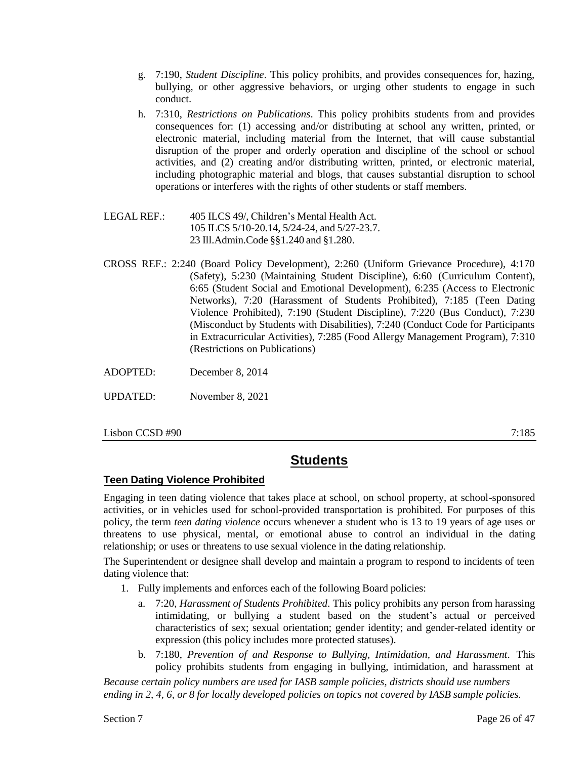g. 7:190, *Student Discipline*. This policy prohibits, and provides consequences for, hazing, bullying, or other aggressive behaviors, or urging other students to engage in such conduct.

h. 7:310, *Restrictions on Publications*. This policy prohibits students from and provides consequences for: (1) accessing and/or distributing at school any written, printed, or electronic material, including material from the Internet, that will cause substantial disruption of the proper and orderly operation and discipline of the school or school activities, and (2) creating and/or distributing written, printed, or electronic material, including photographic material and blogs, that causes substantial disruption to school operations or interferes with the rights of other students or staff members.

LEGAL REF.: 405 ILCS 49/, Children's Mental Health Act.
105 ILCS 5/10-20.14, 5/24-24, and 5/27-23.7.
23 Ill.Admin.Code §§1.240 and §1.280.

CROSS REF.: 2:240 (Board Policy Development), 2:260 (Uniform Grievance Procedure), 4:170 (Safety), 5:230 (Maintaining Student Discipline), 6:60 (Curriculum Content), 6:65 (Student Social and Emotional Development), 6:235 (Access to Electronic Networks), 7:20 (Harassment of Students Prohibited), 7:185 (Teen Dating Violence Prohibited), 7:190 (Student Discipline), 7:220 (Bus Conduct), 7:230 (Misconduct by Students with Disabilities), 7:240 (Conduct Code for Participants in Extracurricular Activities), 7:285 (Food Allergy Management Program), 7:310 (Restrictions on Publications)

ADOPTED: December 8, 2014

UPDATED: November 8, 2021

Lisbon CCSD #90 7:185

# Students

## Teen Dating Violence Prohibited

Engaging in teen dating violence that takes place at school, on school property, at school-sponsored activities, or in vehicles used for school-provided transportation is prohibited. For purposes of this policy, the term *teen dating violence* occurs whenever a student who is 13 to 19 years of age uses or threatens to use physical, mental, or emotional abuse to control an individual in the dating relationship; or uses or threatens to use sexual violence in the dating relationship.

The Superintendent or designee shall develop and maintain a program to respond to incidents of teen dating violence that:

1. Fully implements and enforces each of the following Board policies:
   a. 7:20, *Harassment of Students Prohibited*. This policy prohibits any person from harassing intimidating, or bullying a student based on the student's actual or perceived characteristics of sex; sexual orientation; gender identity; and gender-related identity or expression (this policy includes more protected statuses).
   b. 7:180, *Prevention of and Response to Bullying, Intimidation, and Harassment*. This policy prohibits students from engaging in bullying, intimidation, and harassment at

*Because certain policy numbers are used for IASB sample policies, districts should use numbers ending in 2, 4, 6, or 8 for locally developed policies on topics not covered by IASB sample policies.*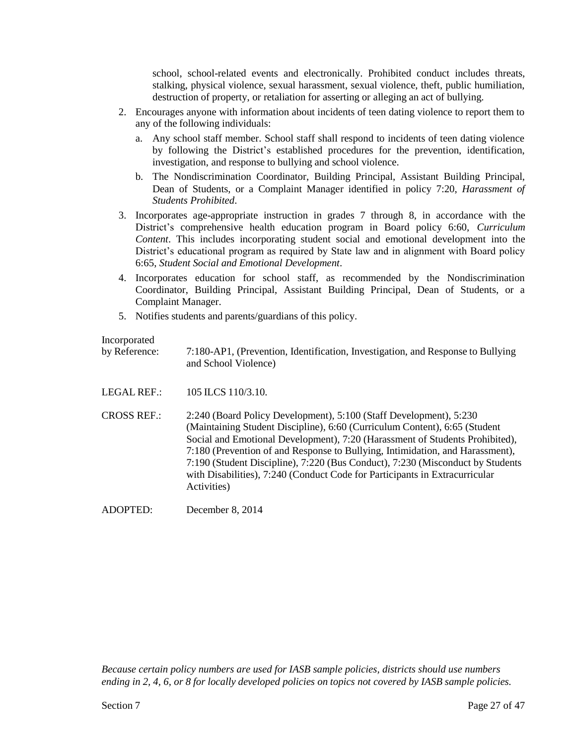school, school-related events and electronically. Prohibited conduct includes threats, stalking, physical violence, sexual harassment, sexual violence, theft, public humiliation, destruction of property, or retaliation for asserting or alleging an act of bullying.

2. Encourages anyone with information about incidents of teen dating violence to report them to any of the following individuals:
   a. Any school staff member. School staff shall respond to incidents of teen dating violence by following the District's established procedures for the prevention, identification, investigation, and response to bullying and school violence.
   b. The Nondiscrimination Coordinator, Building Principal, Assistant Building Principal, Dean of Students, or a Complaint Manager identified in policy 7:20, *Harassment of Students Prohibited*.
3. Incorporates age-appropriate instruction in grades 7 through 8, in accordance with the District's comprehensive health education program in Board policy 6:60, *Curriculum Content*. This includes incorporating student social and emotional development into the District's educational program as required by State law and in alignment with Board policy 6:65, *Student Social and Emotional Development*.
4. Incorporates education for school staff, as recommended by the Nondiscrimination Coordinator, Building Principal, Assistant Building Principal, Dean of Students, or a Complaint Manager.
5. Notifies students and parents/guardians of this policy.

Incorporated by Reference: 7:180-AP1, (Prevention, Identification, Investigation, and Response to Bullying and School Violence)

LEGAL REF.: 105 ILCS 110/3.10.

CROSS REF.: 2:240 (Board Policy Development), 5:100 (Staff Development), 5:230 (Maintaining Student Discipline), 6:60 (Curriculum Content), 6:65 (Student Social and Emotional Development), 7:20 (Harassment of Students Prohibited), 7:180 (Prevention of and Response to Bullying, Intimidation, and Harassment), 7:190 (Student Discipline), 7:220 (Bus Conduct), 7:230 (Misconduct by Students with Disabilities), 7:240 (Conduct Code for Participants in Extracurricular Activities)

ADOPTED: December 8, 2014

*Because certain policy numbers are used for IASB sample policies, districts should use numbers ending in 2, 4, 6, or 8 for locally developed policies on topics not covered by IASB sample policies.*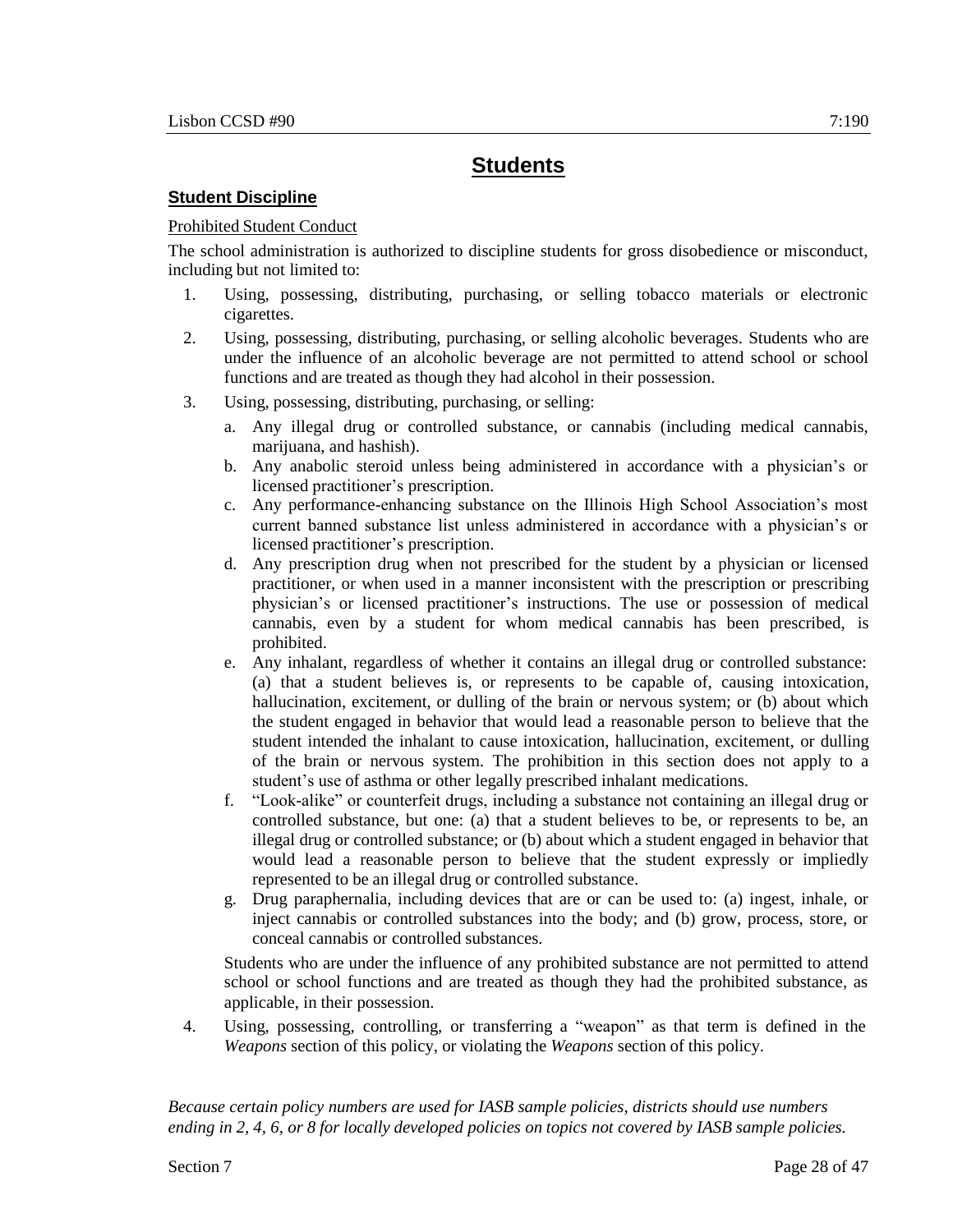# Students

## Student Discipline

Prohibited Student Conduct

The school administration is authorized to discipline students for gross disobedience or misconduct, including but not limited to:

1. Using, possessing, distributing, purchasing, or selling tobacco materials or electronic cigarettes.
2. Using, possessing, distributing, purchasing, or selling alcoholic beverages. Students who are under the influence of an alcoholic beverage are not permitted to attend school or school functions and are treated as though they had alcohol in their possession.
3. Using, possessing, distributing, purchasing, or selling:
   a. Any illegal drug or controlled substance, or cannabis (including medical cannabis, marijuana, and hashish).
   b. Any anabolic steroid unless being administered in accordance with a physician's or licensed practitioner's prescription.
   c. Any performance-enhancing substance on the Illinois High School Association's most current banned substance list unless administered in accordance with a physician's or licensed practitioner's prescription.
   d. Any prescription drug when not prescribed for the student by a physician or licensed practitioner, or when used in a manner inconsistent with the prescription or prescribing physician's or licensed practitioner's instructions. The use or possession of medical cannabis, even by a student for whom medical cannabis has been prescribed, is prohibited.
   e. Any inhalant, regardless of whether it contains an illegal drug or controlled substance: (a) that a student believes is, or represents to be capable of, causing intoxication, hallucination, excitement, or dulling of the brain or nervous system; or (b) about which the student engaged in behavior that would lead a reasonable person to believe that the student intended the inhalant to cause intoxication, hallucination, excitement, or dulling of the brain or nervous system. The prohibition in this section does not apply to a student's use of asthma or other legally prescribed inhalant medications.
   f. "Look-alike" or counterfeit drugs, including a substance not containing an illegal drug or controlled substance, but one: (a) that a student believes to be, or represents to be, an illegal drug or controlled substance; or (b) about which a student engaged in behavior that would lead a reasonable person to believe that the student expressly or impliedly represented to be an illegal drug or controlled substance.
   g. Drug paraphernalia, including devices that are or can be used to: (a) ingest, inhale, or inject cannabis or controlled substances into the body; and (b) grow, process, store, or conceal cannabis or controlled substances.

   Students who are under the influence of any prohibited substance are not permitted to attend school or school functions and are treated as though they had the prohibited substance, as applicable, in their possession.
4. Using, possessing, controlling, or transferring a "weapon" as that term is defined in the *Weapons* section of this policy, or violating the *Weapons* section of this policy.

*Because certain policy numbers are used for IASB sample policies, districts should use numbers ending in 2, 4, 6, or 8 for locally developed policies on topics not covered by IASB sample policies.*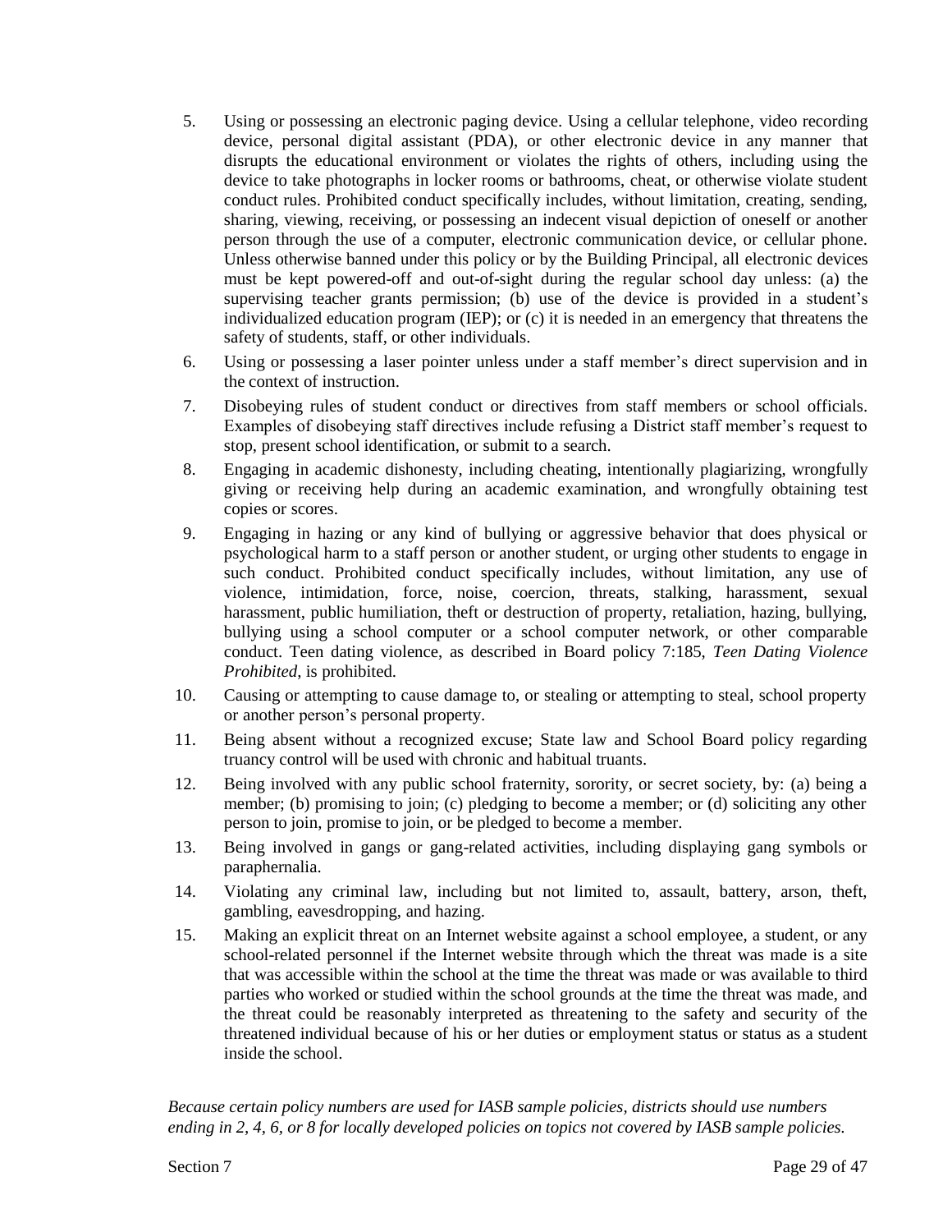5. Using or possessing an electronic paging device. Using a cellular telephone, video recording device, personal digital assistant (PDA), or other electronic device in any manner that disrupts the educational environment or violates the rights of others, including using the device to take photographs in locker rooms or bathrooms, cheat, or otherwise violate student conduct rules. Prohibited conduct specifically includes, without limitation, creating, sending, sharing, viewing, receiving, or possessing an indecent visual depiction of oneself or another person through the use of a computer, electronic communication device, or cellular phone. Unless otherwise banned under this policy or by the Building Principal, all electronic devices must be kept powered-off and out-of-sight during the regular school day unless: (a) the supervising teacher grants permission; (b) use of the device is provided in a student's individualized education program (IEP); or (c) it is needed in an emergency that threatens the safety of students, staff, or other individuals.
6. Using or possessing a laser pointer unless under a staff member's direct supervision and in the context of instruction.
7. Disobeying rules of student conduct or directives from staff members or school officials. Examples of disobeying staff directives include refusing a District staff member's request to stop, present school identification, or submit to a search.
8. Engaging in academic dishonesty, including cheating, intentionally plagiarizing, wrongfully giving or receiving help during an academic examination, and wrongfully obtaining test copies or scores.
9. Engaging in hazing or any kind of bullying or aggressive behavior that does physical or psychological harm to a staff person or another student, or urging other students to engage in such conduct. Prohibited conduct specifically includes, without limitation, any use of violence, intimidation, force, noise, coercion, threats, stalking, harassment, sexual harassment, public humiliation, theft or destruction of property, retaliation, hazing, bullying, bullying using a school computer or a school computer network, or other comparable conduct. Teen dating violence, as described in Board policy 7:185, *Teen Dating Violence Prohibited*, is prohibited.
10. Causing or attempting to cause damage to, or stealing or attempting to steal, school property or another person's personal property.
11. Being absent without a recognized excuse; State law and School Board policy regarding truancy control will be used with chronic and habitual truants.
12. Being involved with any public school fraternity, sorority, or secret society, by: (a) being a member; (b) promising to join; (c) pledging to become a member; or (d) soliciting any other person to join, promise to join, or be pledged to become a member.
13. Being involved in gangs or gang-related activities, including displaying gang symbols or paraphernalia.
14. Violating any criminal law, including but not limited to, assault, battery, arson, theft, gambling, eavesdropping, and hazing.
15. Making an explicit threat on an Internet website against a school employee, a student, or any school-related personnel if the Internet website through which the threat was made is a site that was accessible within the school at the time the threat was made or was available to third parties who worked or studied within the school grounds at the time the threat was made, and the threat could be reasonably interpreted as threatening to the safety and security of the threatened individual because of his or her duties or employment status or status as a student inside the school.

*Because certain policy numbers are used for IASB sample policies, districts should use numbers ending in 2, 4, 6, or 8 for locally developed policies on topics not covered by IASB sample policies.*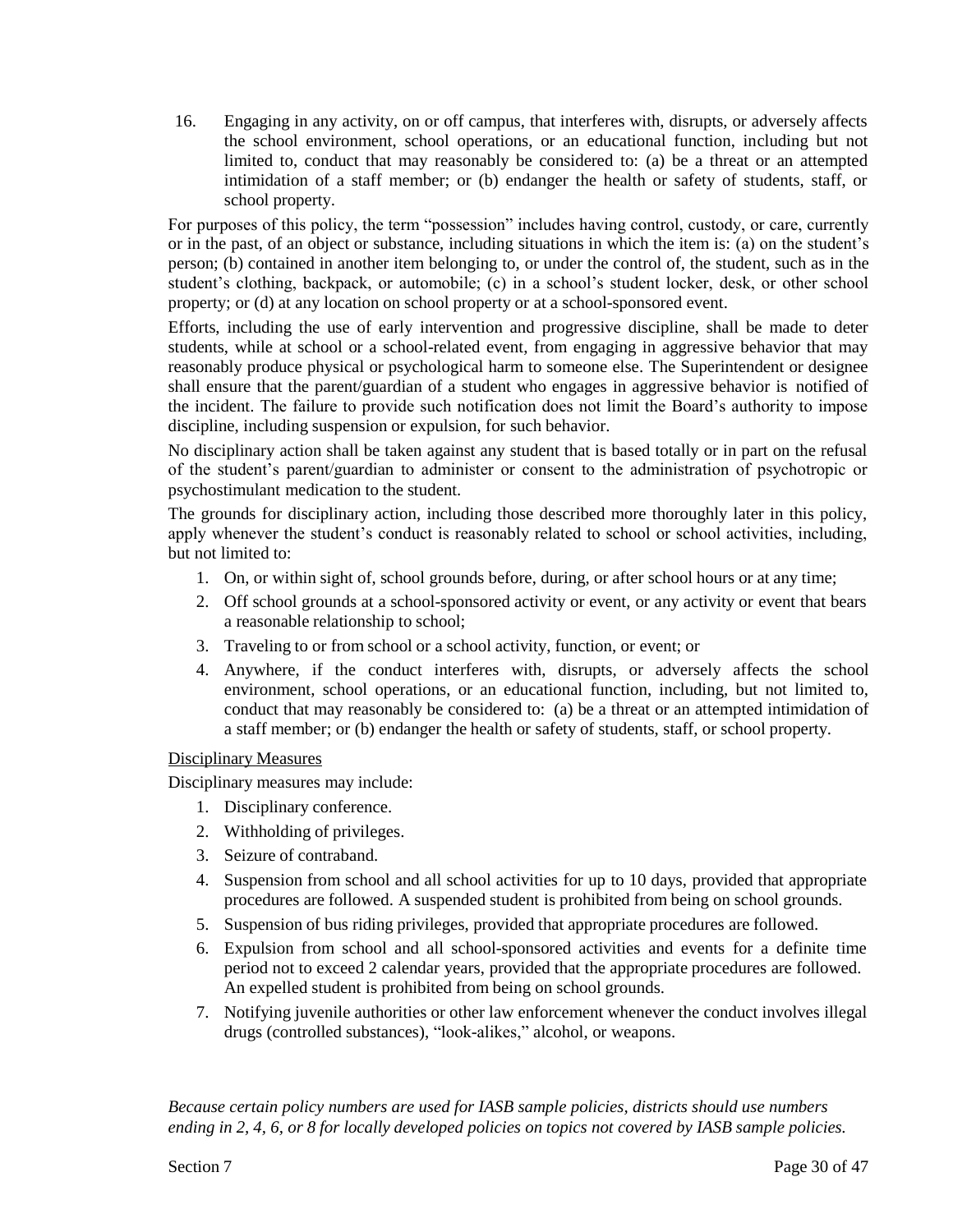16. Engaging in any activity, on or off campus, that interferes with, disrupts, or adversely affects the school environment, school operations, or an educational function, including but not limited to, conduct that may reasonably be considered to: (a) be a threat or an attempted intimidation of a staff member; or (b) endanger the health or safety of students, staff, or school property.

For purposes of this policy, the term "possession" includes having control, custody, or care, currently or in the past, of an object or substance, including situations in which the item is: (a) on the student's person; (b) contained in another item belonging to, or under the control of, the student, such as in the student's clothing, backpack, or automobile; (c) in a school's student locker, desk, or other school property; or (d) at any location on school property or at a school-sponsored event.

Efforts, including the use of early intervention and progressive discipline, shall be made to deter students, while at school or a school-related event, from engaging in aggressive behavior that may reasonably produce physical or psychological harm to someone else. The Superintendent or designee shall ensure that the parent/guardian of a student who engages in aggressive behavior is notified of the incident. The failure to provide such notification does not limit the Board's authority to impose discipline, including suspension or expulsion, for such behavior.

No disciplinary action shall be taken against any student that is based totally or in part on the refusal of the student's parent/guardian to administer or consent to the administration of psychotropic or psychostimulant medication to the student.

The grounds for disciplinary action, including those described more thoroughly later in this policy, apply whenever the student's conduct is reasonably related to school or school activities, including, but not limited to:

1. On, or within sight of, school grounds before, during, or after school hours or at any time;
2. Off school grounds at a school-sponsored activity or event, or any activity or event that bears a reasonable relationship to school;
3. Traveling to or from school or a school activity, function, or event; or
4. Anywhere, if the conduct interferes with, disrupts, or adversely affects the school environment, school operations, or an educational function, including, but not limited to, conduct that may reasonably be considered to: (a) be a threat or an attempted intimidation of a staff member; or (b) endanger the health or safety of students, staff, or school property.

<u>Disciplinary Measures</u>

Disciplinary measures may include:

1. Disciplinary conference.
2. Withholding of privileges.
3. Seizure of contraband.
4. Suspension from school and all school activities for up to 10 days, provided that appropriate procedures are followed. A suspended student is prohibited from being on school grounds.
5. Suspension of bus riding privileges, provided that appropriate procedures are followed.
6. Expulsion from school and all school-sponsored activities and events for a definite time period not to exceed 2 calendar years, provided that the appropriate procedures are followed. An expelled student is prohibited from being on school grounds.
7. Notifying juvenile authorities or other law enforcement whenever the conduct involves illegal drugs (controlled substances), "look-alikes," alcohol, or weapons.

*Because certain policy numbers are used for IASB sample policies, districts should use numbers ending in 2, 4, 6, or 8 for locally developed policies on topics not covered by IASB sample policies.*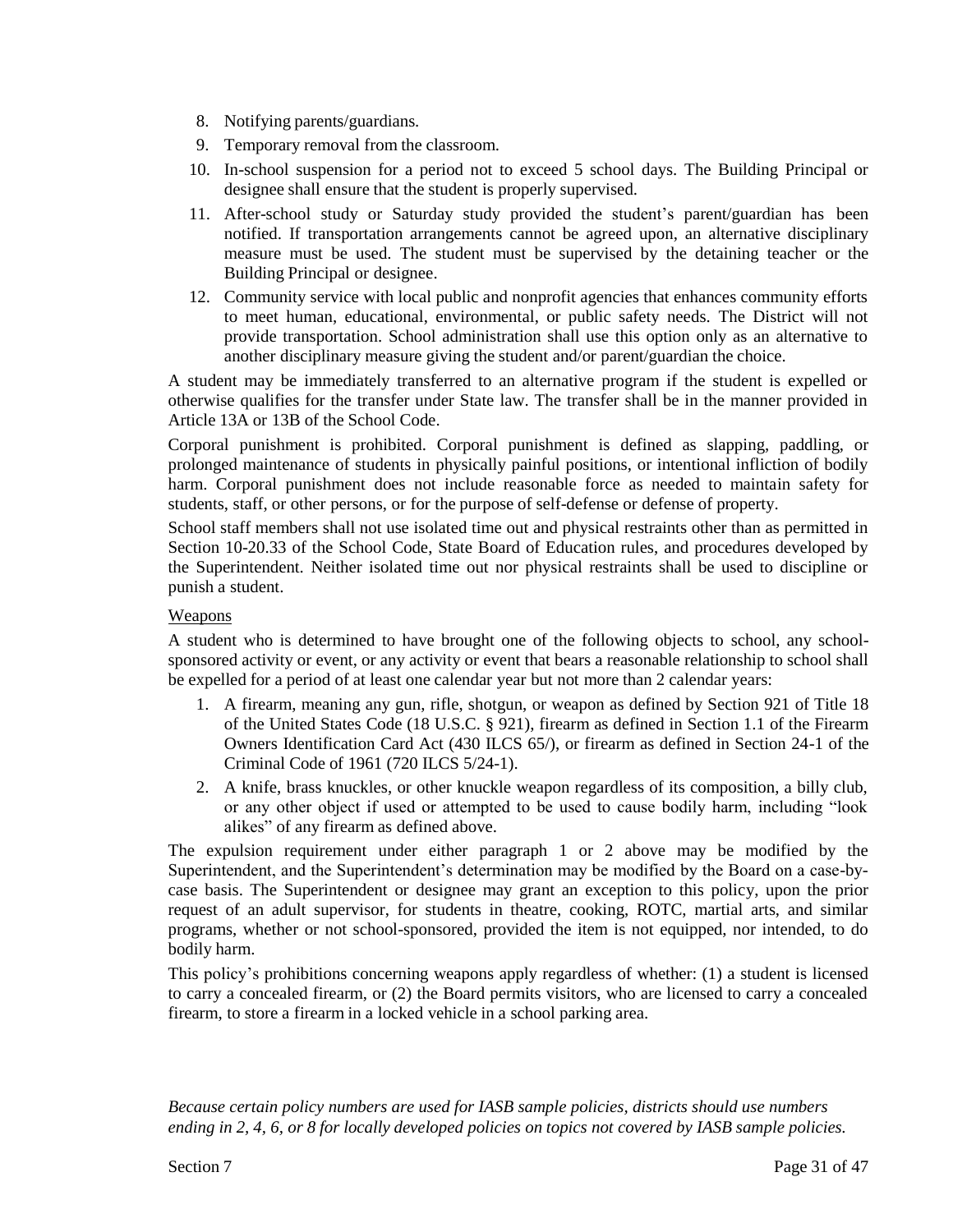8. Notifying parents/guardians.
9. Temporary removal from the classroom.
10. In-school suspension for a period not to exceed 5 school days. The Building Principal or designee shall ensure that the student is properly supervised.
11. After-school study or Saturday study provided the student's parent/guardian has been notified. If transportation arrangements cannot be agreed upon, an alternative disciplinary measure must be used. The student must be supervised by the detaining teacher or the Building Principal or designee.
12. Community service with local public and nonprofit agencies that enhances community efforts to meet human, educational, environmental, or public safety needs. The District will not provide transportation. School administration shall use this option only as an alternative to another disciplinary measure giving the student and/or parent/guardian the choice.

A student may be immediately transferred to an alternative program if the student is expelled or otherwise qualifies for the transfer under State law. The transfer shall be in the manner provided in Article 13A or 13B of the School Code.

Corporal punishment is prohibited. Corporal punishment is defined as slapping, paddling, or prolonged maintenance of students in physically painful positions, or intentional infliction of bodily harm. Corporal punishment does not include reasonable force as needed to maintain safety for students, staff, or other persons, or for the purpose of self-defense or defense of property.

School staff members shall not use isolated time out and physical restraints other than as permitted in Section 10-20.33 of the School Code, State Board of Education rules, and procedures developed by the Superintendent. Neither isolated time out nor physical restraints shall be used to discipline or punish a student.

<u>Weapons</u>

A student who is determined to have brought one of the following objects to school, any school-sponsored activity or event, or any activity or event that bears a reasonable relationship to school shall be expelled for a period of at least one calendar year but not more than 2 calendar years:

1. A firearm, meaning any gun, rifle, shotgun, or weapon as defined by Section 921 of Title 18 of the United States Code (18 U.S.C. § 921), firearm as defined in Section 1.1 of the Firearm Owners Identification Card Act (430 ILCS 65/), or firearm as defined in Section 24-1 of the Criminal Code of 1961 (720 ILCS 5/24-1).
2. A knife, brass knuckles, or other knuckle weapon regardless of its composition, a billy club, or any other object if used or attempted to be used to cause bodily harm, including "look alikes" of any firearm as defined above.

The expulsion requirement under either paragraph 1 or 2 above may be modified by the Superintendent, and the Superintendent's determination may be modified by the Board on a case-by-case basis. The Superintendent or designee may grant an exception to this policy, upon the prior request of an adult supervisor, for students in theatre, cooking, ROTC, martial arts, and similar programs, whether or not school-sponsored, provided the item is not equipped, nor intended, to do bodily harm.

This policy's prohibitions concerning weapons apply regardless of whether: (1) a student is licensed to carry a concealed firearm, or (2) the Board permits visitors, who are licensed to carry a concealed firearm, to store a firearm in a locked vehicle in a school parking area.

*Because certain policy numbers are used for IASB sample policies, districts should use numbers ending in 2, 4, 6, or 8 for locally developed policies on topics not covered by IASB sample policies.*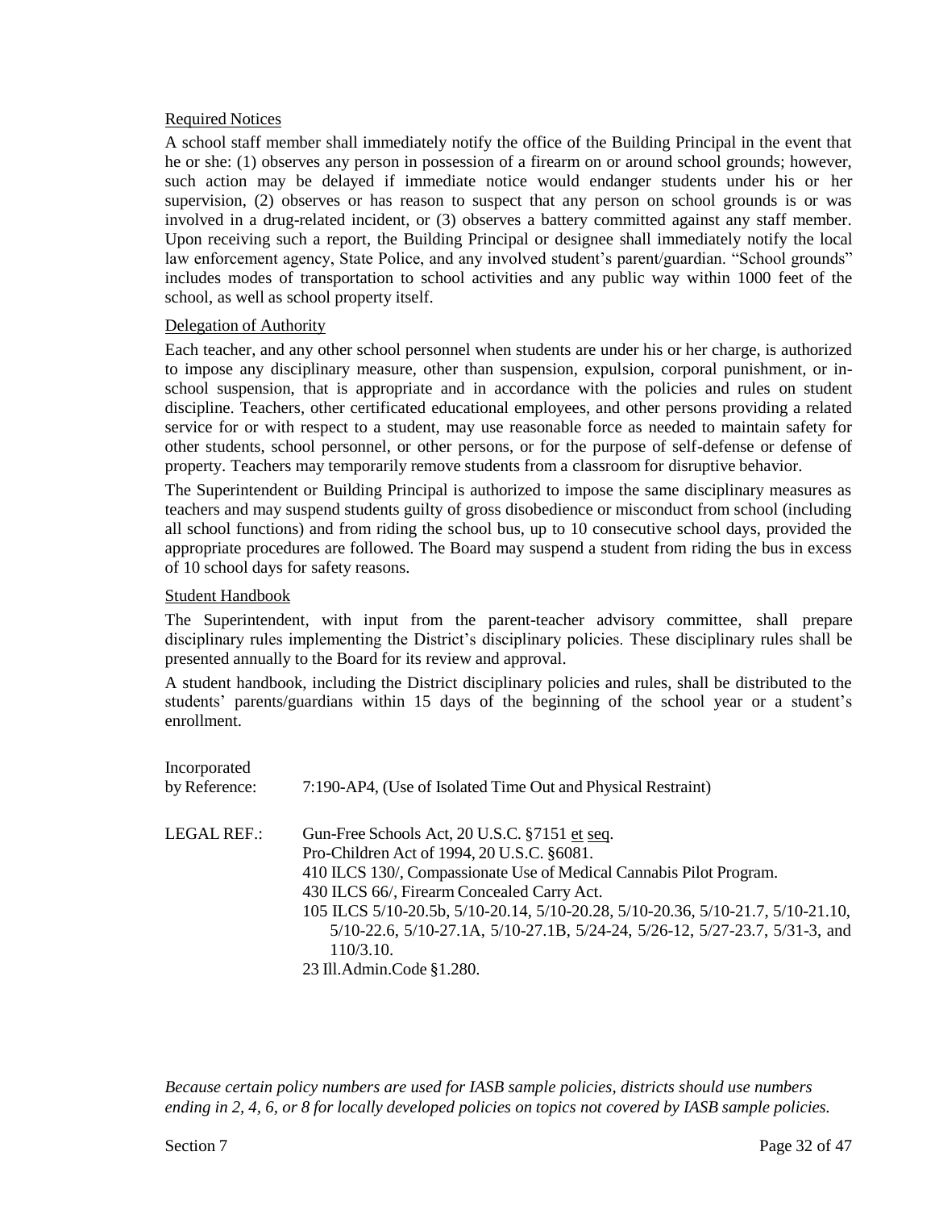### Required Notices

A school staff member shall immediately notify the office of the Building Principal in the event that he or she: (1) observes any person in possession of a firearm on or around school grounds; however, such action may be delayed if immediate notice would endanger students under his or her supervision, (2) observes or has reason to suspect that any person on school grounds is or was involved in a drug-related incident, or (3) observes a battery committed against any staff member. Upon receiving such a report, the Building Principal or designee shall immediately notify the local law enforcement agency, State Police, and any involved student's parent/guardian. "School grounds" includes modes of transportation to school activities and any public way within 1000 feet of the school, as well as school property itself.

### Delegation of Authority

Each teacher, and any other school personnel when students are under his or her charge, is authorized to impose any disciplinary measure, other than suspension, expulsion, corporal punishment, or in-school suspension, that is appropriate and in accordance with the policies and rules on student discipline. Teachers, other certificated educational employees, and other persons providing a related service for or with respect to a student, may use reasonable force as needed to maintain safety for other students, school personnel, or other persons, or for the purpose of self-defense or defense of property. Teachers may temporarily remove students from a classroom for disruptive behavior.

The Superintendent or Building Principal is authorized to impose the same disciplinary measures as teachers and may suspend students guilty of gross disobedience or misconduct from school (including all school functions) and from riding the school bus, up to 10 consecutive school days, provided the appropriate procedures are followed. The Board may suspend a student from riding the bus in excess of 10 school days for safety reasons.

### Student Handbook

The Superintendent, with input from the parent-teacher advisory committee, shall prepare disciplinary rules implementing the District's disciplinary policies. These disciplinary rules shall be presented annually to the Board for its review and approval.

A student handbook, including the District disciplinary policies and rules, shall be distributed to the students' parents/guardians within 15 days of the beginning of the school year or a student's enrollment.

Incorporated by Reference: 7:190-AP4, (Use of Isolated Time Out and Physical Restraint)

LEGAL REF.:
Gun-Free Schools Act, 20 U.S.C. §7151 et seq.
Pro-Children Act of 1994, 20 U.S.C. §6081.
410 ILCS 130/, Compassionate Use of Medical Cannabis Pilot Program.
430 ILCS 66/, Firearm Concealed Carry Act.
105 ILCS 5/10-20.5b, 5/10-20.14, 5/10-20.28, 5/10-20.36, 5/10-21.7, 5/10-21.10, 5/10-22.6, 5/10-27.1A, 5/10-27.1B, 5/24-24, 5/26-12, 5/27-23.7, 5/31-3, and 110/3.10.
23 Ill.Admin.Code §1.280.

*Because certain policy numbers are used for IASB sample policies, districts should use numbers ending in 2, 4, 6, or 8 for locally developed policies on topics not covered by IASB sample policies.*

Section 7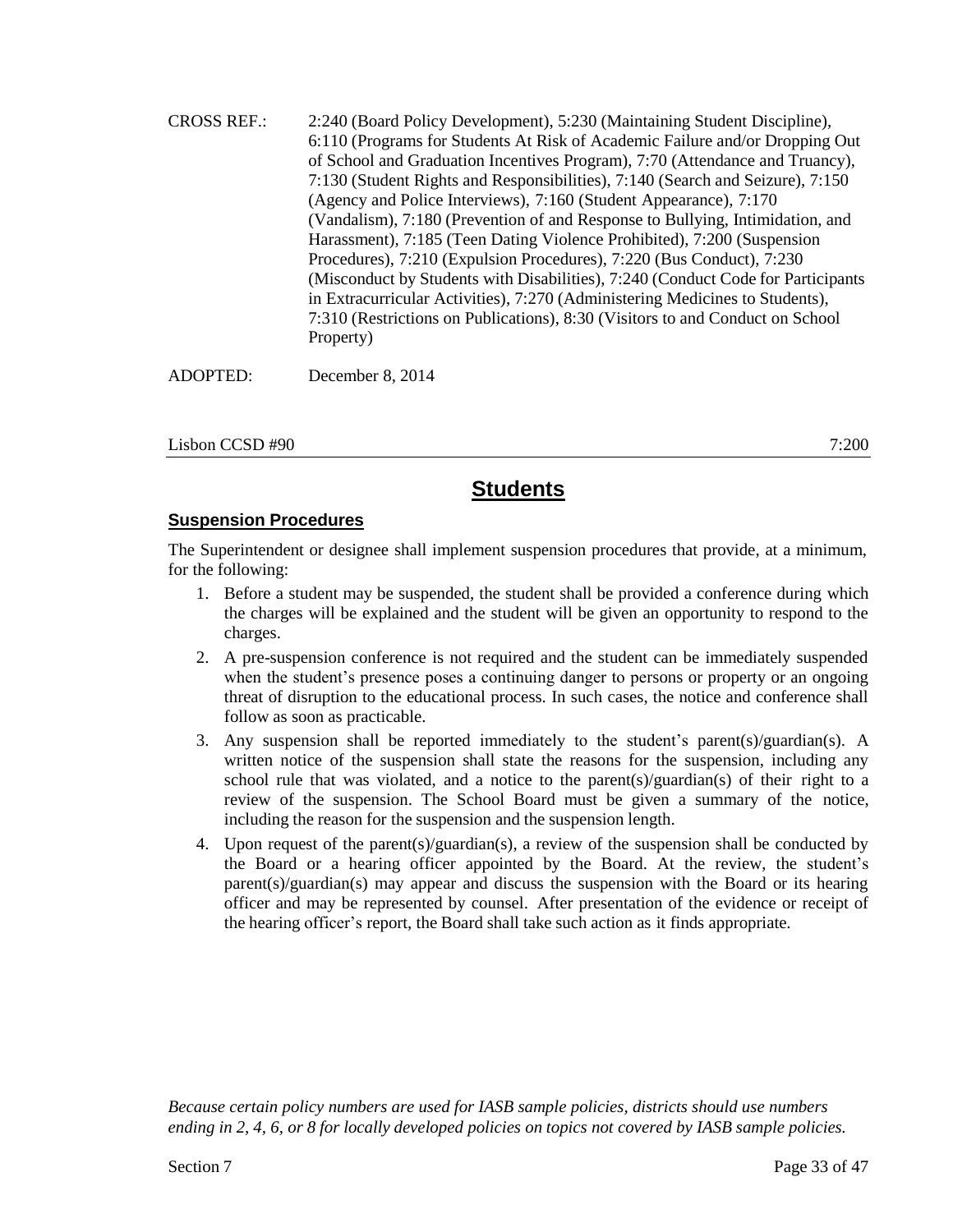CROSS REF.: 2:240 (Board Policy Development), 5:230 (Maintaining Student Discipline), 6:110 (Programs for Students At Risk of Academic Failure and/or Dropping Out of School and Graduation Incentives Program), 7:70 (Attendance and Truancy), 7:130 (Student Rights and Responsibilities), 7:140 (Search and Seizure), 7:150 (Agency and Police Interviews), 7:160 (Student Appearance), 7:170 (Vandalism), 7:180 (Prevention of and Response to Bullying, Intimidation, and Harassment), 7:185 (Teen Dating Violence Prohibited), 7:200 (Suspension Procedures), 7:210 (Expulsion Procedures), 7:220 (Bus Conduct), 7:230 (Misconduct by Students with Disabilities), 7:240 (Conduct Code for Participants in Extracurricular Activities), 7:270 (Administering Medicines to Students), 7:310 (Restrictions on Publications), 8:30 (Visitors to and Conduct on School Property)

ADOPTED: December 8, 2014

Lisbon CCSD #90 7:200

# Students

## Suspension Procedures

The Superintendent or designee shall implement suspension procedures that provide, at a minimum, for the following:

1. Before a student may be suspended, the student shall be provided a conference during which the charges will be explained and the student will be given an opportunity to respond to the charges.
2. A pre-suspension conference is not required and the student can be immediately suspended when the student's presence poses a continuing danger to persons or property or an ongoing threat of disruption to the educational process. In such cases, the notice and conference shall follow as soon as practicable.
3. Any suspension shall be reported immediately to the student's parent(s)/guardian(s). A written notice of the suspension shall state the reasons for the suspension, including any school rule that was violated, and a notice to the parent(s)/guardian(s) of their right to a review of the suspension. The School Board must be given a summary of the notice, including the reason for the suspension and the suspension length.
4. Upon request of the parent(s)/guardian(s), a review of the suspension shall be conducted by the Board or a hearing officer appointed by the Board. At the review, the student's parent(s)/guardian(s) may appear and discuss the suspension with the Board or its hearing officer and may be represented by counsel. After presentation of the evidence or receipt of the hearing officer's report, the Board shall take such action as it finds appropriate.

*Because certain policy numbers are used for IASB sample policies, districts should use numbers ending in 2, 4, 6, or 8 for locally developed policies on topics not covered by IASB sample policies.*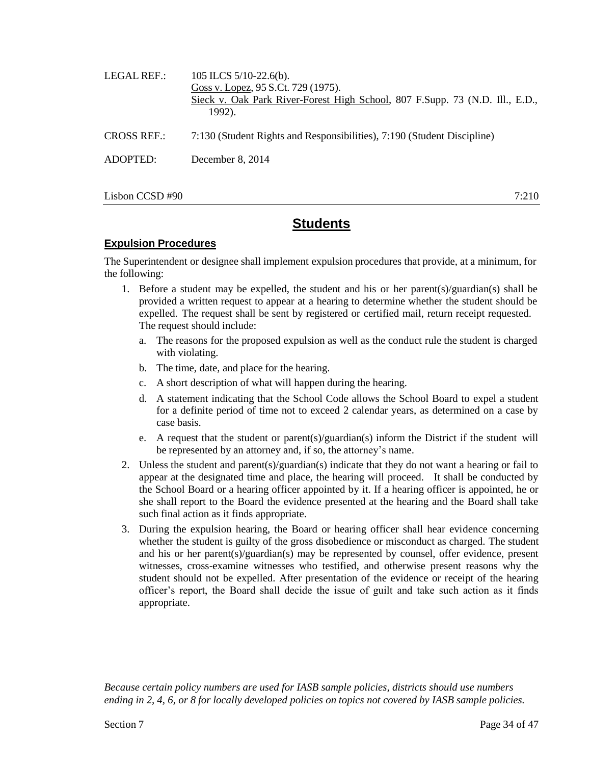LEGAL REF.: 105 ILCS 5/10-22.6(b).
Goss v. Lopez, 95 S.Ct. 729 (1975).
Sieck v. Oak Park River-Forest High School, 807 F.Supp. 73 (N.D. Ill., E.D., 1992).

CROSS REF.: 7:130 (Student Rights and Responsibilities), 7:190 (Student Discipline)

ADOPTED: December 8, 2014

Lisbon CCSD #90 7:210

# Students

## Expulsion Procedures

The Superintendent or designee shall implement expulsion procedures that provide, at a minimum, for the following:

1. Before a student may be expelled, the student and his or her parent(s)/guardian(s) shall be provided a written request to appear at a hearing to determine whether the student should be expelled. The request shall be sent by registered or certified mail, return receipt requested. The request should include:
   a. The reasons for the proposed expulsion as well as the conduct rule the student is charged with violating.
   b. The time, date, and place for the hearing.
   c. A short description of what will happen during the hearing.
   d. A statement indicating that the School Code allows the School Board to expel a student for a definite period of time not to exceed 2 calendar years, as determined on a case by case basis.
   e. A request that the student or parent(s)/guardian(s) inform the District if the student will be represented by an attorney and, if so, the attorney's name.
2. Unless the student and parent(s)/guardian(s) indicate that they do not want a hearing or fail to appear at the designated time and place, the hearing will proceed. It shall be conducted by the School Board or a hearing officer appointed by it. If a hearing officer is appointed, he or she shall report to the Board the evidence presented at the hearing and the Board shall take such final action as it finds appropriate.
3. During the expulsion hearing, the Board or hearing officer shall hear evidence concerning whether the student is guilty of the gross disobedience or misconduct as charged. The student and his or her parent(s)/guardian(s) may be represented by counsel, offer evidence, present witnesses, cross-examine witnesses who testified, and otherwise present reasons why the student should not be expelled. After presentation of the evidence or receipt of the hearing officer's report, the Board shall decide the issue of guilt and take such action as it finds appropriate.

*Because certain policy numbers are used for IASB sample policies, districts should use numbers ending in 2, 4, 6, or 8 for locally developed policies on topics not covered by IASB sample policies.*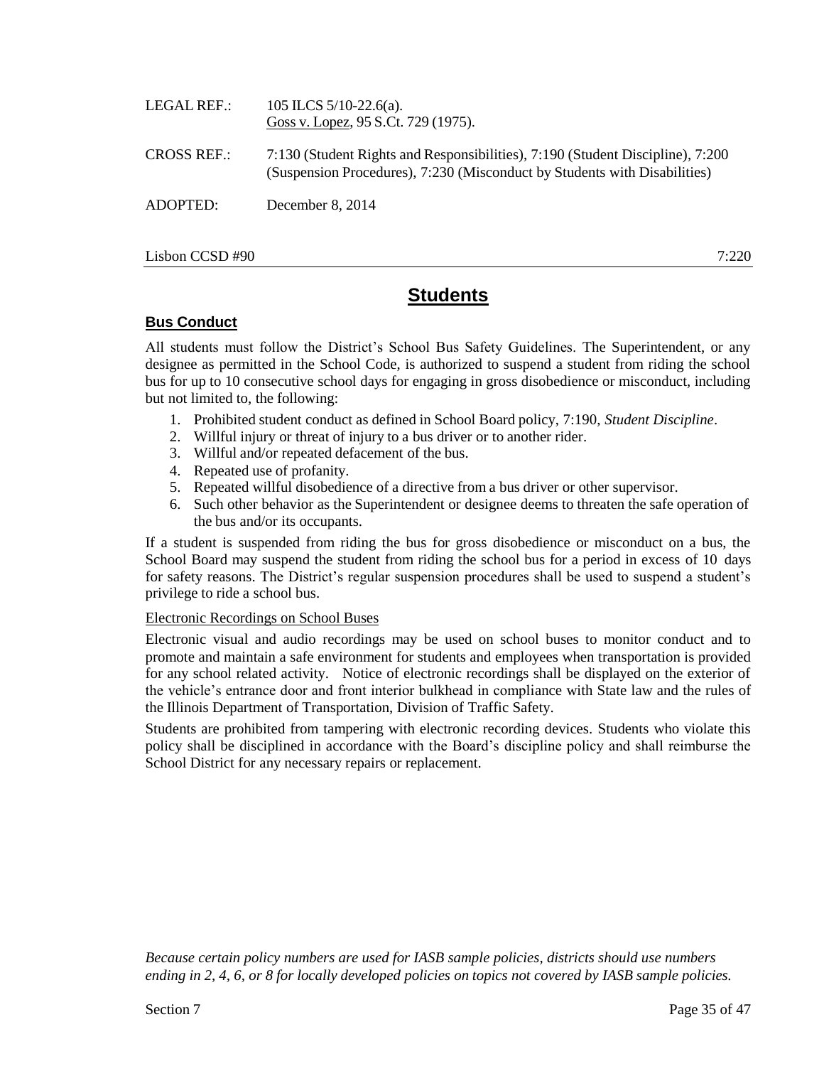LEGAL REF.: 105 ILCS 5/10-22.6(a).
Goss v. Lopez, 95 S.Ct. 729 (1975).

CROSS REF.: 7:130 (Student Rights and Responsibilities), 7:190 (Student Discipline), 7:200 (Suspension Procedures), 7:230 (Misconduct by Students with Disabilities)

ADOPTED: December 8, 2014

Lisbon CCSD #90 7:220

# Students

## Bus Conduct

All students must follow the District's School Bus Safety Guidelines. The Superintendent, or any designee as permitted in the School Code, is authorized to suspend a student from riding the school bus for up to 10 consecutive school days for engaging in gross disobedience or misconduct, including but not limited to, the following:

1. Prohibited student conduct as defined in School Board policy, 7:190, *Student Discipline*.
2. Willful injury or threat of injury to a bus driver or to another rider.
3. Willful and/or repeated defacement of the bus.
4. Repeated use of profanity.
5. Repeated willful disobedience of a directive from a bus driver or other supervisor.
6. Such other behavior as the Superintendent or designee deems to threaten the safe operation of the bus and/or its occupants.

If a student is suspended from riding the bus for gross disobedience or misconduct on a bus, the School Board may suspend the student from riding the school bus for a period in excess of 10 days for safety reasons. The District's regular suspension procedures shall be used to suspend a student's privilege to ride a school bus.

### Electronic Recordings on School Buses

Electronic visual and audio recordings may be used on school buses to monitor conduct and to promote and maintain a safe environment for students and employees when transportation is provided for any school related activity. Notice of electronic recordings shall be displayed on the exterior of the vehicle's entrance door and front interior bulkhead in compliance with State law and the rules of the Illinois Department of Transportation, Division of Traffic Safety.

Students are prohibited from tampering with electronic recording devices. Students who violate this policy shall be disciplined in accordance with the Board's discipline policy and shall reimburse the School District for any necessary repairs or replacement.

*Because certain policy numbers are used for IASB sample policies, districts should use numbers ending in 2, 4, 6, or 8 for locally developed policies on topics not covered by IASB sample policies.*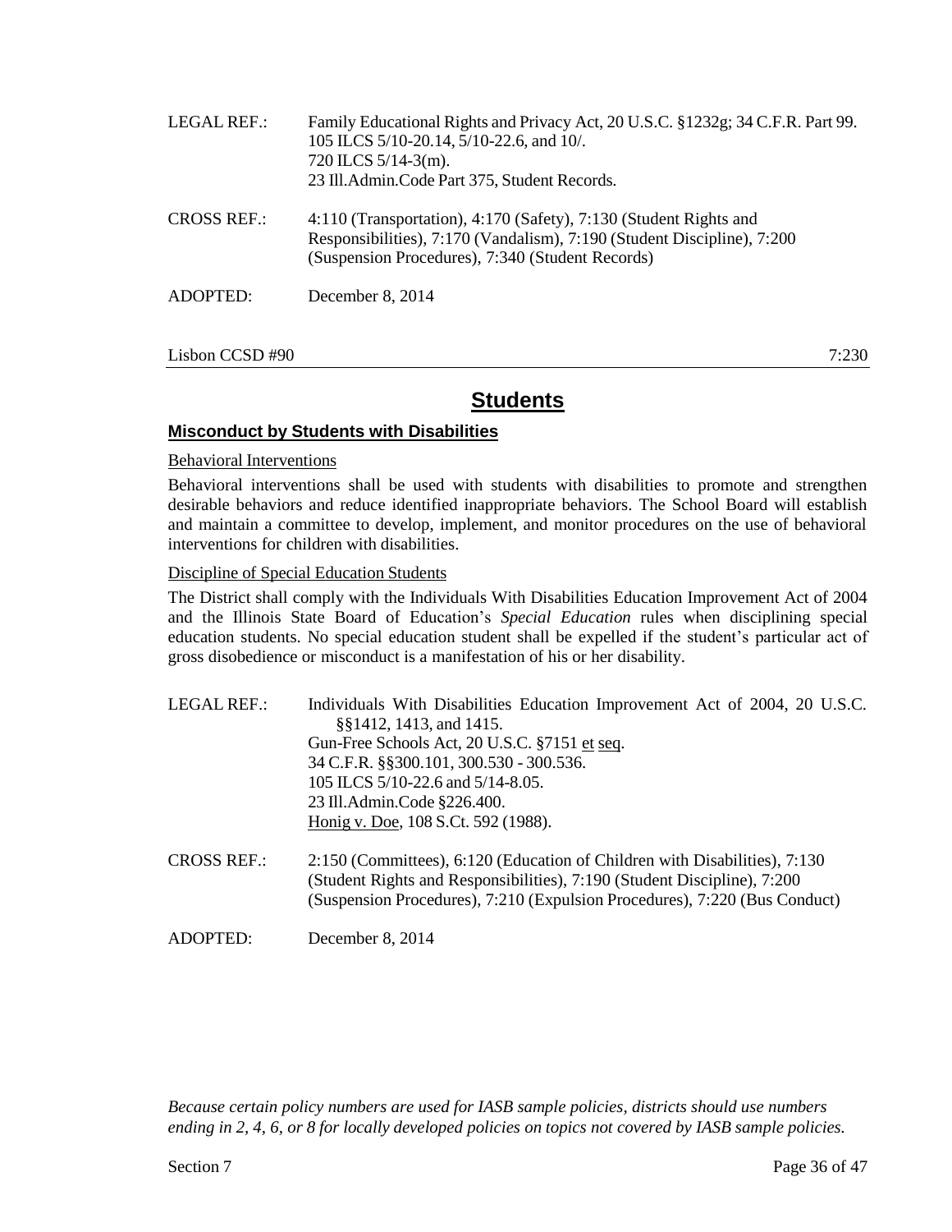LEGAL REF.: Family Educational Rights and Privacy Act, 20 U.S.C. §1232g; 34 C.F.R. Part 99.
105 ILCS 5/10-20.14, 5/10-22.6, and 10/.
720 ILCS 5/14-3(m).
23 Ill.Admin.Code Part 375, Student Records.

CROSS REF.: 4:110 (Transportation), 4:170 (Safety), 7:130 (Student Rights and Responsibilities), 7:170 (Vandalism), 7:190 (Student Discipline), 7:200 (Suspension Procedures), 7:340 (Student Records)

ADOPTED: December 8, 2014

Lisbon CCSD #90 7:230

# Students

## Misconduct by Students with Disabilities

### Behavioral Interventions

Behavioral interventions shall be used with students with disabilities to promote and strengthen desirable behaviors and reduce identified inappropriate behaviors. The School Board will establish and maintain a committee to develop, implement, and monitor procedures on the use of behavioral interventions for children with disabilities.

### Discipline of Special Education Students

The District shall comply with the Individuals With Disabilities Education Improvement Act of 2004 and the Illinois State Board of Education's *Special Education* rules when disciplining special education students. No special education student shall be expelled if the student's particular act of gross disobedience or misconduct is a manifestation of his or her disability.

LEGAL REF.: Individuals With Disabilities Education Improvement Act of 2004, 20 U.S.C. §§1412, 1413, and 1415.
Gun-Free Schools Act, 20 U.S.C. §7151 et seq.
34 C.F.R. §§300.101, 300.530 - 300.536.
105 ILCS 5/10-22.6 and 5/14-8.05.
23 Ill.Admin.Code §226.400.
Honig v. Doe, 108 S.Ct. 592 (1988).

CROSS REF.: 2:150 (Committees), 6:120 (Education of Children with Disabilities), 7:130 (Student Rights and Responsibilities), 7:190 (Student Discipline), 7:200 (Suspension Procedures), 7:210 (Expulsion Procedures), 7:220 (Bus Conduct)

ADOPTED: December 8, 2014

*Because certain policy numbers are used for IASB sample policies, districts should use numbers ending in 2, 4, 6, or 8 for locally developed policies on topics not covered by IASB sample policies.*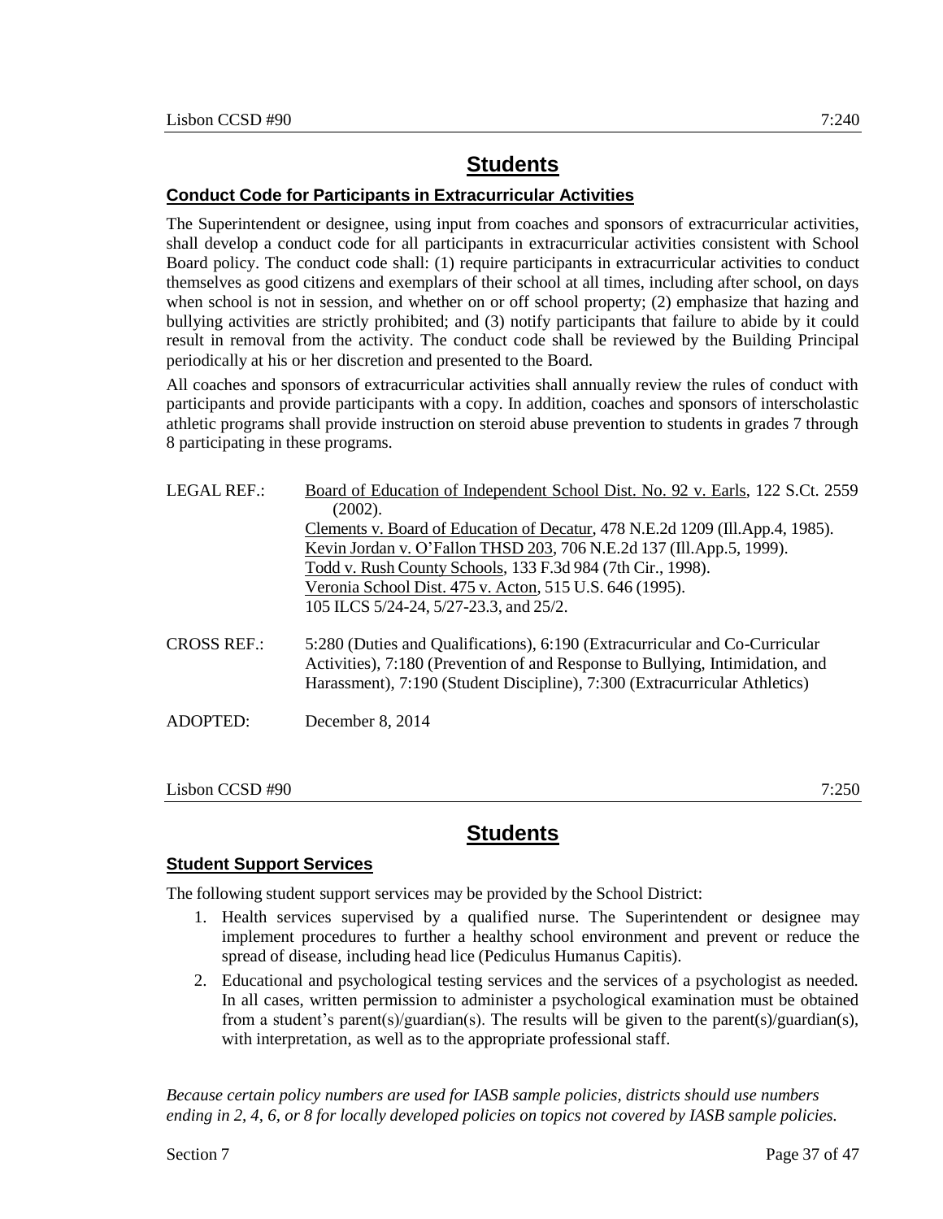## Students

### Conduct Code for Participants in Extracurricular Activities

The Superintendent or designee, using input from coaches and sponsors of extracurricular activities, shall develop a conduct code for all participants in extracurricular activities consistent with School Board policy. The conduct code shall: (1) require participants in extracurricular activities to conduct themselves as good citizens and exemplars of their school at all times, including after school, on days when school is not in session, and whether on or off school property; (2) emphasize that hazing and bullying activities are strictly prohibited; and (3) notify participants that failure to abide by it could result in removal from the activity. The conduct code shall be reviewed by the Building Principal periodically at his or her discretion and presented to the Board.

All coaches and sponsors of extracurricular activities shall annually review the rules of conduct with participants and provide participants with a copy. In addition, coaches and sponsors of interscholastic athletic programs shall provide instruction on steroid abuse prevention to students in grades 7 through 8 participating in these programs.

LEGAL REF.: Board of Education of Independent School Dist. No. 92 v. Earls, 122 S.Ct. 2559 (2002).
Clements v. Board of Education of Decatur, 478 N.E.2d 1209 (Ill.App.4, 1985).
Kevin Jordan v. O'Fallon THSD 203, 706 N.E.2d 137 (Ill.App.5, 1999).
Todd v. Rush County Schools, 133 F.3d 984 (7th Cir., 1998).
Veronia School Dist. 475 v. Acton, 515 U.S. 646 (1995).
105 ILCS 5/24-24, 5/27-23.3, and 25/2.

CROSS REF.: 5:280 (Duties and Qualifications), 6:190 (Extracurricular and Co-Curricular Activities), 7:180 (Prevention of and Response to Bullying, Intimidation, and Harassment), 7:190 (Student Discipline), 7:300 (Extracurricular Athletics)

ADOPTED: December 8, 2014

Lisbon CCSD #90 7:250

## Students

### Student Support Services

The following student support services may be provided by the School District:

1. Health services supervised by a qualified nurse. The Superintendent or designee may implement procedures to further a healthy school environment and prevent or reduce the spread of disease, including head lice (Pediculus Humanus Capitis).
2. Educational and psychological testing services and the services of a psychologist as needed. In all cases, written permission to administer a psychological examination must be obtained from a student's parent(s)/guardian(s). The results will be given to the parent(s)/guardian(s), with interpretation, as well as to the appropriate professional staff.

*Because certain policy numbers are used for IASB sample policies, districts should use numbers ending in 2, 4, 6, or 8 for locally developed policies on topics not covered by IASB sample policies.*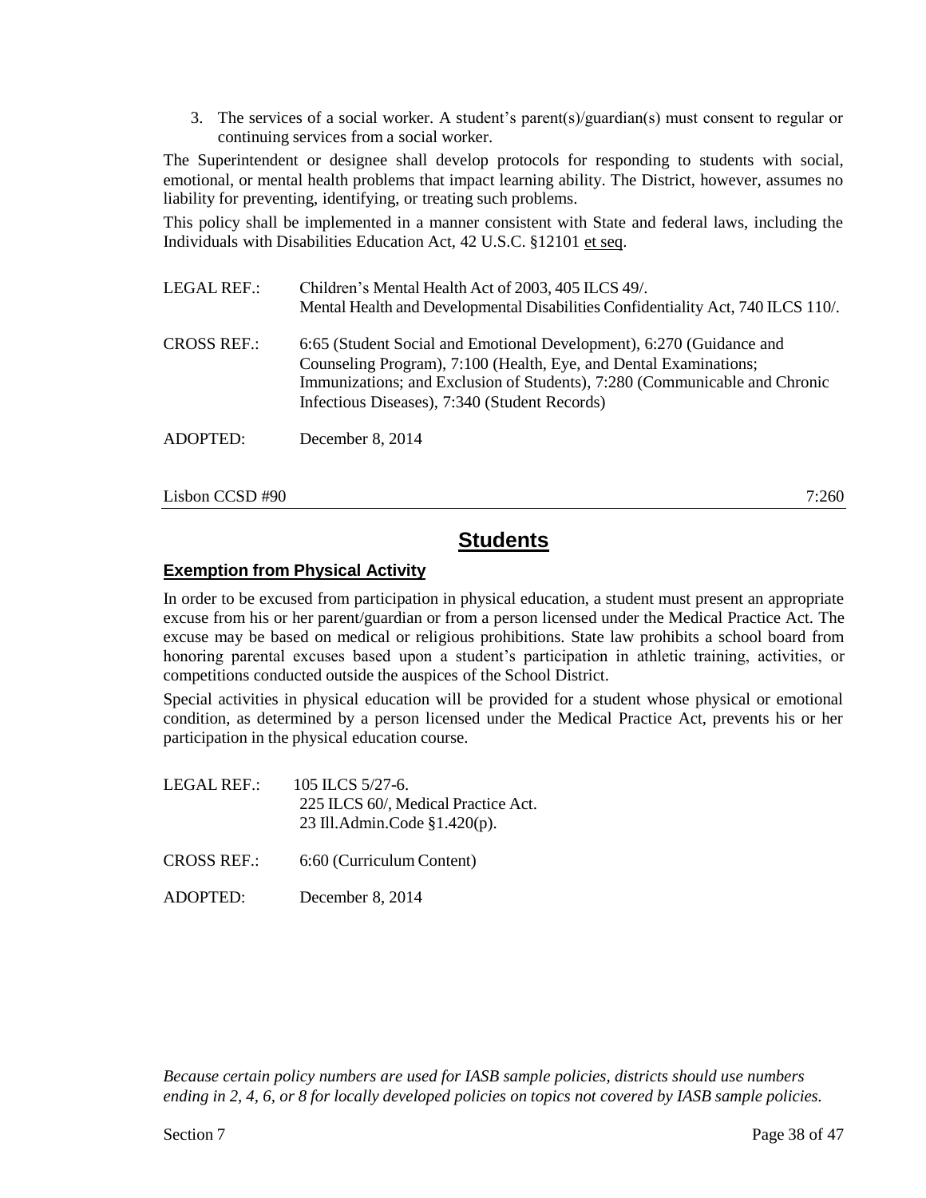3. The services of a social worker. A student's parent(s)/guardian(s) must consent to regular or continuing services from a social worker.

The Superintendent or designee shall develop protocols for responding to students with social, emotional, or mental health problems that impact learning ability. The District, however, assumes no liability for preventing, identifying, or treating such problems.

This policy shall be implemented in a manner consistent with State and federal laws, including the Individuals with Disabilities Education Act, 42 U.S.C. §12101 et seq.

LEGAL REF.: Children's Mental Health Act of 2003, 405 ILCS 49/.
Mental Health and Developmental Disabilities Confidentiality Act, 740 ILCS 110/.

CROSS REF.: 6:65 (Student Social and Emotional Development), 6:270 (Guidance and Counseling Program), 7:100 (Health, Eye, and Dental Examinations; Immunizations; and Exclusion of Students), 7:280 (Communicable and Chronic Infectious Diseases), 7:340 (Student Records)

ADOPTED: December 8, 2014

Lisbon CCSD #90 7:260

# Students

## Exemption from Physical Activity

In order to be excused from participation in physical education, a student must present an appropriate excuse from his or her parent/guardian or from a person licensed under the Medical Practice Act. The excuse may be based on medical or religious prohibitions. State law prohibits a school board from honoring parental excuses based upon a student's participation in athletic training, activities, or competitions conducted outside the auspices of the School District.

Special activities in physical education will be provided for a student whose physical or emotional condition, as determined by a person licensed under the Medical Practice Act, prevents his or her participation in the physical education course.

LEGAL REF.: 105 ILCS 5/27-6.
225 ILCS 60/, Medical Practice Act.
23 Ill.Admin.Code §1.420(p).

CROSS REF.: 6:60 (Curriculum Content)

ADOPTED: December 8, 2014

*Because certain policy numbers are used for IASB sample policies, districts should use numbers ending in 2, 4, 6, or 8 for locally developed policies on topics not covered by IASB sample policies.*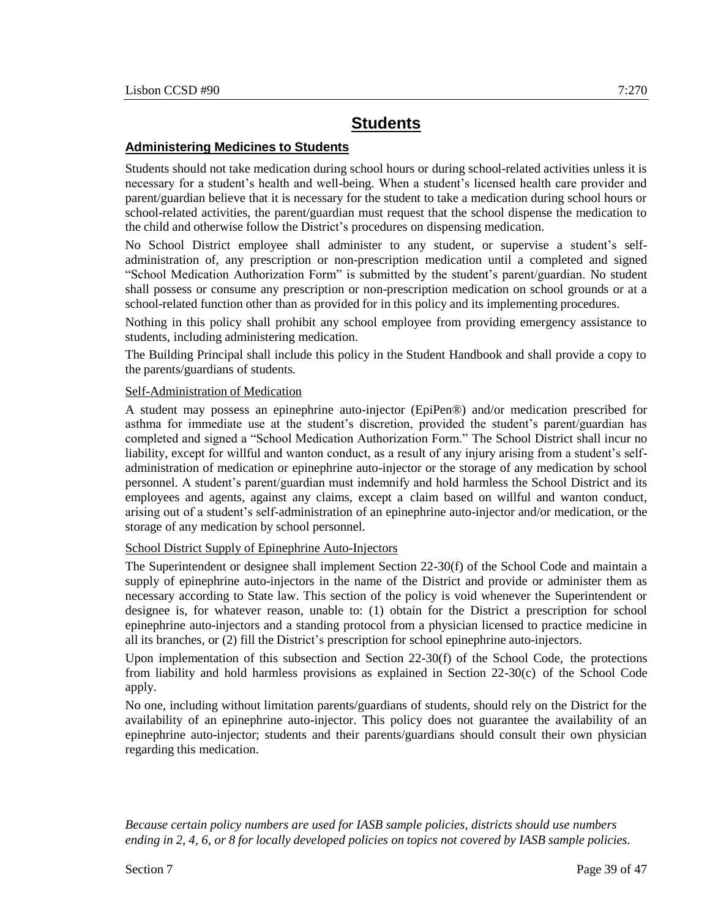# Students

## Administering Medicines to Students

Students should not take medication during school hours or during school-related activities unless it is necessary for a student's health and well-being. When a student's licensed health care provider and parent/guardian believe that it is necessary for the student to take a medication during school hours or school-related activities, the parent/guardian must request that the school dispense the medication to the child and otherwise follow the District's procedures on dispensing medication.

No School District employee shall administer to any student, or supervise a student's self-administration of, any prescription or non-prescription medication until a completed and signed "School Medication Authorization Form" is submitted by the student's parent/guardian. No student shall possess or consume any prescription or non-prescription medication on school grounds or at a school-related function other than as provided for in this policy and its implementing procedures.

Nothing in this policy shall prohibit any school employee from providing emergency assistance to students, including administering medication.

The Building Principal shall include this policy in the Student Handbook and shall provide a copy to the parents/guardians of students.

### Self-Administration of Medication

A student may possess an epinephrine auto-injector (EpiPen®) and/or medication prescribed for asthma for immediate use at the student's discretion, provided the student's parent/guardian has completed and signed a "School Medication Authorization Form." The School District shall incur no liability, except for willful and wanton conduct, as a result of any injury arising from a student's self-administration of medication or epinephrine auto-injector or the storage of any medication by school personnel. A student's parent/guardian must indemnify and hold harmless the School District and its employees and agents, against any claims, except a claim based on willful and wanton conduct, arising out of a student's self-administration of an epinephrine auto-injector and/or medication, or the storage of any medication by school personnel.

### School District Supply of Epinephrine Auto-Injectors

The Superintendent or designee shall implement Section 22-30(f) of the School Code and maintain a supply of epinephrine auto-injectors in the name of the District and provide or administer them as necessary according to State law. This section of the policy is void whenever the Superintendent or designee is, for whatever reason, unable to: (1) obtain for the District a prescription for school epinephrine auto-injectors and a standing protocol from a physician licensed to practice medicine in all its branches, or (2) fill the District's prescription for school epinephrine auto-injectors.

Upon implementation of this subsection and Section 22-30(f) of the School Code, the protections from liability and hold harmless provisions as explained in Section 22-30(c) of the School Code apply.

No one, including without limitation parents/guardians of students, should rely on the District for the availability of an epinephrine auto-injector. This policy does not guarantee the availability of an epinephrine auto-injector; students and their parents/guardians should consult their own physician regarding this medication.

*Because certain policy numbers are used for IASB sample policies, districts should use numbers ending in 2, 4, 6, or 8 for locally developed policies on topics not covered by IASB sample policies.*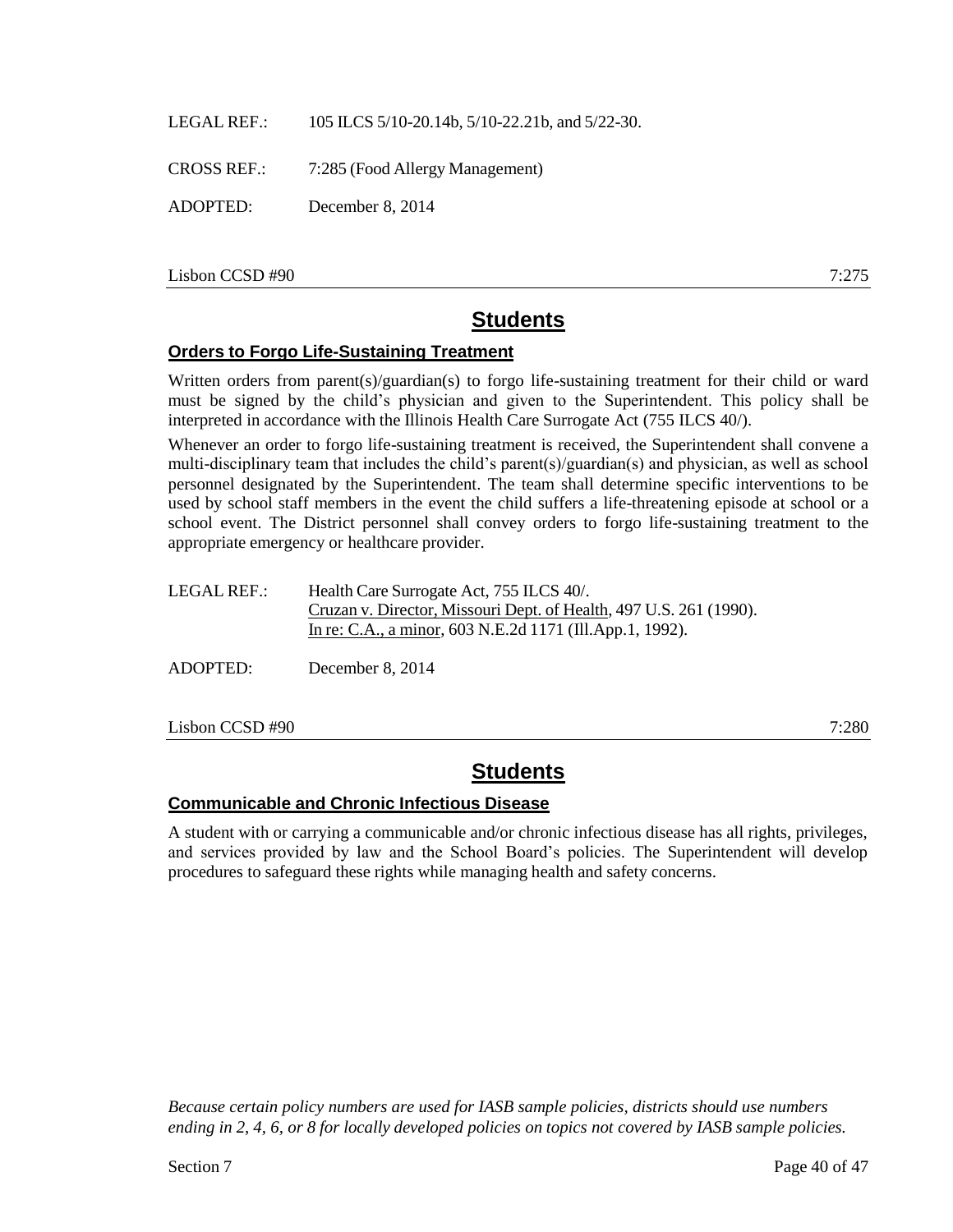LEGAL REF.: 105 ILCS 5/10-20.14b, 5/10-22.21b, and 5/22-30.

CROSS REF.: 7:285 (Food Allergy Management)

ADOPTED: December 8, 2014

Lisbon CCSD #90 7:275

## Students

### Orders to Forgo Life-Sustaining Treatment

Written orders from parent(s)/guardian(s) to forgo life-sustaining treatment for their child or ward must be signed by the child's physician and given to the Superintendent. This policy shall be interpreted in accordance with the Illinois Health Care Surrogate Act (755 ILCS 40/).

Whenever an order to forgo life-sustaining treatment is received, the Superintendent shall convene a multi-disciplinary team that includes the child's parent(s)/guardian(s) and physician, as well as school personnel designated by the Superintendent. The team shall determine specific interventions to be used by school staff members in the event the child suffers a life-threatening episode at school or a school event. The District personnel shall convey orders to forgo life-sustaining treatment to the appropriate emergency or healthcare provider.

LEGAL REF.: Health Care Surrogate Act, 755 ILCS 40/.
Cruzan v. Director, Missouri Dept. of Health, 497 U.S. 261 (1990).
In re: C.A., a minor, 603 N.E.2d 1171 (Ill.App.1, 1992).

ADOPTED: December 8, 2014

Lisbon CCSD #90 7:280

## Students

### Communicable and Chronic Infectious Disease

A student with or carrying a communicable and/or chronic infectious disease has all rights, privileges, and services provided by law and the School Board's policies. The Superintendent will develop procedures to safeguard these rights while managing health and safety concerns.

*Because certain policy numbers are used for IASB sample policies, districts should use numbers ending in 2, 4, 6, or 8 for locally developed policies on topics not covered by IASB sample policies.*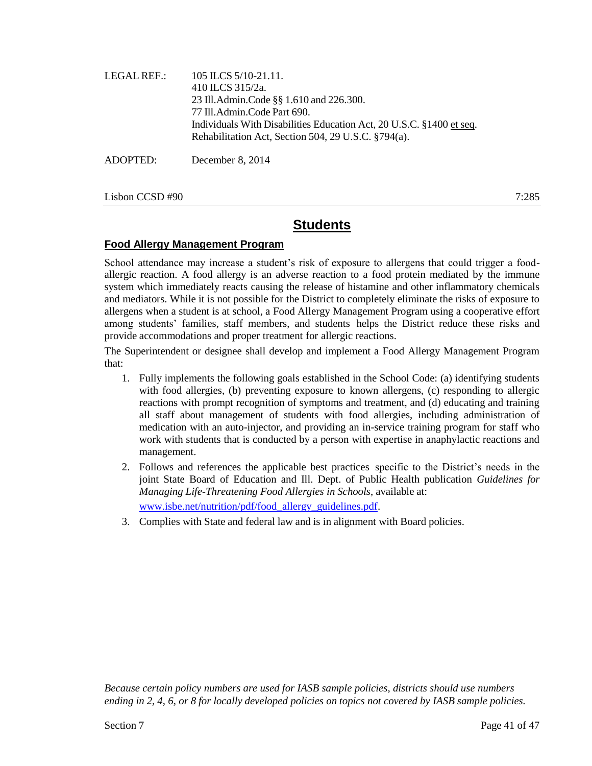LEGAL REF.: 105 ILCS 5/10-21.11.
410 ILCS 315/2a.
23 Ill.Admin.Code §§ 1.610 and 226.300.
77 Ill.Admin.Code Part 690.
Individuals With Disabilities Education Act, 20 U.S.C. §1400 et seq.
Rehabilitation Act, Section 504, 29 U.S.C. §794(a).

ADOPTED: December 8, 2014

Lisbon CCSD #90 7:285

# Students

## Food Allergy Management Program

School attendance may increase a student's risk of exposure to allergens that could trigger a food-allergic reaction. A food allergy is an adverse reaction to a food protein mediated by the immune system which immediately reacts causing the release of histamine and other inflammatory chemicals and mediators. While it is not possible for the District to completely eliminate the risks of exposure to allergens when a student is at school, a Food Allergy Management Program using a cooperative effort among students' families, staff members, and students helps the District reduce these risks and provide accommodations and proper treatment for allergic reactions.

The Superintendent or designee shall develop and implement a Food Allergy Management Program that:

1. Fully implements the following goals established in the School Code: (a) identifying students with food allergies, (b) preventing exposure to known allergens, (c) responding to allergic reactions with prompt recognition of symptoms and treatment, and (d) educating and training all staff about management of students with food allergies, including administration of medication with an auto-injector, and providing an in-service training program for staff who work with students that is conducted by a person with expertise in anaphylactic reactions and management.
2. Follows and references the applicable best practices specific to the District's needs in the joint State Board of Education and Ill. Dept. of Public Health publication *Guidelines for Managing Life-Threatening Food Allergies in Schools*, available at: www.isbe.net/nutrition/pdf/food_allergy_guidelines.pdf.
3. Complies with State and federal law and is in alignment with Board policies.

*Because certain policy numbers are used for IASB sample policies, districts should use numbers ending in 2, 4, 6, or 8 for locally developed policies on topics not covered by IASB sample policies.*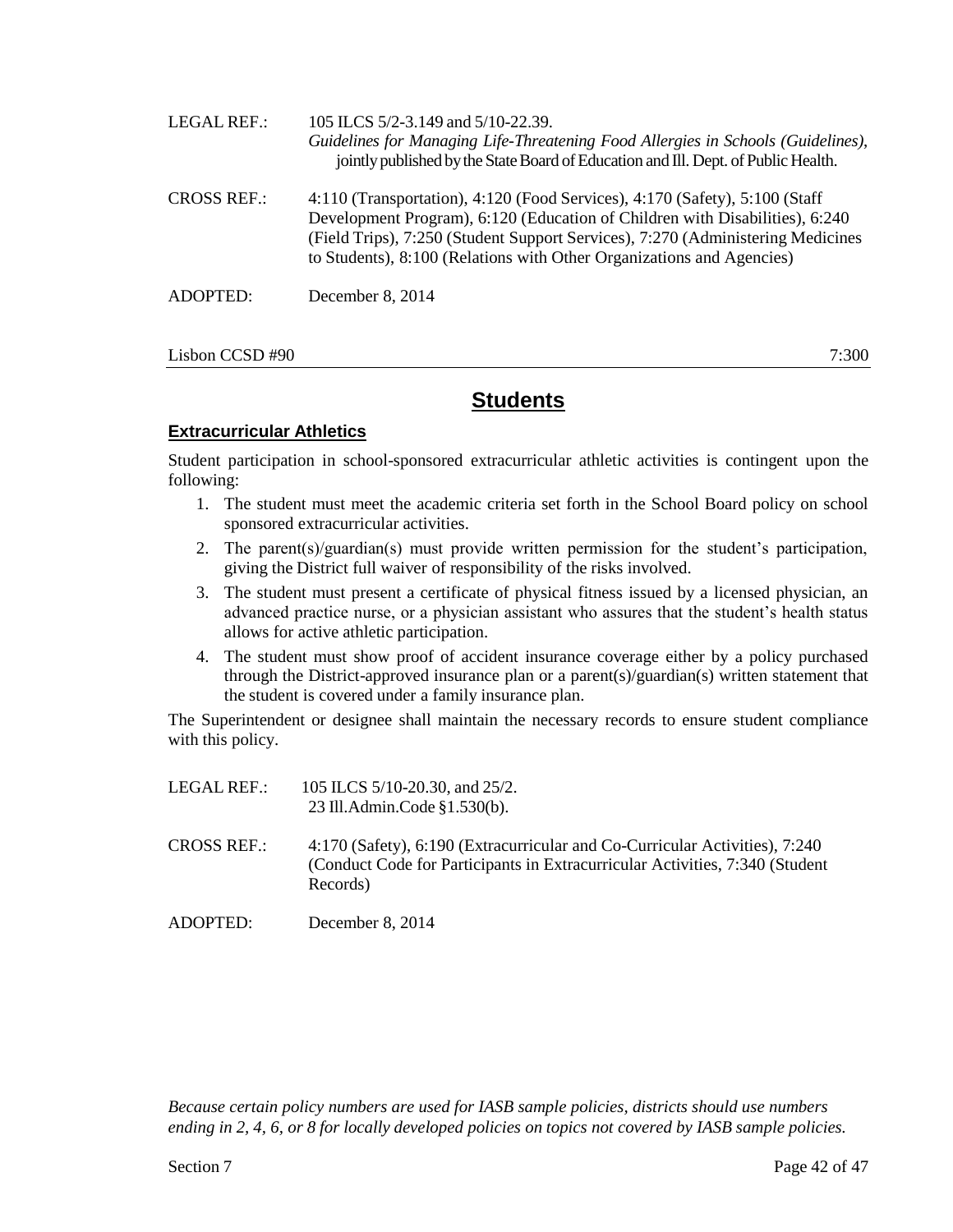LEGAL REF.: 105 ILCS 5/2-3.149 and 5/10-22.39.
*Guidelines for Managing Life-Threatening Food Allergies in Schools (Guidelines)*, jointly published by the State Board of Education and Ill. Dept. of Public Health.

CROSS REF.: 4:110 (Transportation), 4:120 (Food Services), 4:170 (Safety), 5:100 (Staff Development Program), 6:120 (Education of Children with Disabilities), 6:240 (Field Trips), 7:250 (Student Support Services), 7:270 (Administering Medicines to Students), 8:100 (Relations with Other Organizations and Agencies)

ADOPTED: December 8, 2014

Lisbon CCSD #90 7:300

# Students

## Extracurricular Athletics

Student participation in school-sponsored extracurricular athletic activities is contingent upon the following:

1. The student must meet the academic criteria set forth in the School Board policy on school sponsored extracurricular activities.
2. The parent(s)/guardian(s) must provide written permission for the student's participation, giving the District full waiver of responsibility of the risks involved.
3. The student must present a certificate of physical fitness issued by a licensed physician, an advanced practice nurse, or a physician assistant who assures that the student's health status allows for active athletic participation.
4. The student must show proof of accident insurance coverage either by a policy purchased through the District-approved insurance plan or a parent(s)/guardian(s) written statement that the student is covered under a family insurance plan.

The Superintendent or designee shall maintain the necessary records to ensure student compliance with this policy.

LEGAL REF.: 105 ILCS 5/10-20.30, and 25/2.
23 Ill.Admin.Code §1.530(b).

CROSS REF.: 4:170 (Safety), 6:190 (Extracurricular and Co-Curricular Activities), 7:240 (Conduct Code for Participants in Extracurricular Activities, 7:340 (Student Records)

ADOPTED: December 8, 2014

*Because certain policy numbers are used for IASB sample policies, districts should use numbers ending in 2, 4, 6, or 8 for locally developed policies on topics not covered by IASB sample policies.*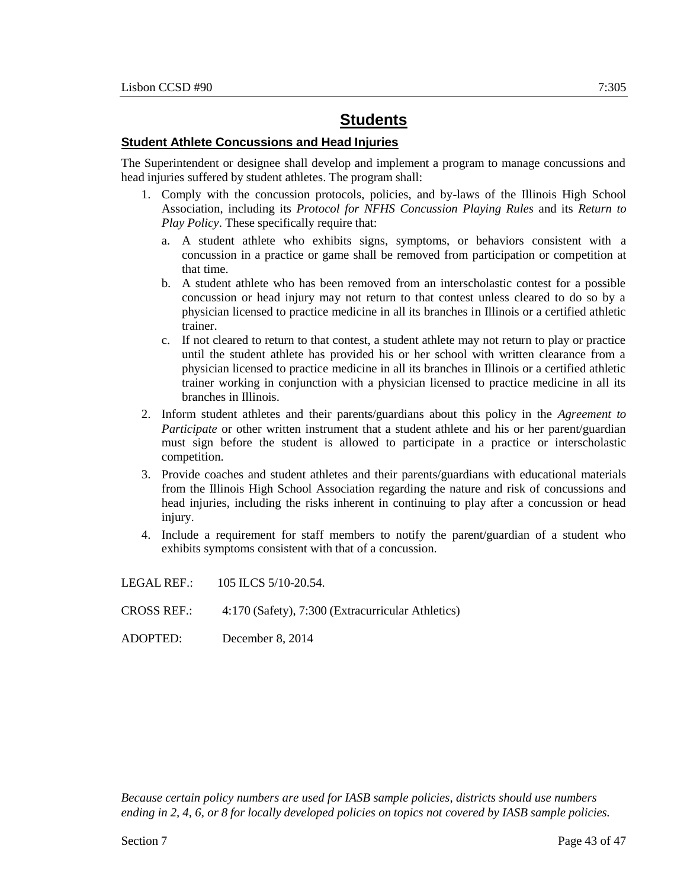# Students

## Student Athlete Concussions and Head Injuries

The Superintendent or designee shall develop and implement a program to manage concussions and head injuries suffered by student athletes. The program shall:

1. Comply with the concussion protocols, policies, and by-laws of the Illinois High School Association, including its *Protocol for NFHS Concussion Playing Rules* and its *Return to Play Policy*. These specifically require that:
   a. A student athlete who exhibits signs, symptoms, or behaviors consistent with a concussion in a practice or game shall be removed from participation or competition at that time.
   b. A student athlete who has been removed from an interscholastic contest for a possible concussion or head injury may not return to that contest unless cleared to do so by a physician licensed to practice medicine in all its branches in Illinois or a certified athletic trainer.
   c. If not cleared to return to that contest, a student athlete may not return to play or practice until the student athlete has provided his or her school with written clearance from a physician licensed to practice medicine in all its branches in Illinois or a certified athletic trainer working in conjunction with a physician licensed to practice medicine in all its branches in Illinois.
2. Inform student athletes and their parents/guardians about this policy in the *Agreement to Participate* or other written instrument that a student athlete and his or her parent/guardian must sign before the student is allowed to participate in a practice or interscholastic competition.
3. Provide coaches and student athletes and their parents/guardians with educational materials from the Illinois High School Association regarding the nature and risk of concussions and head injuries, including the risks inherent in continuing to play after a concussion or head injury.
4. Include a requirement for staff members to notify the parent/guardian of a student who exhibits symptoms consistent with that of a concussion.

LEGAL REF.: 105 ILCS 5/10-20.54.

CROSS REF.: 4:170 (Safety), 7:300 (Extracurricular Athletics)

ADOPTED: December 8, 2014

*Because certain policy numbers are used for IASB sample policies, districts should use numbers ending in 2, 4, 6, or 8 for locally developed policies on topics not covered by IASB sample policies.*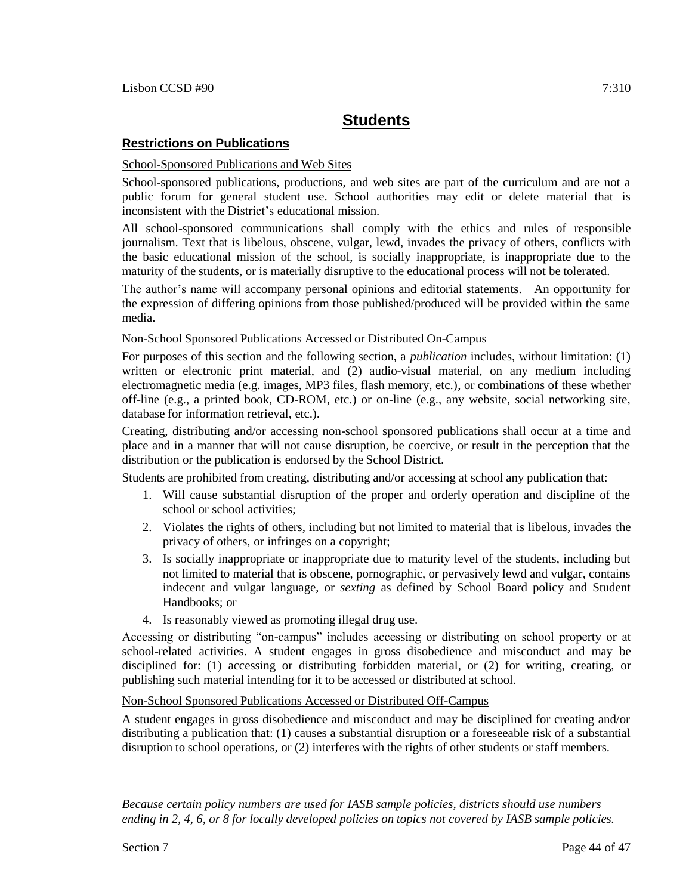# Students

## Restrictions on Publications

School-Sponsored Publications and Web Sites

School-sponsored publications, productions, and web sites are part of the curriculum and are not a public forum for general student use. School authorities may edit or delete material that is inconsistent with the District's educational mission.

All school-sponsored communications shall comply with the ethics and rules of responsible journalism. Text that is libelous, obscene, vulgar, lewd, invades the privacy of others, conflicts with the basic educational mission of the school, is socially inappropriate, is inappropriate due to the maturity of the students, or is materially disruptive to the educational process will not be tolerated.

The author's name will accompany personal opinions and editorial statements. An opportunity for the expression of differing opinions from those published/produced will be provided within the same media.

Non-School Sponsored Publications Accessed or Distributed On-Campus

For purposes of this section and the following section, a *publication* includes, without limitation: (1) written or electronic print material, and (2) audio-visual material, on any medium including electromagnetic media (e.g. images, MP3 files, flash memory, etc.), or combinations of these whether off-line (e.g., a printed book, CD-ROM, etc.) or on-line (e.g., any website, social networking site, database for information retrieval, etc.).

Creating, distributing and/or accessing non-school sponsored publications shall occur at a time and place and in a manner that will not cause disruption, be coercive, or result in the perception that the distribution or the publication is endorsed by the School District.

Students are prohibited from creating, distributing and/or accessing at school any publication that:

1. Will cause substantial disruption of the proper and orderly operation and discipline of the school or school activities;
2. Violates the rights of others, including but not limited to material that is libelous, invades the privacy of others, or infringes on a copyright;
3. Is socially inappropriate or inappropriate due to maturity level of the students, including but not limited to material that is obscene, pornographic, or pervasively lewd and vulgar, contains indecent and vulgar language, or *sexting* as defined by School Board policy and Student Handbooks; or
4. Is reasonably viewed as promoting illegal drug use.

Accessing or distributing "on-campus" includes accessing or distributing on school property or at school-related activities. A student engages in gross disobedience and misconduct and may be disciplined for: (1) accessing or distributing forbidden material, or (2) for writing, creating, or publishing such material intending for it to be accessed or distributed at school.

Non-School Sponsored Publications Accessed or Distributed Off-Campus

A student engages in gross disobedience and misconduct and may be disciplined for creating and/or distributing a publication that: (1) causes a substantial disruption or a foreseeable risk of a substantial disruption to school operations, or (2) interferes with the rights of other students or staff members.

*Because certain policy numbers are used for IASB sample policies, districts should use numbers ending in 2, 4, 6, or 8 for locally developed policies on topics not covered by IASB sample policies.*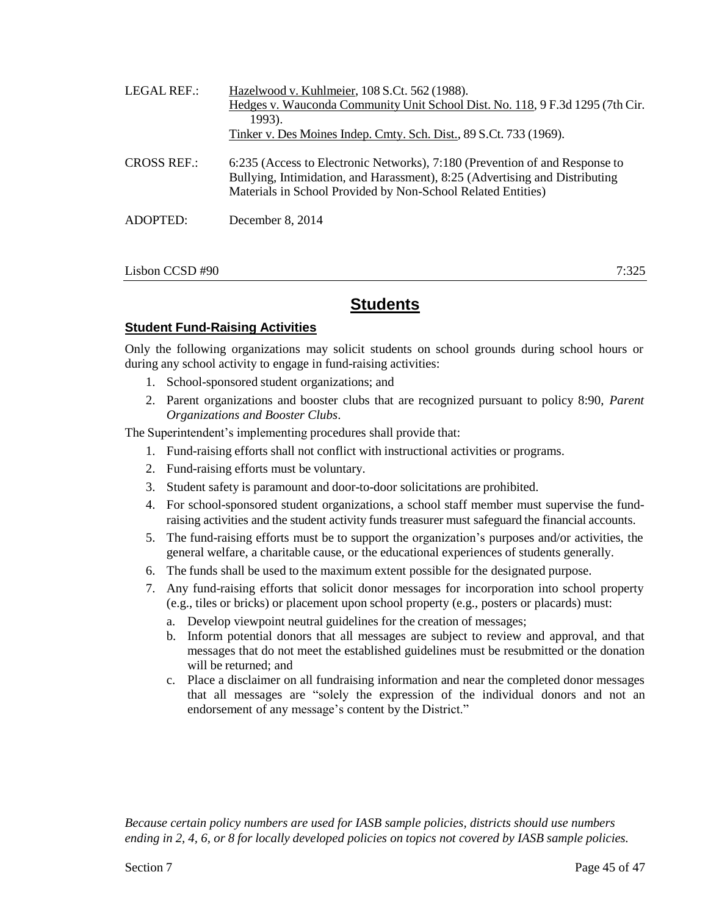LEGAL REF.: Hazelwood v. Kuhlmeier, 108 S.Ct. 562 (1988).
Hedges v. Wauconda Community Unit School Dist. No. 118, 9 F.3d 1295 (7th Cir. 1993).
Tinker v. Des Moines Indep. Cmty. Sch. Dist., 89 S.Ct. 733 (1969).

CROSS REF.: 6:235 (Access to Electronic Networks), 7:180 (Prevention of and Response to Bullying, Intimidation, and Harassment), 8:25 (Advertising and Distributing Materials in School Provided by Non-School Related Entities)

ADOPTED: December 8, 2014

Lisbon CCSD #90 7:325

# Students

## Student Fund-Raising Activities

Only the following organizations may solicit students on school grounds during school hours or during any school activity to engage in fund-raising activities:

1. School-sponsored student organizations; and
2. Parent organizations and booster clubs that are recognized pursuant to policy 8:90, *Parent Organizations and Booster Clubs*.

The Superintendent's implementing procedures shall provide that:

1. Fund-raising efforts shall not conflict with instructional activities or programs.
2. Fund-raising efforts must be voluntary.
3. Student safety is paramount and door-to-door solicitations are prohibited.
4. For school-sponsored student organizations, a school staff member must supervise the fund-raising activities and the student activity funds treasurer must safeguard the financial accounts.
5. The fund-raising efforts must be to support the organization's purposes and/or activities, the general welfare, a charitable cause, or the educational experiences of students generally.
6. The funds shall be used to the maximum extent possible for the designated purpose.
7. Any fund-raising efforts that solicit donor messages for incorporation into school property (e.g., tiles or bricks) or placement upon school property (e.g., posters or placards) must:
   a. Develop viewpoint neutral guidelines for the creation of messages;
   b. Inform potential donors that all messages are subject to review and approval, and that messages that do not meet the established guidelines must be resubmitted or the donation will be returned; and
   c. Place a disclaimer on all fundraising information and near the completed donor messages that all messages are "solely the expression of the individual donors and not an endorsement of any message's content by the District."

*Because certain policy numbers are used for IASB sample policies, districts should use numbers ending in 2, 4, 6, or 8 for locally developed policies on topics not covered by IASB sample policies.*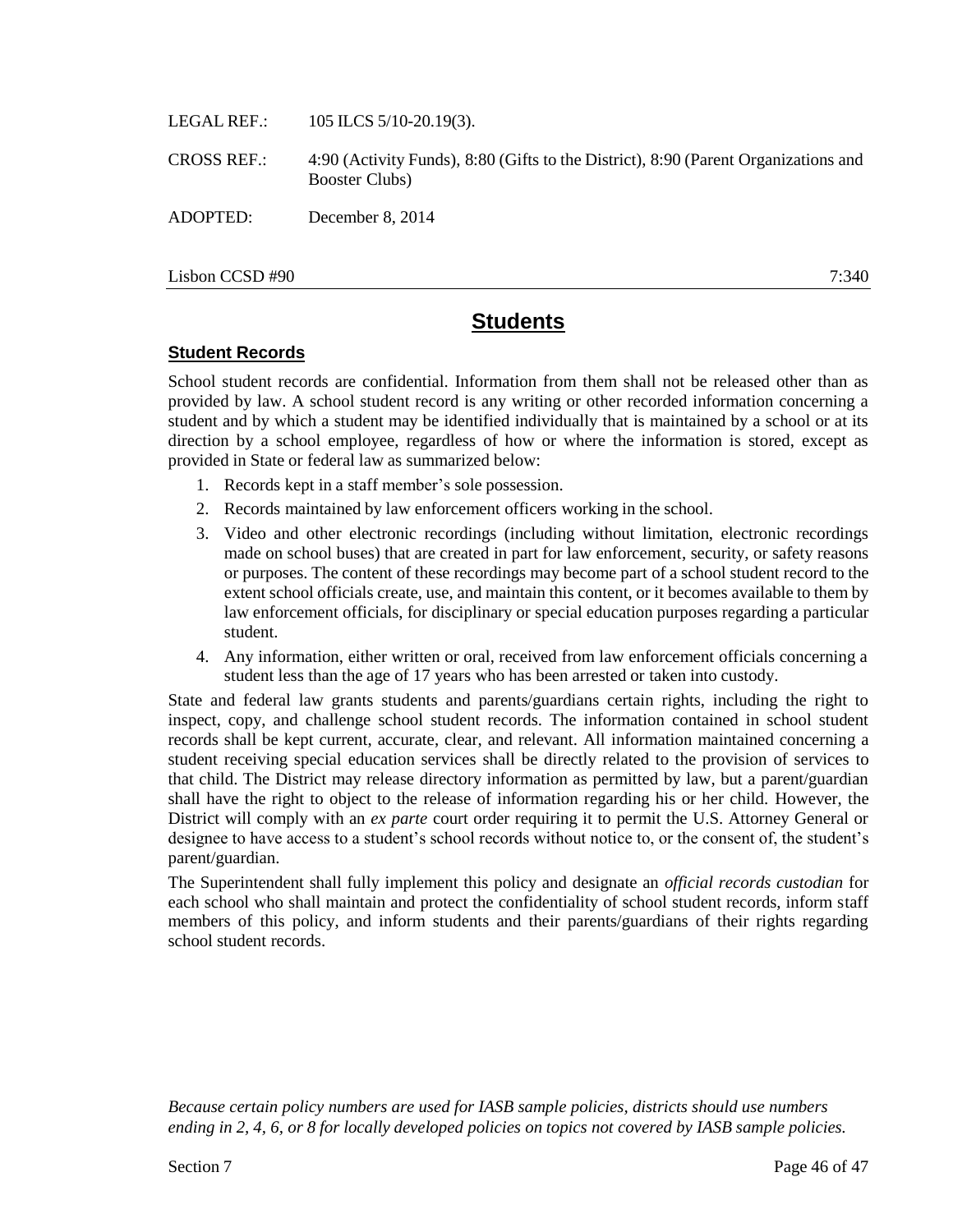LEGAL REF.: 105 ILCS 5/10-20.19(3).

CROSS REF.: 4:90 (Activity Funds), 8:80 (Gifts to the District), 8:90 (Parent Organizations and Booster Clubs)

ADOPTED: December 8, 2014

Lisbon CCSD #90 7:340

# Students

## Student Records

School student records are confidential. Information from them shall not be released other than as provided by law. A school student record is any writing or other recorded information concerning a student and by which a student may be identified individually that is maintained by a school or at its direction by a school employee, regardless of how or where the information is stored, except as provided in State or federal law as summarized below:

1. Records kept in a staff member's sole possession.
2. Records maintained by law enforcement officers working in the school.
3. Video and other electronic recordings (including without limitation, electronic recordings made on school buses) that are created in part for law enforcement, security, or safety reasons or purposes. The content of these recordings may become part of a school student record to the extent school officials create, use, and maintain this content, or it becomes available to them by law enforcement officials, for disciplinary or special education purposes regarding a particular student.
4. Any information, either written or oral, received from law enforcement officials concerning a student less than the age of 17 years who has been arrested or taken into custody.

State and federal law grants students and parents/guardians certain rights, including the right to inspect, copy, and challenge school student records. The information contained in school student records shall be kept current, accurate, clear, and relevant. All information maintained concerning a student receiving special education services shall be directly related to the provision of services to that child. The District may release directory information as permitted by law, but a parent/guardian shall have the right to object to the release of information regarding his or her child. However, the District will comply with an *ex parte* court order requiring it to permit the U.S. Attorney General or designee to have access to a student's school records without notice to, or the consent of, the student's parent/guardian.

The Superintendent shall fully implement this policy and designate an *official records custodian* for each school who shall maintain and protect the confidentiality of school student records, inform staff members of this policy, and inform students and their parents/guardians of their rights regarding school student records.

*Because certain policy numbers are used for IASB sample policies, districts should use numbers ending in 2, 4, 6, or 8 for locally developed policies on topics not covered by IASB sample policies.*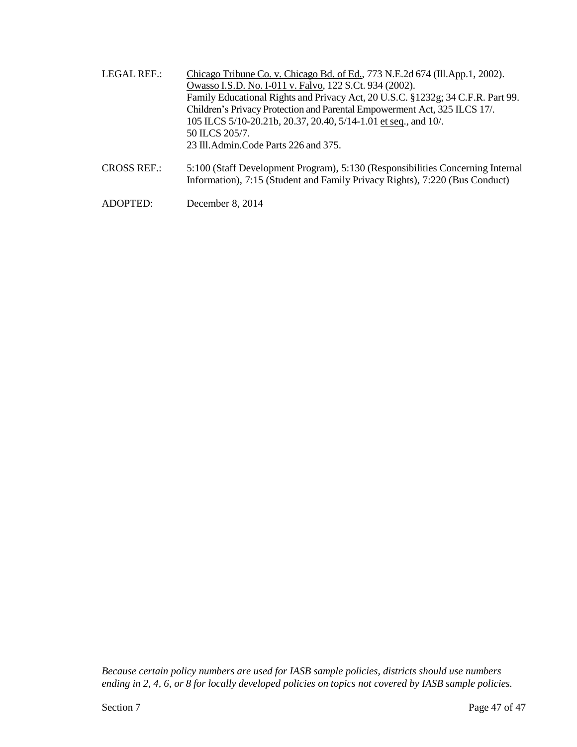LEGAL REF.: Chicago Tribune Co. v. Chicago Bd. of Ed., 773 N.E.2d 674 (Ill.App.1, 2002).
Owasso I.S.D. No. I-011 v. Falvo, 122 S.Ct. 934 (2002).
Family Educational Rights and Privacy Act, 20 U.S.C. §1232g; 34 C.F.R. Part 99.
Children's Privacy Protection and Parental Empowerment Act, 325 ILCS 17/.
105 ILCS 5/10-20.21b, 20.37, 20.40, 5/14-1.01 et seq., and 10/.
50 ILCS 205/7.
23 Ill.Admin.Code Parts 226 and 375.

CROSS REF.: 5:100 (Staff Development Program), 5:130 (Responsibilities Concerning Internal Information), 7:15 (Student and Family Privacy Rights), 7:220 (Bus Conduct)

ADOPTED: December 8, 2014

*Because certain policy numbers are used for IASB sample policies, districts should use numbers ending in 2, 4, 6, or 8 for locally developed policies on topics not covered by IASB sample policies.*